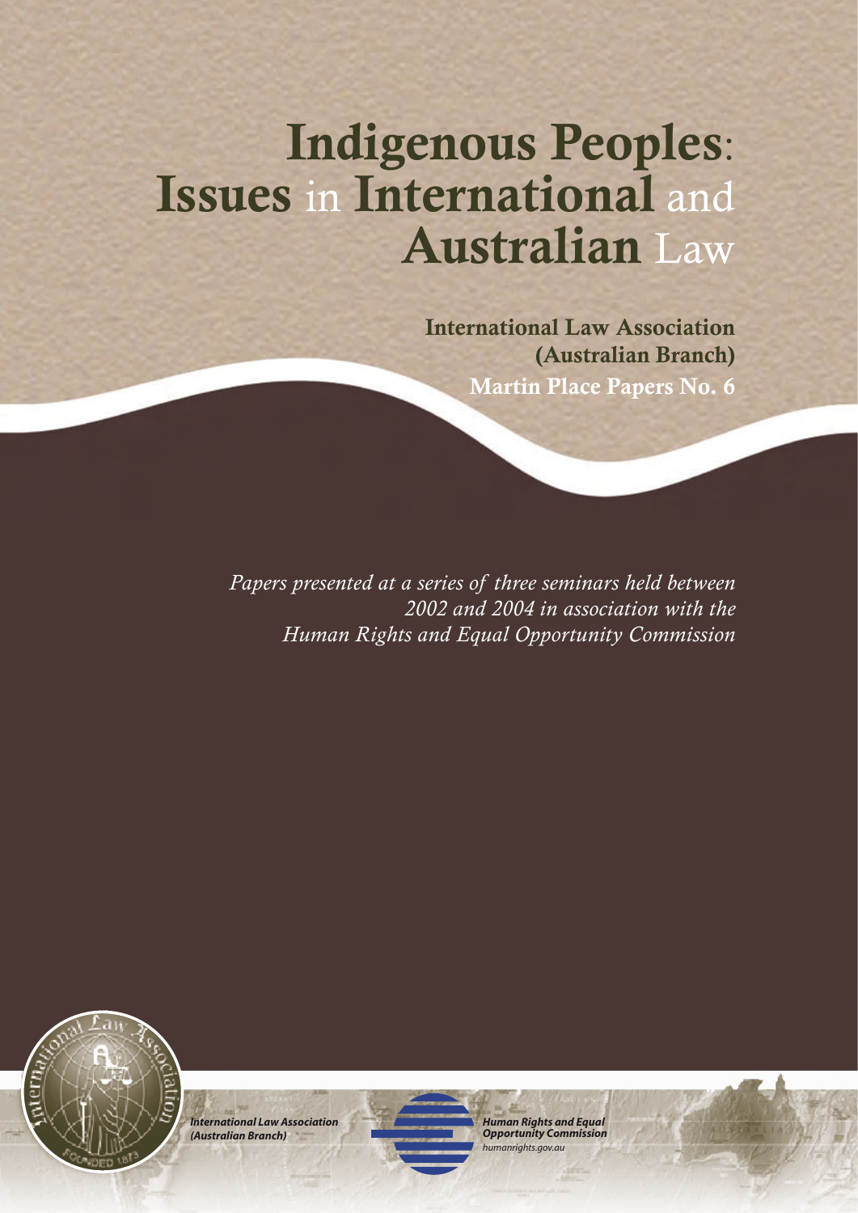# Indigenous Peoples: Issues in International and Australian Law

**International Law Association (Australian Branch)**
**Martin Place Papers No. 6**

*Papers presented at a series of three seminars held between 2002 and 2004 in association with the Human Rights and Equal Opportunity Commission*

*International Law Association (Australian Branch)*

*Human Rights and Equal Opportunity Commission*
*humanrights.gov.au*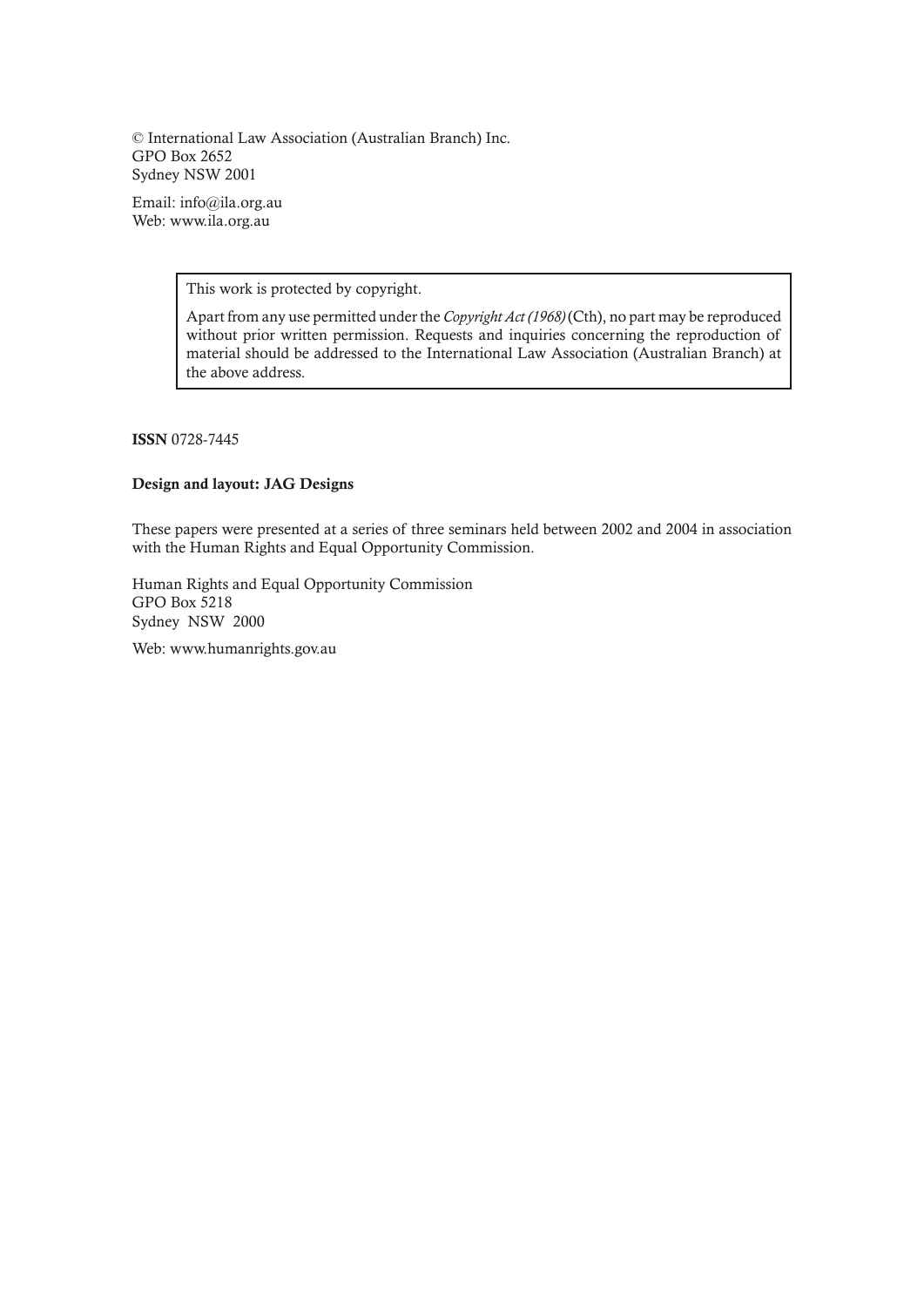© International Law Association (Australian Branch) Inc.
GPO Box 2652
Sydney NSW 2001

Email: info@ila.org.au
Web: www.ila.org.au

> This work is protected by copyright.
>
> Apart from any use permitted under the *Copyright Act (1968)* (Cth), no part may be reproduced without prior written permission. Requests and inquiries concerning the reproduction of material should be addressed to the International Law Association (Australian Branch) at the above address.

**ISSN** 0728-7445

**Design and layout: JAG Designs**

These papers were presented at a series of three seminars held between 2002 and 2004 in association with the Human Rights and Equal Opportunity Commission.

Human Rights and Equal Opportunity Commission
GPO Box 5218
Sydney NSW 2000

Web: www.humanrights.gov.au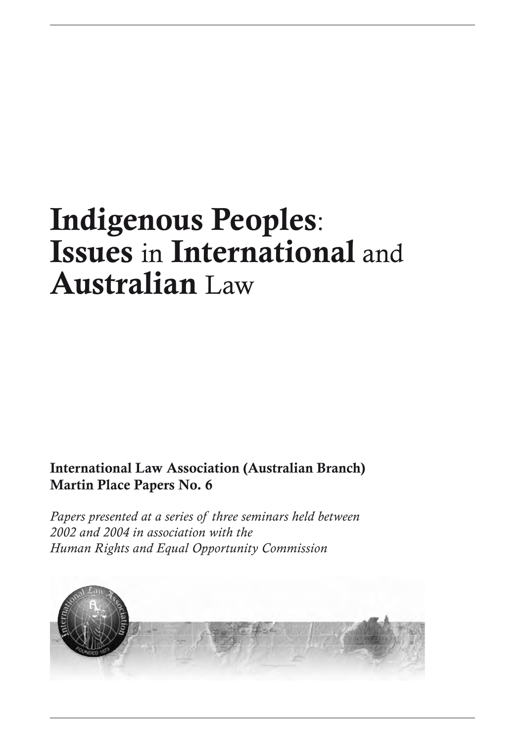# Indigenous Peoples: Issues in International and Australian Law

**International Law Association (Australian Branch)**
**Martin Place Papers No. 6**

*Papers presented at a series of three seminars held between 2002 and 2004 in association with the Human Rights and Equal Opportunity Commission*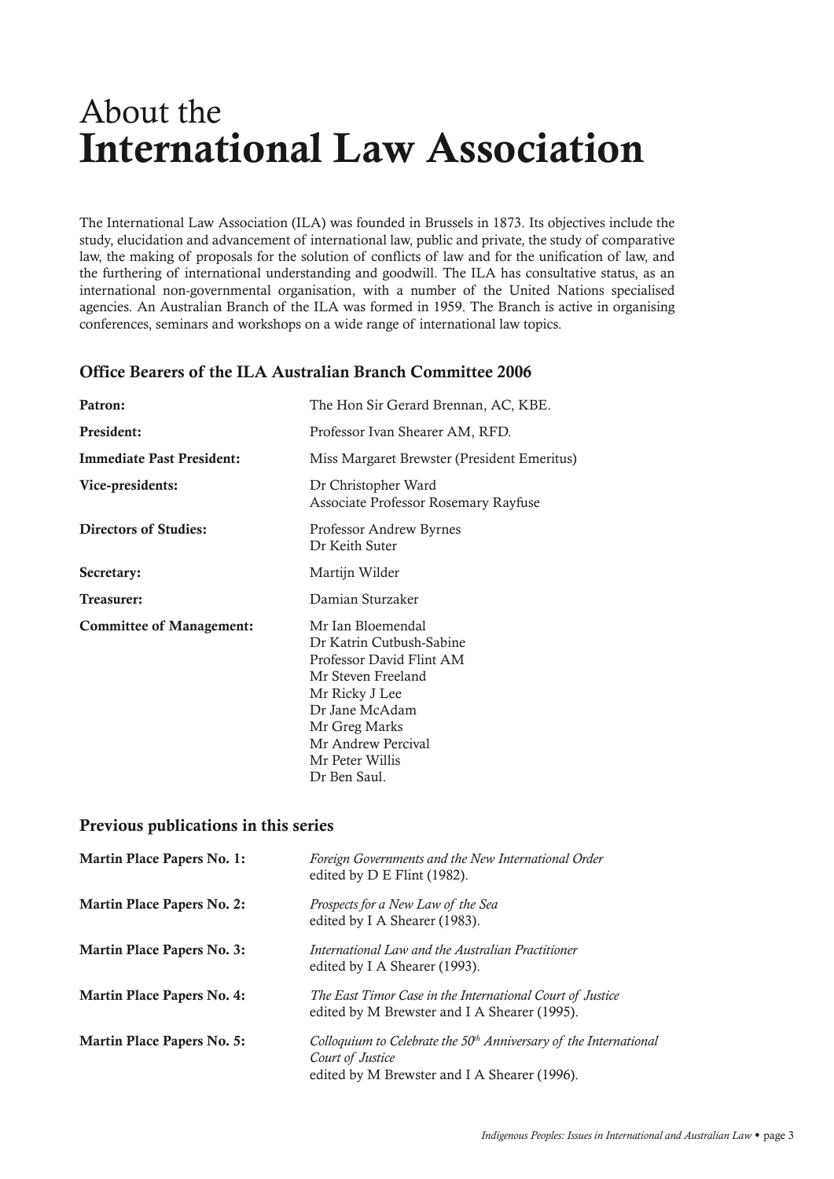# About the International Law Association

The International Law Association (ILA) was founded in Brussels in 1873. Its objectives include the study, elucidation and advancement of international law, public and private, the study of comparative law, the making of proposals for the solution of conflicts of law and for the unification of law, and the furthering of international understanding and goodwill. The ILA has consultative status, as an international non-governmental organisation, with a number of the United Nations specialised agencies. An Australian Branch of the ILA was formed in 1959. The Branch is active in organising conferences, seminars and workshops on a wide range of international law topics.

## Office Bearers of the ILA Australian Branch Committee 2006

| | |
|---|---|
| **Patron:** | The Hon Sir Gerard Brennan, AC, KBE. |
| **President:** | Professor Ivan Shearer AM, RFD. |
| **Immediate Past President:** | Miss Margaret Brewster (President Emeritus) |
| **Vice-presidents:** | Dr Christopher Ward<br>Associate Professor Rosemary Rayfuse |
| **Directors of Studies:** | Professor Andrew Byrnes<br>Dr Keith Suter |
| **Secretary:** | Martijn Wilder |
| **Treasurer:** | Damian Sturzaker |
| **Committee of Management:** | Mr Ian Bloemendal<br>Dr Katrin Cutbush-Sabine<br>Professor David Flint AM<br>Mr Steven Freeland<br>Mr Ricky J Lee<br>Dr Jane McAdam<br>Mr Greg Marks<br>Mr Andrew Percival<br>Mr Peter Willis<br>Dr Ben Saul. |

## Previous publications in this series

| | |
|---|---|
| **Martin Place Papers No. 1:** | *Foreign Governments and the New International Order*<br>edited by D E Flint (1982). |
| **Martin Place Papers No. 2:** | *Prospects for a New Law of the Sea*<br>edited by I A Shearer (1983). |
| **Martin Place Papers No. 3:** | *International Law and the Australian Practitioner*<br>edited by I A Shearer (1993). |
| **Martin Place Papers No. 4:** | *The East Timor Case in the International Court of Justice*<br>edited by M Brewster and I A Shearer (1995). |
| **Martin Place Papers No. 5:** | *Colloquium to Celebrate the 50th Anniversary of the International Court of Justice*<br>edited by M Brewster and I A Shearer (1996). |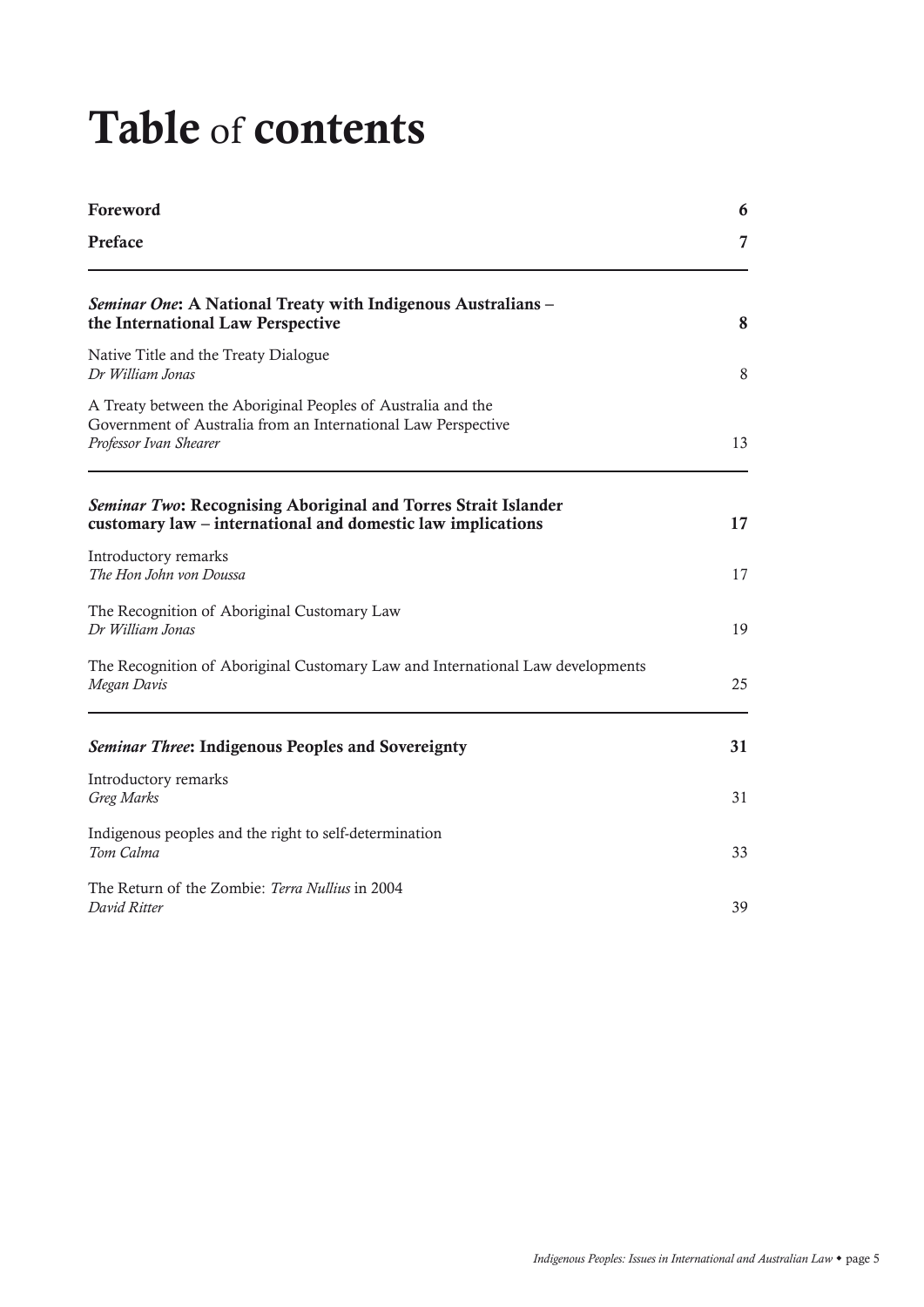# Table of contents

| | |
|---|---|
| **Foreword** | **6** |
| **Preface** | **7** |
| ***Seminar One*: A National Treaty with Indigenous Australians – the International Law Perspective** | **8** |
| Native Title and the Treaty Dialogue<br>*Dr William Jonas* | 8 |
| A Treaty between the Aboriginal Peoples of Australia and the Government of Australia from an International Law Perspective<br>*Professor Ivan Shearer* | 13 |
| ***Seminar Two*: Recognising Aboriginal and Torres Strait Islander customary law – international and domestic law implications** | **17** |
| Introductory remarks<br>*The Hon John von Doussa* | 17 |
| The Recognition of Aboriginal Customary Law<br>*Dr William Jonas* | 19 |
| The Recognition of Aboriginal Customary Law and International Law developments<br>*Megan Davis* | 25 |
| ***Seminar Three*: Indigenous Peoples and Sovereignty** | **31** |
| Introductory remarks<br>*Greg Marks* | 31 |
| Indigenous peoples and the right to self-determination<br>*Tom Calma* | 33 |
| The Return of the Zombie: *Terra Nullius* in 2004<br>*David Ritter* | 39 |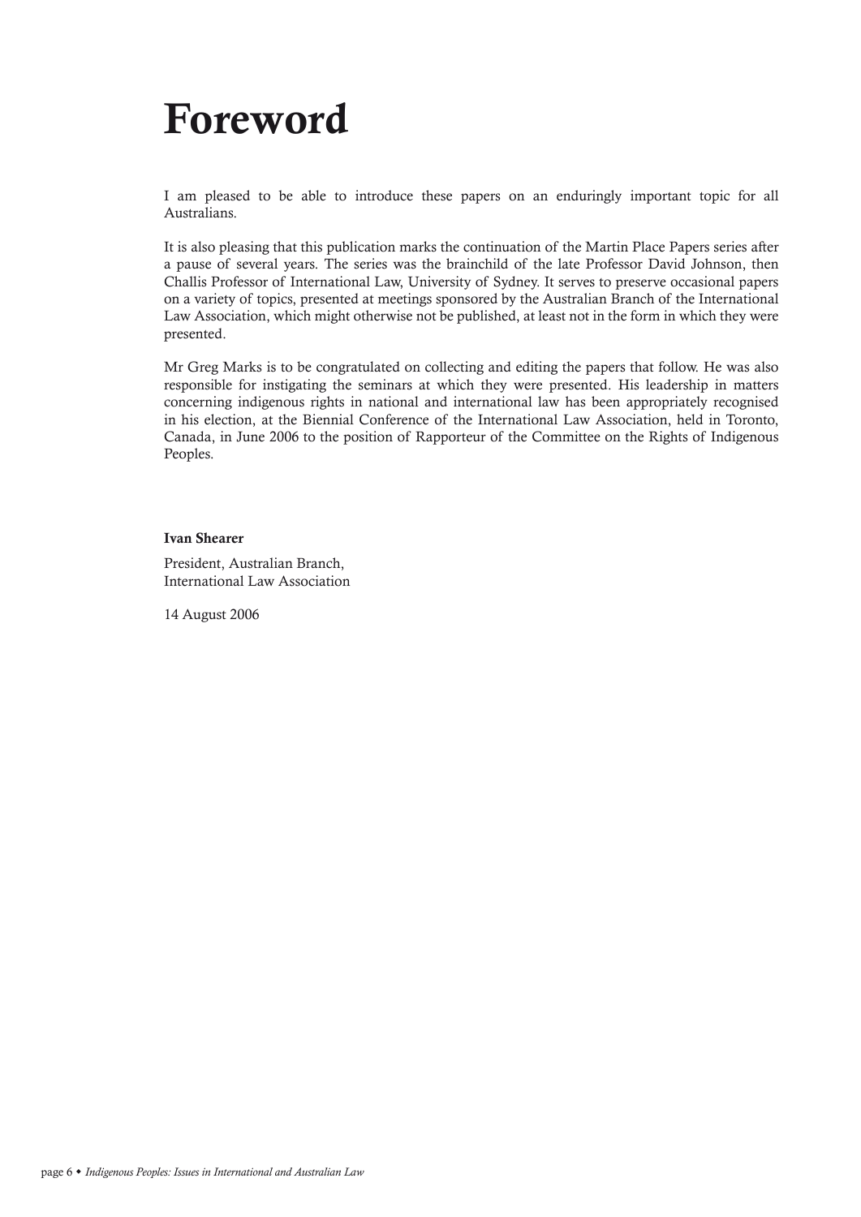# Foreword

I am pleased to be able to introduce these papers on an enduringly important topic for all Australians.

It is also pleasing that this publication marks the continuation of the Martin Place Papers series after a pause of several years. The series was the brainchild of the late Professor David Johnson, then Challis Professor of International Law, University of Sydney. It serves to preserve occasional papers on a variety of topics, presented at meetings sponsored by the Australian Branch of the International Law Association, which might otherwise not be published, at least not in the form in which they were presented.

Mr Greg Marks is to be congratulated on collecting and editing the papers that follow. He was also responsible for instigating the seminars at which they were presented. His leadership in matters concerning indigenous rights in national and international law has been appropriately recognised in his election, at the Biennial Conference of the International Law Association, held in Toronto, Canada, in June 2006 to the position of Rapporteur of the Committee on the Rights of Indigenous Peoples.

**Ivan Shearer**

President, Australian Branch,
International Law Association

14 August 2006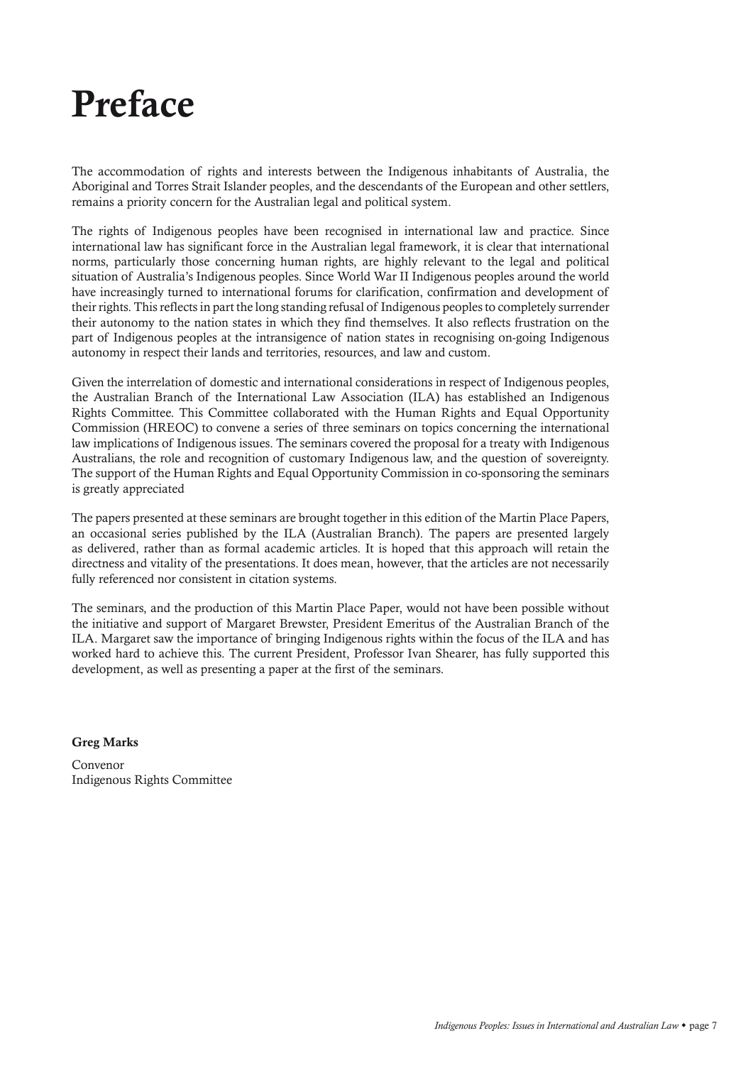# Preface

The accommodation of rights and interests between the Indigenous inhabitants of Australia, the Aboriginal and Torres Strait Islander peoples, and the descendants of the European and other settlers, remains a priority concern for the Australian legal and political system.

The rights of Indigenous peoples have been recognised in international law and practice. Since international law has significant force in the Australian legal framework, it is clear that international norms, particularly those concerning human rights, are highly relevant to the legal and political situation of Australia's Indigenous peoples. Since World War II Indigenous peoples around the world have increasingly turned to international forums for clarification, confirmation and development of their rights. This reflects in part the long standing refusal of Indigenous peoples to completely surrender their autonomy to the nation states in which they find themselves. It also reflects frustration on the part of Indigenous peoples at the intransigence of nation states in recognising on-going Indigenous autonomy in respect their lands and territories, resources, and law and custom.

Given the interrelation of domestic and international considerations in respect of Indigenous peoples, the Australian Branch of the International Law Association (ILA) has established an Indigenous Rights Committee. This Committee collaborated with the Human Rights and Equal Opportunity Commission (HREOC) to convene a series of three seminars on topics concerning the international law implications of Indigenous issues. The seminars covered the proposal for a treaty with Indigenous Australians, the role and recognition of customary Indigenous law, and the question of sovereignty. The support of the Human Rights and Equal Opportunity Commission in co-sponsoring the seminars is greatly appreciated

The papers presented at these seminars are brought together in this edition of the Martin Place Papers, an occasional series published by the ILA (Australian Branch). The papers are presented largely as delivered, rather than as formal academic articles. It is hoped that this approach will retain the directness and vitality of the presentations. It does mean, however, that the articles are not necessarily fully referenced nor consistent in citation systems.

The seminars, and the production of this Martin Place Paper, would not have been possible without the initiative and support of Margaret Brewster, President Emeritus of the Australian Branch of the ILA. Margaret saw the importance of bringing Indigenous rights within the focus of the ILA and has worked hard to achieve this. The current President, Professor Ivan Shearer, has fully supported this development, as well as presenting a paper at the first of the seminars.

**Greg Marks**

Convenor
Indigenous Rights Committee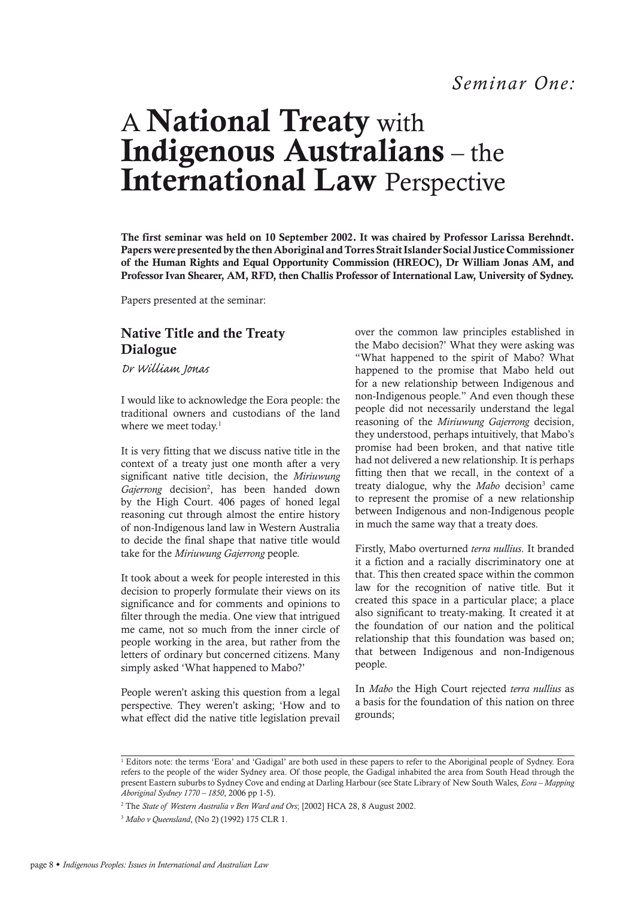*Seminar One:*

# A **National Treaty** with **Indigenous Australians** – the **International Law** Perspective

**The first seminar was held on 10 September 2002. It was chaired by Professor Larissa Berehndt. Papers were presented by the then Aboriginal and Torres Strait Islander Social Justice Commissioner of the Human Rights and Equal Opportunity Commission (HREOC), Dr William Jonas AM, and Professor Ivan Shearer, AM, RFD, then Challis Professor of International Law, University of Sydney.**

Papers presented at the seminar:

## Native Title and the Treaty Dialogue

*Dr William Jonas*

I would like to acknowledge the Eora people: the traditional owners and custodians of the land where we meet today.[1]

It is very fitting that we discuss native title in the context of a treaty just one month after a very significant native title decision, the *Miriuwung Gajerrong* decision[2], has been handed down by the High Court. 406 pages of honed legal reasoning cut through almost the entire history of non-Indigenous land law in Western Australia to decide the final shape that native title would take for the *Miriuwung Gajerrong* people.

It took about a week for people interested in this decision to properly formulate their views on its significance and for comments and opinions to filter through the media. One view that intrigued me came, not so much from the inner circle of people working in the area, but rather from the letters of ordinary but concerned citizens. Many simply asked 'What happened to Mabo?'

People weren't asking this question from a legal perspective. They weren't asking; 'How and to what effect did the native title legislation prevail over the common law principles established in the Mabo decision?' What they were asking was "What happened to the spirit of Mabo? What happened to the promise that Mabo held out for a new relationship between Indigenous and non-Indigenous people." And even though these people did not necessarily understand the legal reasoning of the *Miriuwung Gajerrong* decision, they understood, perhaps intuitively, that Mabo's promise had been broken, and that native title had not delivered a new relationship. It is perhaps fitting then that we recall, in the context of a treaty dialogue, why the *Mabo* decision[3] came to represent the promise of a new relationship between Indigenous and non-Indigenous people in much the same way that a treaty does.

Firstly, Mabo overturned *terra nullius*. It branded it a fiction and a racially discriminatory one at that. This then created space within the common law for the recognition of native title. But it created this space in a particular place; a place also significant to treaty-making. It created it at the foundation of our nation and the political relationship that this foundation was based on; that between Indigenous and non-Indigenous people.

In *Mabo* the High Court rejected *terra nullius* as a basis for the foundation of this nation on three grounds;

---

[1] Editors note: the terms 'Eora' and 'Gadigal' are both used in these papers to refer to the Aboriginal people of Sydney. Eora refers to the people of the wider Sydney area. Of those people, the Gadigal inhabited the area from South Head through the present Eastern suburbs to Sydney Cove and ending at Darling Harbour (see State Library of New South Wales, *Eora – Mapping Aboriginal Sydney 1770 – 1850*, 2006 pp 1-5).

[2] The *State of Western Australia v Ben Ward and Ors*; [2002] HCA 28, 8 August 2002.

[3] *Mabo v Queensland*, (No 2) (1992) 175 CLR 1.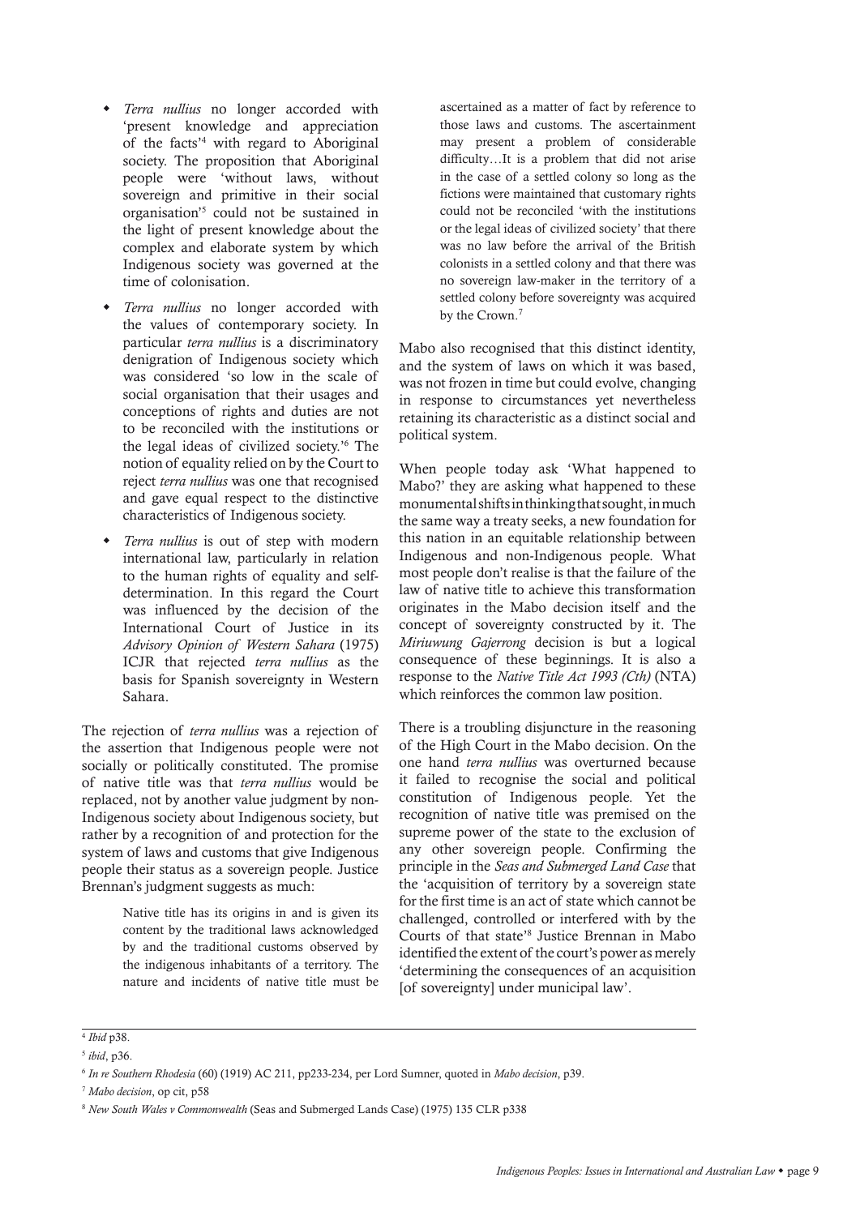- *Terra nullius* no longer accorded with 'present knowledge and appreciation of the facts'[4] with regard to Aboriginal society. The proposition that Aboriginal people were 'without laws, without sovereign and primitive in their social organisation'[5] could not be sustained in the light of present knowledge about the complex and elaborate system by which Indigenous society was governed at the time of colonisation.
- *Terra nullius* no longer accorded with the values of contemporary society. In particular *terra nullius* is a discriminatory denigration of Indigenous society which was considered 'so low in the scale of social organisation that their usages and conceptions of rights and duties are not to be reconciled with the institutions or the legal ideas of civilized society.'[6] The notion of equality relied on by the Court to reject *terra nullius* was one that recognised and gave equal respect to the distinctive characteristics of Indigenous society.
- *Terra nullius* is out of step with modern international law, particularly in relation to the human rights of equality and self-determination. In this regard the Court was influenced by the decision of the International Court of Justice in its *Advisory Opinion of Western Sahara* (1975) ICJR that rejected *terra nullius* as the basis for Spanish sovereignty in Western Sahara.

The rejection of *terra nullius* was a rejection of the assertion that Indigenous people were not socially or politically constituted. The promise of native title was that *terra nullius* would be replaced, not by another value judgment by non-Indigenous society about Indigenous society, but rather by a recognition of and protection for the system of laws and customs that give Indigenous people their status as a sovereign people. Justice Brennan's judgment suggests as much:

> Native title has its origins in and is given its content by the traditional laws acknowledged by and the traditional customs observed by the indigenous inhabitants of a territory. The nature and incidents of native title must be ascertained as a matter of fact by reference to those laws and customs. The ascertainment may present a problem of considerable difficulty…It is a problem that did not arise in the case of a settled colony so long as the fictions were maintained that customary rights could not be reconciled 'with the institutions or the legal ideas of civilized society' that there was no law before the arrival of the British colonists in a settled colony and that there was no sovereign law-maker in the territory of a settled colony before sovereignty was acquired by the Crown.[7]

Mabo also recognised that this distinct identity, and the system of laws on which it was based, was not frozen in time but could evolve, changing in response to circumstances yet nevertheless retaining its characteristic as a distinct social and political system.

When people today ask 'What happened to Mabo?' they are asking what happened to these monumental shifts in thinking that sought, in much the same way a treaty seeks, a new foundation for this nation in an equitable relationship between Indigenous and non-Indigenous people. What most people don't realise is that the failure of the law of native title to achieve this transformation originates in the Mabo decision itself and the concept of sovereignty constructed by it. The *Miriuwung Gajerrong* decision is but a logical consequence of these beginnings. It is also a response to the *Native Title Act 1993 (Cth)* (NTA) which reinforces the common law position.

There is a troubling disjuncture in the reasoning of the High Court in the Mabo decision. On the one hand *terra nullius* was overturned because it failed to recognise the social and political constitution of Indigenous people. Yet the recognition of native title was premised on the supreme power of the state to the exclusion of any other sovereign people. Confirming the principle in the *Seas and Submerged Land Case* that the 'acquisition of territory by a sovereign state for the first time is an act of state which cannot be challenged, controlled or interfered with by the Courts of that state'[8] Justice Brennan in Mabo identified the extent of the court's power as merely 'determining the consequences of an acquisition [of sovereignty] under municipal law'.

---

[4] *Ibid* p38.

[5] *ibid*, p36.

[6] *In re Southern Rhodesia* (60) (1919) AC 211, pp233-234, per Lord Sumner, quoted in *Mabo decision*, p39.

[7] *Mabo decision*, op cit, p58

[8] *New South Wales v Commonwealth* (Seas and Submerged Lands Case) (1975) 135 CLR p338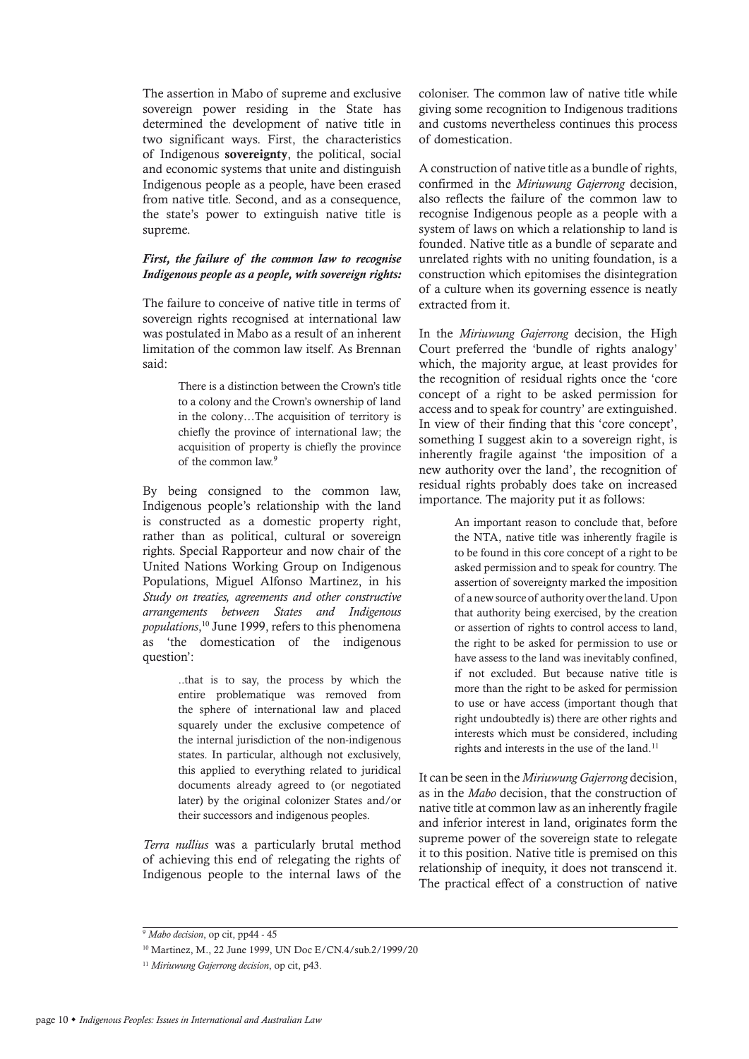The assertion in Mabo of supreme and exclusive sovereign power residing in the State has determined the development of native title in two significant ways. First, the characteristics of Indigenous **sovereignty**, the political, social and economic systems that unite and distinguish Indigenous people as a people, have been erased from native title. Second, and as a consequence, the state's power to extinguish native title is supreme.

***First, the failure of the common law to recognise Indigenous people as a people, with sovereign rights:***

The failure to conceive of native title in terms of sovereign rights recognised at international law was postulated in Mabo as a result of an inherent limitation of the common law itself. As Brennan said:

> There is a distinction between the Crown's title to a colony and the Crown's ownership of land in the colony…The acquisition of territory is chiefly the province of international law; the acquisition of property is chiefly the province of the common law.[9]

By being consigned to the common law, Indigenous people's relationship with the land is constructed as a domestic property right, rather than as political, cultural or sovereign rights. Special Rapporteur and now chair of the United Nations Working Group on Indigenous Populations, Miguel Alfonso Martinez, in his *Study on treaties, agreements and other constructive arrangements between States and Indigenous populations*,[10] June 1999, refers to this phenomena as 'the domestication of the indigenous question':

> ..that is to say, the process by which the entire problematique was removed from the sphere of international law and placed squarely under the exclusive competence of the internal jurisdiction of the non-indigenous states. In particular, although not exclusively, this applied to everything related to juridical documents already agreed to (or negotiated later) by the original colonizer States and/or their successors and indigenous peoples.

*Terra nullius* was a particularly brutal method of achieving this end of relegating the rights of Indigenous people to the internal laws of the coloniser. The common law of native title while giving some recognition to Indigenous traditions and customs nevertheless continues this process of domestication.

A construction of native title as a bundle of rights, confirmed in the *Miriuwung Gajerrong* decision, also reflects the failure of the common law to recognise Indigenous people as a people with a system of laws on which a relationship to land is founded. Native title as a bundle of separate and unrelated rights with no uniting foundation, is a construction which epitomises the disintegration of a culture when its governing essence is neatly extracted from it.

In the *Miriuwung Gajerrong* decision, the High Court preferred the 'bundle of rights analogy' which, the majority argue, at least provides for the recognition of residual rights once the 'core concept of a right to be asked permission for access and to speak for country' are extinguished. In view of their finding that this 'core concept', something I suggest akin to a sovereign right, is inherently fragile against 'the imposition of a new authority over the land', the recognition of residual rights probably does take on increased importance. The majority put it as follows:

> An important reason to conclude that, before the NTA, native title was inherently fragile is to be found in this core concept of a right to be asked permission and to speak for country. The assertion of sovereignty marked the imposition of a new source of authority over the land. Upon that authority being exercised, by the creation or assertion of rights to control access to land, the right to be asked for permission to use or have assess to the land was inevitably confined, if not excluded. But because native title is more than the right to be asked for permission to use or have access (important though that right undoubtedly is) there are other rights and interests which must be considered, including rights and interests in the use of the land.[11]

It can be seen in the *Miriuwung Gajerrong* decision, as in the *Mabo* decision, that the construction of native title at common law as an inherently fragile and inferior interest in land, originates form the supreme power of the sovereign state to relegate it to this position. Native title is premised on this relationship of inequity, it does not transcend it. The practical effect of a construction of native

---

[9] *Mabo decision*, op cit, pp44 - 45

[10] Martinez, M., 22 June 1999, UN Doc E/CN.4/sub.2/1999/20

[11] *Miriuwung Gajerrong decision*, op cit, p43.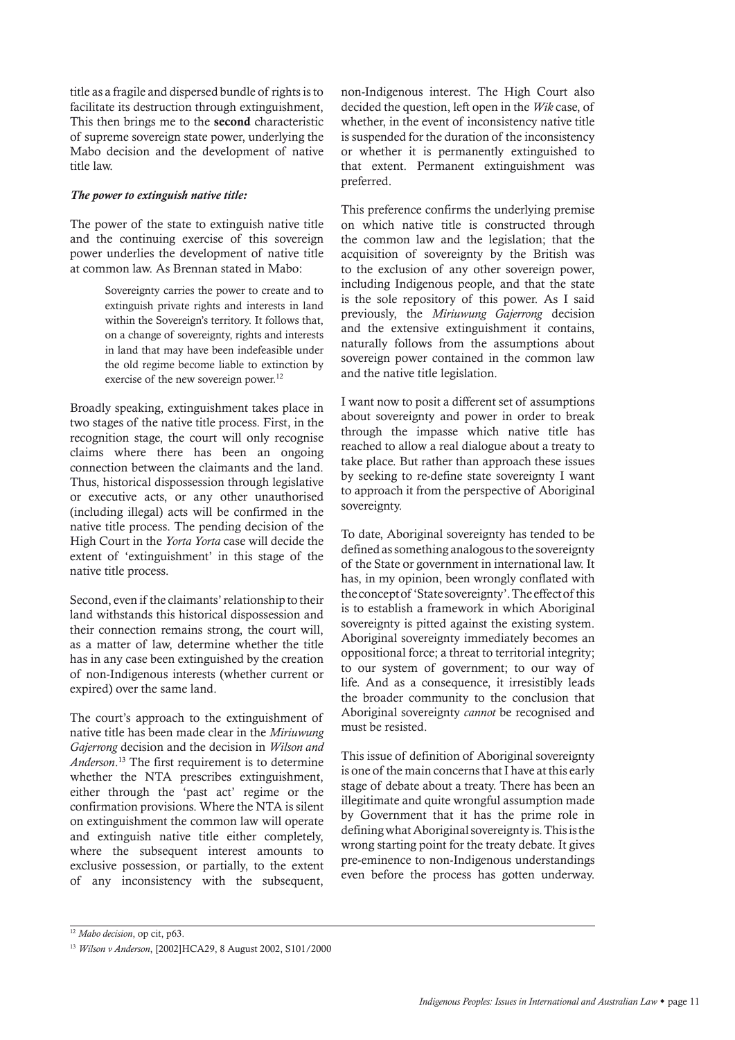title as a fragile and dispersed bundle of rights is to facilitate its destruction through extinguishment, This then brings me to the **second** characteristic of supreme sovereign state power, underlying the Mabo decision and the development of native title law.

***The power to extinguish native title:***

The power of the state to extinguish native title and the continuing exercise of this sovereign power underlies the development of native title at common law. As Brennan stated in Mabo:

> Sovereignty carries the power to create and to extinguish private rights and interests in land within the Sovereign's territory. It follows that, on a change of sovereignty, rights and interests in land that may have been indefeasible under the old regime become liable to extinction by exercise of the new sovereign power.[12]

Broadly speaking, extinguishment takes place in two stages of the native title process. First, in the recognition stage, the court will only recognise claims where there has been an ongoing connection between the claimants and the land. Thus, historical dispossession through legislative or executive acts, or any other unauthorised (including illegal) acts will be confirmed in the native title process. The pending decision of the High Court in the *Yorta Yorta* case will decide the extent of 'extinguishment' in this stage of the native title process.

Second, even if the claimants' relationship to their land withstands this historical dispossession and their connection remains strong, the court will, as a matter of law, determine whether the title has in any case been extinguished by the creation of non-Indigenous interests (whether current or expired) over the same land.

The court's approach to the extinguishment of native title has been made clear in the *Miriuwung Gajerrong* decision and the decision in *Wilson and Anderson*.[13] The first requirement is to determine whether the NTA prescribes extinguishment, either through the 'past act' regime or the confirmation provisions. Where the NTA is silent on extinguishment the common law will operate and extinguish native title either completely, where the subsequent interest amounts to exclusive possession, or partially, to the extent of any inconsistency with the subsequent, non-Indigenous interest. The High Court also decided the question, left open in the *Wik* case, of whether, in the event of inconsistency native title is suspended for the duration of the inconsistency or whether it is permanently extinguished to that extent. Permanent extinguishment was preferred.

This preference confirms the underlying premise on which native title is constructed through the common law and the legislation; that the acquisition of sovereignty by the British was to the exclusion of any other sovereign power, including Indigenous people, and that the state is the sole repository of this power. As I said previously, the *Miriuwung Gajerrong* decision and the extensive extinguishment it contains, naturally follows from the assumptions about sovereign power contained in the common law and the native title legislation.

I want now to posit a different set of assumptions about sovereignty and power in order to break through the impasse which native title has reached to allow a real dialogue about a treaty to take place. But rather than approach these issues by seeking to re-define state sovereignty I want to approach it from the perspective of Aboriginal sovereignty.

To date, Aboriginal sovereignty has tended to be defined as something analogous to the sovereignty of the State or government in international law. It has, in my opinion, been wrongly conflated with the concept of 'State sovereignty'. The effect of this is to establish a framework in which Aboriginal sovereignty is pitted against the existing system. Aboriginal sovereignty immediately becomes an oppositional force; a threat to territorial integrity; to our system of government; to our way of life. And as a consequence, it irresistibly leads the broader community to the conclusion that Aboriginal sovereignty *cannot* be recognised and must be resisted.

This issue of definition of Aboriginal sovereignty is one of the main concerns that I have at this early stage of debate about a treaty. There has been an illegitimate and quite wrongful assumption made by Government that it has the prime role in defining what Aboriginal sovereignty is. This is the wrong starting point for the treaty debate. It gives pre-eminence to non-Indigenous understandings even before the process has gotten underway.

---

[12] *Mabo decision*, op cit, p63.

[13] *Wilson v Anderson*, [2002]HCA29, 8 August 2002, S101/2000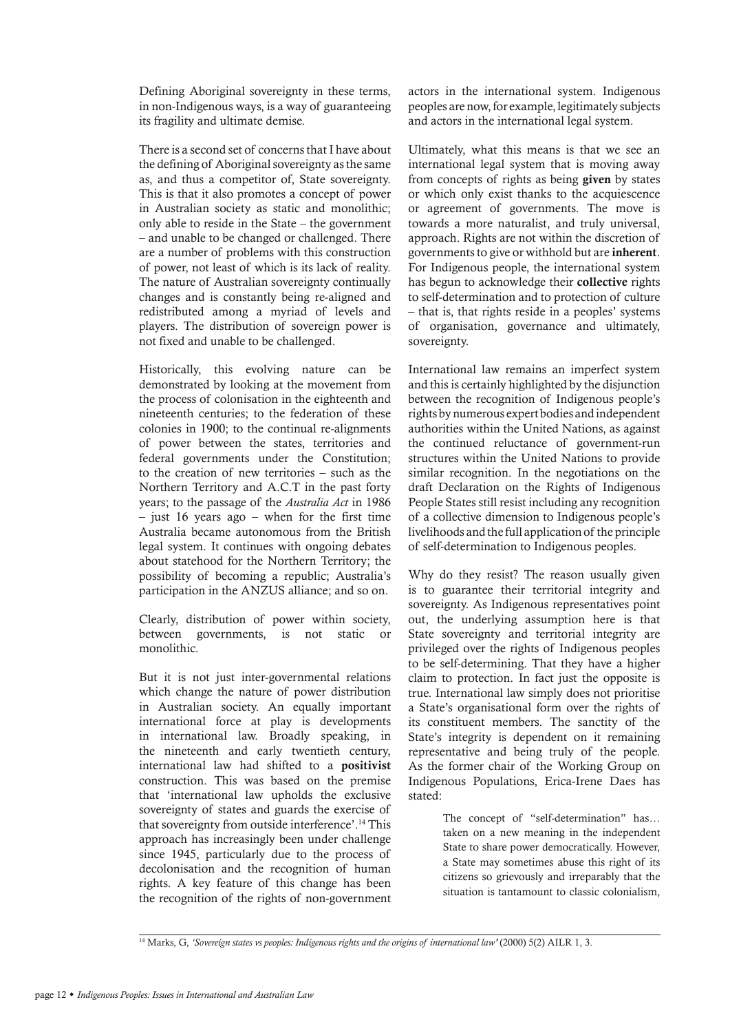Defining Aboriginal sovereignty in these terms, in non-Indigenous ways, is a way of guaranteeing its fragility and ultimate demise.

There is a second set of concerns that I have about the defining of Aboriginal sovereignty as the same as, and thus a competitor of, State sovereignty. This is that it also promotes a concept of power in Australian society as static and monolithic; only able to reside in the State – the government – and unable to be changed or challenged. There are a number of problems with this construction of power, not least of which is its lack of reality. The nature of Australian sovereignty continually changes and is constantly being re-aligned and redistributed among a myriad of levels and players. The distribution of sovereign power is not fixed and unable to be challenged.

Historically, this evolving nature can be demonstrated by looking at the movement from the process of colonisation in the eighteenth and nineteenth centuries; to the federation of these colonies in 1900; to the continual re-alignments of power between the states, territories and federal governments under the Constitution; to the creation of new territories – such as the Northern Territory and A.C.T in the past forty years; to the passage of the *Australia Act* in 1986 – just 16 years ago – when for the first time Australia became autonomous from the British legal system. It continues with ongoing debates about statehood for the Northern Territory; the possibility of becoming a republic; Australia's participation in the ANZUS alliance; and so on.

Clearly, distribution of power within society, between governments, is not static or monolithic.

But it is not just inter-governmental relations which change the nature of power distribution in Australian society. An equally important international force at play is developments in international law. Broadly speaking, in the nineteenth and early twentieth century, international law had shifted to a **positivist** construction. This was based on the premise that 'international law upholds the exclusive sovereignty of states and guards the exercise of that sovereignty from outside interference'.[14] This approach has increasingly been under challenge since 1945, particularly due to the process of decolonisation and the recognition of human rights. A key feature of this change has been the recognition of the rights of non-government actors in the international system. Indigenous peoples are now, for example, legitimately subjects and actors in the international legal system.

Ultimately, what this means is that we see an international legal system that is moving away from concepts of rights as being **given** by states or which only exist thanks to the acquiescence or agreement of governments. The move is towards a more naturalist, and truly universal, approach. Rights are not within the discretion of governments to give or withhold but are **inherent**. For Indigenous people, the international system has begun to acknowledge their **collective** rights to self-determination and to protection of culture – that is, that rights reside in a peoples' systems of organisation, governance and ultimately, sovereignty.

International law remains an imperfect system and this is certainly highlighted by the disjunction between the recognition of Indigenous people's rights by numerous expert bodies and independent authorities within the United Nations, as against the continued reluctance of government-run structures within the United Nations to provide similar recognition. In the negotiations on the draft Declaration on the Rights of Indigenous People States still resist including any recognition of a collective dimension to Indigenous people's livelihoods and the full application of the principle of self-determination to Indigenous peoples.

Why do they resist? The reason usually given is to guarantee their territorial integrity and sovereignty. As Indigenous representatives point out, the underlying assumption here is that State sovereignty and territorial integrity are privileged over the rights of Indigenous peoples to be self-determining. That they have a higher claim to protection. In fact just the opposite is true. International law simply does not prioritise a State's organisational form over the rights of its constituent members. The sanctity of the State's integrity is dependent on it remaining representative and being truly of the people. As the former chair of the Working Group on Indigenous Populations, Erica-Irene Daes has stated:

> The concept of "self-determination" has… taken on a new meaning in the independent State to share power democratically. However, a State may sometimes abuse this right of its citizens so grievously and irreparably that the situation is tantamount to classic colonialism,

[14] Marks, G, *'Sovereign states vs peoples: Indigenous rights and the origins of international law'* (2000) 5(2) AILR 1, 3.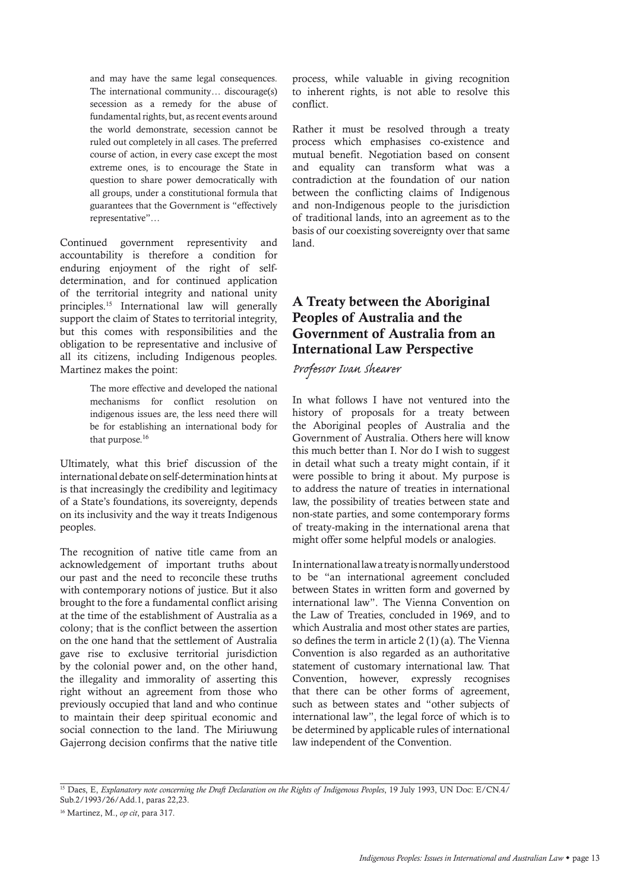> and may have the same legal consequences. The international community… discourage(s) secession as a remedy for the abuse of fundamental rights, but, as recent events around the world demonstrate, secession cannot be ruled out completely in all cases. The preferred course of action, in every case except the most extreme ones, is to encourage the State in question to share power democratically with all groups, under a constitutional formula that guarantees that the Government is "effectively representative"…

Continued government representivity and accountability is therefore a condition for enduring enjoyment of the right of self-determination, and for continued application of the territorial integrity and national unity principles.[15] International law will generally support the claim of States to territorial integrity, but this comes with responsibilities and the obligation to be representative and inclusive of all its citizens, including Indigenous peoples. Martinez makes the point:

> The more effective and developed the national mechanisms for conflict resolution on indigenous issues are, the less need there will be for establishing an international body for that purpose.[16]

Ultimately, what this brief discussion of the international debate on self-determination hints at is that increasingly the credibility and legitimacy of a State's foundations, its sovereignty, depends on its inclusivity and the way it treats Indigenous peoples.

The recognition of native title came from an acknowledgement of important truths about our past and the need to reconcile these truths with contemporary notions of justice. But it also brought to the fore a fundamental conflict arising at the time of the establishment of Australia as a colony; that is the conflict between the assertion on the one hand that the settlement of Australia gave rise to exclusive territorial jurisdiction by the colonial power and, on the other hand, the illegality and immorality of asserting this right without an agreement from those who previously occupied that land and who continue to maintain their deep spiritual economic and social connection to the land. The Miriuwung Gajerrong decision confirms that the native title process, while valuable in giving recognition to inherent rights, is not able to resolve this conflict.

Rather it must be resolved through a treaty process which emphasises co-existence and mutual benefit. Negotiation based on consent and equality can transform what was a contradiction at the foundation of our nation between the conflicting claims of Indigenous and non-Indigenous people to the jurisdiction of traditional lands, into an agreement as to the basis of our coexisting sovereignty over that same land.

## A Treaty between the Aboriginal Peoples of Australia and the Government of Australia from an International Law Perspective

*Professor Ivan Shearer*

In what follows I have not ventured into the history of proposals for a treaty between the Aboriginal peoples of Australia and the Government of Australia. Others here will know this much better than I. Nor do I wish to suggest in detail what such a treaty might contain, if it were possible to bring it about. My purpose is to address the nature of treaties in international law, the possibility of treaties between state and non-state parties, and some contemporary forms of treaty-making in the international arena that might offer some helpful models or analogies.

In international law a treaty is normally understood to be "an international agreement concluded between States in written form and governed by international law". The Vienna Convention on the Law of Treaties, concluded in 1969, and to which Australia and most other states are parties, so defines the term in article 2 (1) (a). The Vienna Convention is also regarded as an authoritative statement of customary international law. That Convention, however, expressly recognises that there can be other forms of agreement, such as between states and "other subjects of international law", the legal force of which is to be determined by applicable rules of international law independent of the Convention.

---

[15] Daes, E, *Explanatory note concerning the Draft Declaration on the Rights of Indigenous Peoples*, 19 July 1993, UN Doc: E/CN.4/Sub.2/1993/26/Add.1, paras 22,23.

[16] Martinez, M., *op cit*, para 317.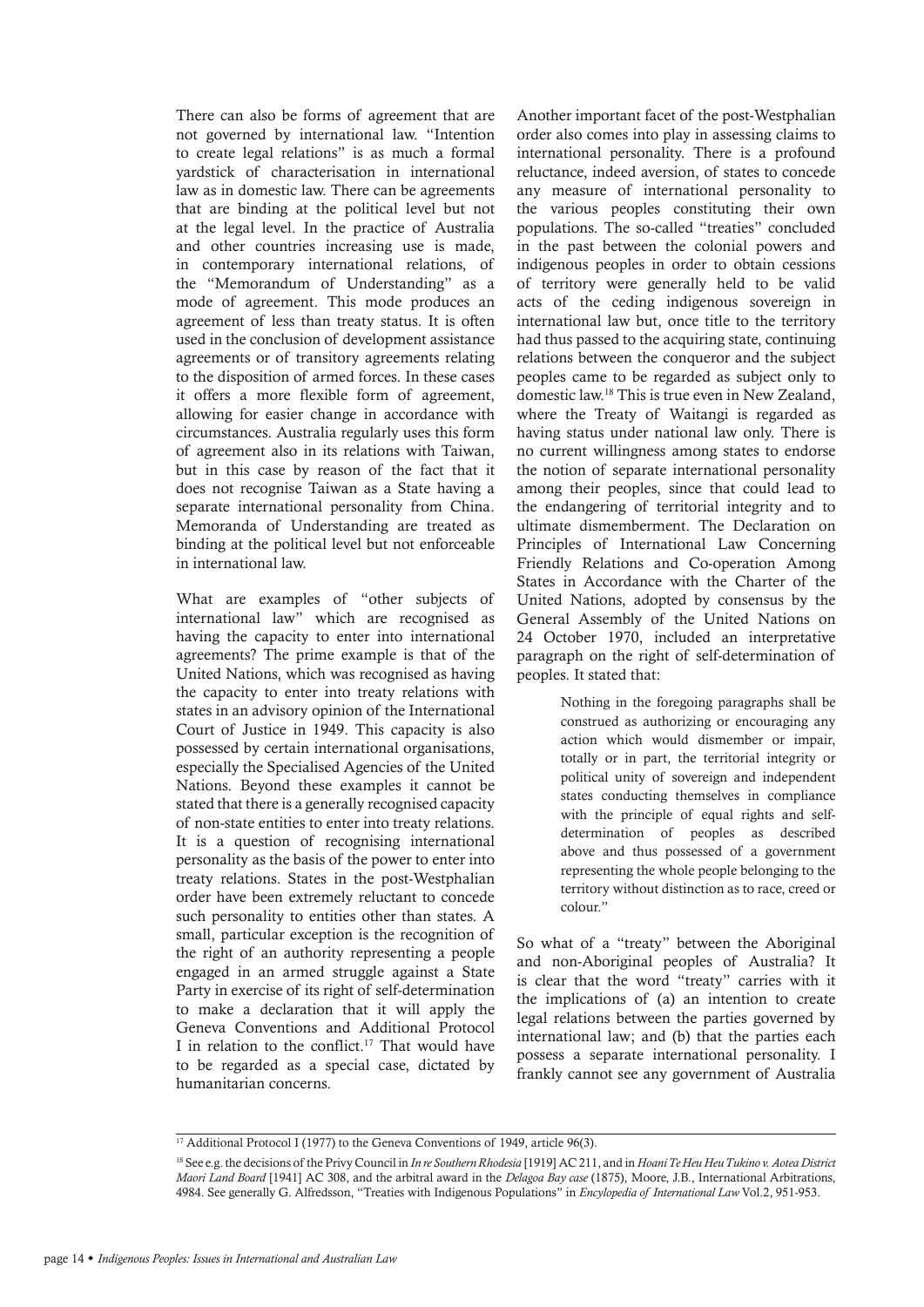There can also be forms of agreement that are not governed by international law. "Intention to create legal relations" is as much a formal yardstick of characterisation in international law as in domestic law. There can be agreements that are binding at the political level but not at the legal level. In the practice of Australia and other countries increasing use is made, in contemporary international relations, of the "Memorandum of Understanding" as a mode of agreement. This mode produces an agreement of less than treaty status. It is often used in the conclusion of development assistance agreements or of transitory agreements relating to the disposition of armed forces. In these cases it offers a more flexible form of agreement, allowing for easier change in accordance with circumstances. Australia regularly uses this form of agreement also in its relations with Taiwan, but in this case by reason of the fact that it does not recognise Taiwan as a State having a separate international personality from China. Memoranda of Understanding are treated as binding at the political level but not enforceable in international law.

What are examples of "other subjects of international law" which are recognised as having the capacity to enter into international agreements? The prime example is that of the United Nations, which was recognised as having the capacity to enter into treaty relations with states in an advisory opinion of the International Court of Justice in 1949. This capacity is also possessed by certain international organisations, especially the Specialised Agencies of the United Nations. Beyond these examples it cannot be stated that there is a generally recognised capacity of non-state entities to enter into treaty relations. It is a question of recognising international personality as the basis of the power to enter into treaty relations. States in the post-Westphalian order have been extremely reluctant to concede such personality to entities other than states. A small, particular exception is the recognition of the right of an authority representing a people engaged in an armed struggle against a State Party in exercise of its right of self-determination to make a declaration that it will apply the Geneva Conventions and Additional Protocol I in relation to the conflict.[17] That would have to be regarded as a special case, dictated by humanitarian concerns.

Another important facet of the post-Westphalian order also comes into play in assessing claims to international personality. There is a profound reluctance, indeed aversion, of states to concede any measure of international personality to the various peoples constituting their own populations. The so-called "treaties" concluded in the past between the colonial powers and indigenous peoples in order to obtain cessions of territory were generally held to be valid acts of the ceding indigenous sovereign in international law but, once title to the territory had thus passed to the acquiring state, continuing relations between the conqueror and the subject peoples came to be regarded as subject only to domestic law.[18] This is true even in New Zealand, where the Treaty of Waitangi is regarded as having status under national law only. There is no current willingness among states to endorse the notion of separate international personality among their peoples, since that could lead to the endangering of territorial integrity and to ultimate dismemberment. The Declaration on Principles of International Law Concerning Friendly Relations and Co-operation Among States in Accordance with the Charter of the United Nations, adopted by consensus by the General Assembly of the United Nations on 24 October 1970, included an interpretative paragraph on the right of self-determination of peoples. It stated that:

> Nothing in the foregoing paragraphs shall be construed as authorizing or encouraging any action which would dismember or impair, totally or in part, the territorial integrity or political unity of sovereign and independent states conducting themselves in compliance with the principle of equal rights and self-determination of peoples as described above and thus possessed of a government representing the whole people belonging to the territory without distinction as to race, creed or colour."

So what of a "treaty" between the Aboriginal and non-Aboriginal peoples of Australia? It is clear that the word "treaty" carries with it the implications of (a) an intention to create legal relations between the parties governed by international law; and (b) that the parties each possess a separate international personality. I frankly cannot see any government of Australia

---

[17] Additional Protocol I (1977) to the Geneva Conventions of 1949, article 96(3).

[18] See e.g. the decisions of the Privy Council in *In re Southern Rhodesia* [1919] AC 211, and in *Hoani Te Heu Heu Tukino v. Aotea District Maori Land Board* [1941] AC 308, and the arbitral award in the *Delagoa Bay case* (1875), Moore, J.B., International Arbitrations, 4984. See generally G. Alfredsson, "Treaties with Indigenous Populations" in *Encylopedia of International Law* Vol.2, 951-953.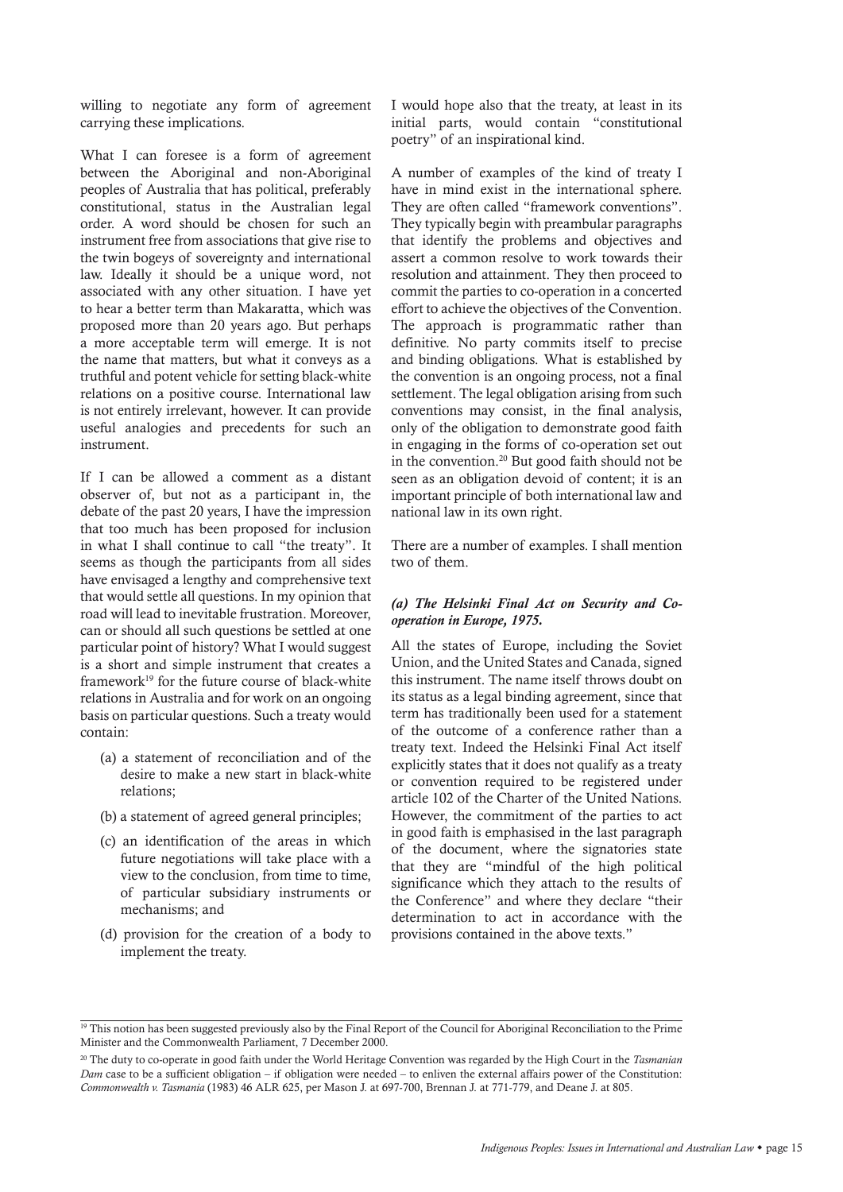willing to negotiate any form of agreement carrying these implications.

What I can foresee is a form of agreement between the Aboriginal and non-Aboriginal peoples of Australia that has political, preferably constitutional, status in the Australian legal order. A word should be chosen for such an instrument free from associations that give rise to the twin bogeys of sovereignty and international law. Ideally it should be a unique word, not associated with any other situation. I have yet to hear a better term than Makaratta, which was proposed more than 20 years ago. But perhaps a more acceptable term will emerge. It is not the name that matters, but what it conveys as a truthful and potent vehicle for setting black-white relations on a positive course. International law is not entirely irrelevant, however. It can provide useful analogies and precedents for such an instrument.

If I can be allowed a comment as a distant observer of, but not as a participant in, the debate of the past 20 years, I have the impression that too much has been proposed for inclusion in what I shall continue to call "the treaty". It seems as though the participants from all sides have envisaged a lengthy and comprehensive text that would settle all questions. In my opinion that road will lead to inevitable frustration. Moreover, can or should all such questions be settled at one particular point of history? What I would suggest is a short and simple instrument that creates a framework[19] for the future course of black-white relations in Australia and for work on an ongoing basis on particular questions. Such a treaty would contain:

(a) a statement of reconciliation and of the desire to make a new start in black-white relations;

(b) a statement of agreed general principles;

(c) an identification of the areas in which future negotiations will take place with a view to the conclusion, from time to time, of particular subsidiary instruments or mechanisms; and

(d) provision for the creation of a body to implement the treaty.

I would hope also that the treaty, at least in its initial parts, would contain "constitutional poetry" of an inspirational kind.

A number of examples of the kind of treaty I have in mind exist in the international sphere. They are often called "framework conventions". They typically begin with preambular paragraphs that identify the problems and objectives and assert a common resolve to work towards their resolution and attainment. They then proceed to commit the parties to co-operation in a concerted effort to achieve the objectives of the Convention. The approach is programmatic rather than definitive. No party commits itself to precise and binding obligations. What is established by the convention is an ongoing process, not a final settlement. The legal obligation arising from such conventions may consist, in the final analysis, only of the obligation to demonstrate good faith in engaging in the forms of co-operation set out in the convention.[20] But good faith should not be seen as an obligation devoid of content; it is an important principle of both international law and national law in its own right.

There are a number of examples. I shall mention two of them.

***(a) The Helsinki Final Act on Security and Co-operation in Europe, 1975.***

All the states of Europe, including the Soviet Union, and the United States and Canada, signed this instrument. The name itself throws doubt on its status as a legal binding agreement, since that term has traditionally been used for a statement of the outcome of a conference rather than a treaty text. Indeed the Helsinki Final Act itself explicitly states that it does not qualify as a treaty or convention required to be registered under article 102 of the Charter of the United Nations. However, the commitment of the parties to act in good faith is emphasised in the last paragraph of the document, where the signatories state that they are "mindful of the high political significance which they attach to the results of the Conference" and where they declare "their determination to act in accordance with the provisions contained in the above texts."

---

[19] This notion has been suggested previously also by the Final Report of the Council for Aboriginal Reconciliation to the Prime Minister and the Commonwealth Parliament, 7 December 2000.

[20] The duty to co-operate in good faith under the World Heritage Convention was regarded by the High Court in the *Tasmanian Dam* case to be a sufficient obligation – if obligation were needed – to enliven the external affairs power of the Constitution: *Commonwealth v. Tasmania* (1983) 46 ALR 625, per Mason J. at 697-700, Brennan J. at 771-779, and Deane J. at 805.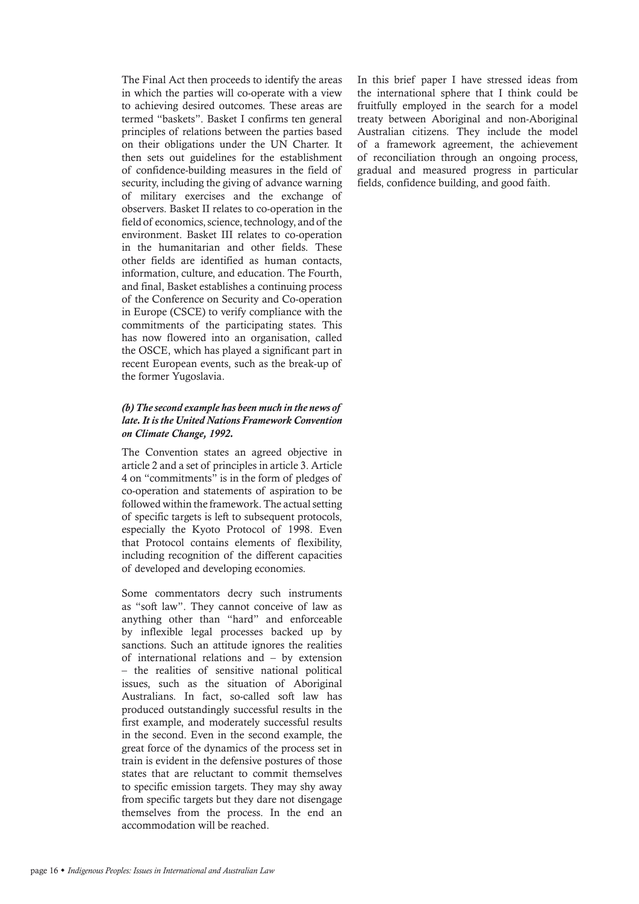The Final Act then proceeds to identify the areas in which the parties will co-operate with a view to achieving desired outcomes. These areas are termed "baskets". Basket I confirms ten general principles of relations between the parties based on their obligations under the UN Charter. It then sets out guidelines for the establishment of confidence-building measures in the field of security, including the giving of advance warning of military exercises and the exchange of observers. Basket II relates to co-operation in the field of economics, science, technology, and of the environment. Basket III relates to co-operation in the humanitarian and other fields. These other fields are identified as human contacts, information, culture, and education. The Fourth, and final, Basket establishes a continuing process of the Conference on Security and Co-operation in Europe (CSCE) to verify compliance with the commitments of the participating states. This has now flowered into an organisation, called the OSCE, which has played a significant part in recent European events, such as the break-up of the former Yugoslavia.

***(b) The second example has been much in the news of late. It is the United Nations Framework Convention on Climate Change, 1992.***

The Convention states an agreed objective in article 2 and a set of principles in article 3. Article 4 on "commitments" is in the form of pledges of co-operation and statements of aspiration to be followed within the framework. The actual setting of specific targets is left to subsequent protocols, especially the Kyoto Protocol of 1998. Even that Protocol contains elements of flexibility, including recognition of the different capacities of developed and developing economies.

Some commentators decry such instruments as "soft law". They cannot conceive of law as anything other than "hard" and enforceable by inflexible legal processes backed up by sanctions. Such an attitude ignores the realities of international relations and – by extension – the realities of sensitive national political issues, such as the situation of Aboriginal Australians. In fact, so-called soft law has produced outstandingly successful results in the first example, and moderately successful results in the second. Even in the second example, the great force of the dynamics of the process set in train is evident in the defensive postures of those states that are reluctant to commit themselves to specific emission targets. They may shy away from specific targets but they dare not disengage themselves from the process. In the end an accommodation will be reached.

In this brief paper I have stressed ideas from the international sphere that I think could be fruitfully employed in the search for a model treaty between Aboriginal and non-Aboriginal Australian citizens. They include the model of a framework agreement, the achievement of reconciliation through an ongoing process, gradual and measured progress in particular fields, confidence building, and good faith.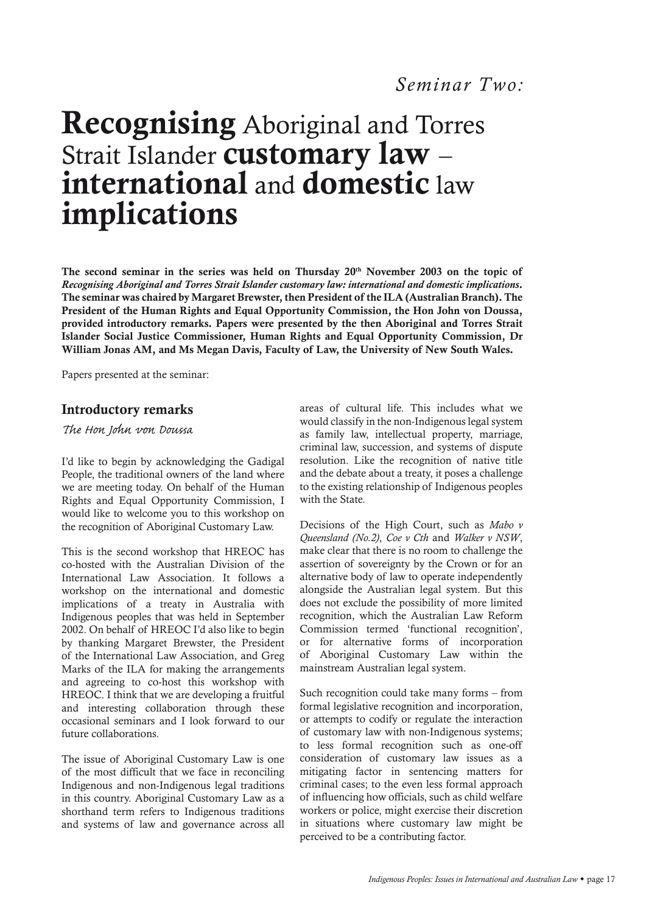*Seminar Two:*

# Recognising Aboriginal and Torres Strait Islander customary law – international and domestic law implications

**The second seminar in the series was held on Thursday 20th November 2003 on the topic of *Recognising Aboriginal and Torres Strait Islander customary law: international and domestic implications*. The seminar was chaired by Margaret Brewster, then President of the ILA (Australian Branch). The President of the Human Rights and Equal Opportunity Commission, the Hon John von Doussa, provided introductory remarks. Papers were presented by the then Aboriginal and Torres Strait Islander Social Justice Commissioner, Human Rights and Equal Opportunity Commission, Dr William Jonas AM, and Ms Megan Davis, Faculty of Law, the University of New South Wales.**

Papers presented at the seminar:

## Introductory remarks

*The Hon John von Doussa*

I'd like to begin by acknowledging the Gadigal People, the traditional owners of the land where we are meeting today. On behalf of the Human Rights and Equal Opportunity Commission, I would like to welcome you to this workshop on the recognition of Aboriginal Customary Law.

This is the second workshop that HREOC has co-hosted with the Australian Division of the International Law Association. It follows a workshop on the international and domestic implications of a treaty in Australia with Indigenous peoples that was held in September 2002. On behalf of HREOC I'd also like to begin by thanking Margaret Brewster, the President of the International Law Association, and Greg Marks of the ILA for making the arrangements and agreeing to co-host this workshop with HREOC. I think that we are developing a fruitful and interesting collaboration through these occasional seminars and I look forward to our future collaborations.

The issue of Aboriginal Customary Law is one of the most difficult that we face in reconciling Indigenous and non-Indigenous legal traditions in this country. Aboriginal Customary Law as a shorthand term refers to Indigenous traditions and systems of law and governance across all areas of cultural life. This includes what we would classify in the non-Indigenous legal system as family law, intellectual property, marriage, criminal law, succession, and systems of dispute resolution. Like the recognition of native title and the debate about a treaty, it poses a challenge to the existing relationship of Indigenous peoples with the State.

Decisions of the High Court, such as *Mabo v Queensland (No.2)*, *Coe v Cth* and *Walker v NSW*, make clear that there is no room to challenge the assertion of sovereignty by the Crown or for an alternative body of law to operate independently alongside the Australian legal system. But this does not exclude the possibility of more limited recognition, which the Australian Law Reform Commission termed 'functional recognition', or for alternative forms of incorporation of Aboriginal Customary Law within the mainstream Australian legal system.

Such recognition could take many forms – from formal legislative recognition and incorporation, or attempts to codify or regulate the interaction of customary law with non-Indigenous systems; to less formal recognition such as one-off consideration of customary law issues as a mitigating factor in sentencing matters for criminal cases; to the even less formal approach of influencing how officials, such as child welfare workers or police, might exercise their discretion in situations where customary law might be perceived to be a contributing factor.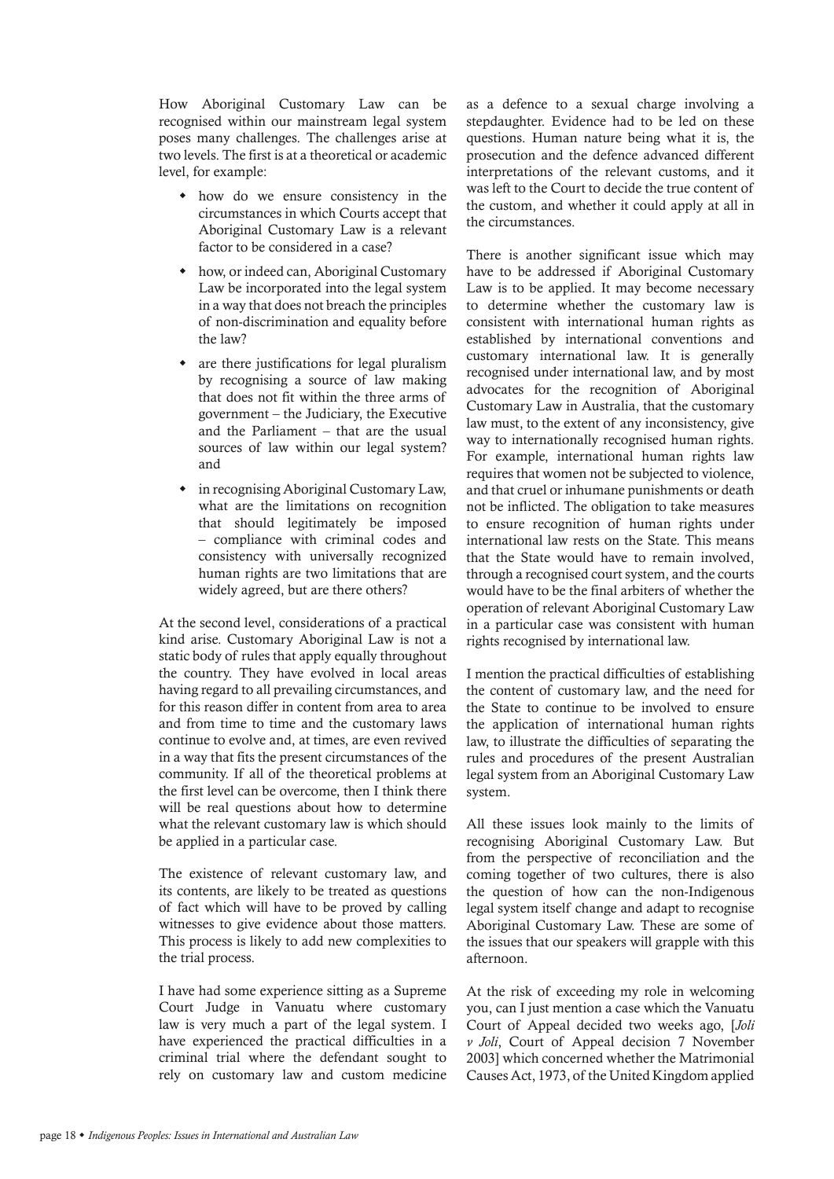How Aboriginal Customary Law can be recognised within our mainstream legal system poses many challenges. The challenges arise at two levels. The first is at a theoretical or academic level, for example:

- how do we ensure consistency in the circumstances in which Courts accept that Aboriginal Customary Law is a relevant factor to be considered in a case?
- how, or indeed can, Aboriginal Customary Law be incorporated into the legal system in a way that does not breach the principles of non-discrimination and equality before the law?
- are there justifications for legal pluralism by recognising a source of law making that does not fit within the three arms of government – the Judiciary, the Executive and the Parliament – that are the usual sources of law within our legal system? and
- in recognising Aboriginal Customary Law, what are the limitations on recognition that should legitimately be imposed – compliance with criminal codes and consistency with universally recognized human rights are two limitations that are widely agreed, but are there others?

At the second level, considerations of a practical kind arise. Customary Aboriginal Law is not a static body of rules that apply equally throughout the country. They have evolved in local areas having regard to all prevailing circumstances, and for this reason differ in content from area to area and from time to time and the customary laws continue to evolve and, at times, are even revived in a way that fits the present circumstances of the community. If all of the theoretical problems at the first level can be overcome, then I think there will be real questions about how to determine what the relevant customary law is which should be applied in a particular case.

The existence of relevant customary law, and its contents, are likely to be treated as questions of fact which will have to be proved by calling witnesses to give evidence about those matters. This process is likely to add new complexities to the trial process.

I have had some experience sitting as a Supreme Court Judge in Vanuatu where customary law is very much a part of the legal system. I have experienced the practical difficulties in a criminal trial where the defendant sought to rely on customary law and custom medicine as a defence to a sexual charge involving a stepdaughter. Evidence had to be led on these questions. Human nature being what it is, the prosecution and the defence advanced different interpretations of the relevant customs, and it was left to the Court to decide the true content of the custom, and whether it could apply at all in the circumstances.

There is another significant issue which may have to be addressed if Aboriginal Customary Law is to be applied. It may become necessary to determine whether the customary law is consistent with international human rights as established by international conventions and customary international law. It is generally recognised under international law, and by most advocates for the recognition of Aboriginal Customary Law in Australia, that the customary law must, to the extent of any inconsistency, give way to internationally recognised human rights. For example, international human rights law requires that women not be subjected to violence, and that cruel or inhumane punishments or death not be inflicted. The obligation to take measures to ensure recognition of human rights under international law rests on the State. This means that the State would have to remain involved, through a recognised court system, and the courts would have to be the final arbiters of whether the operation of relevant Aboriginal Customary Law in a particular case was consistent with human rights recognised by international law.

I mention the practical difficulties of establishing the content of customary law, and the need for the State to continue to be involved to ensure the application of international human rights law, to illustrate the difficulties of separating the rules and procedures of the present Australian legal system from an Aboriginal Customary Law system.

All these issues look mainly to the limits of recognising Aboriginal Customary Law. But from the perspective of reconciliation and the coming together of two cultures, there is also the question of how can the non-Indigenous legal system itself change and adapt to recognise Aboriginal Customary Law. These are some of the issues that our speakers will grapple with this afternoon.

At the risk of exceeding my role in welcoming you, can I just mention a case which the Vanuatu Court of Appeal decided two weeks ago, [*Joli v Joli*, Court of Appeal decision 7 November 2003] which concerned whether the Matrimonial Causes Act, 1973, of the United Kingdom applied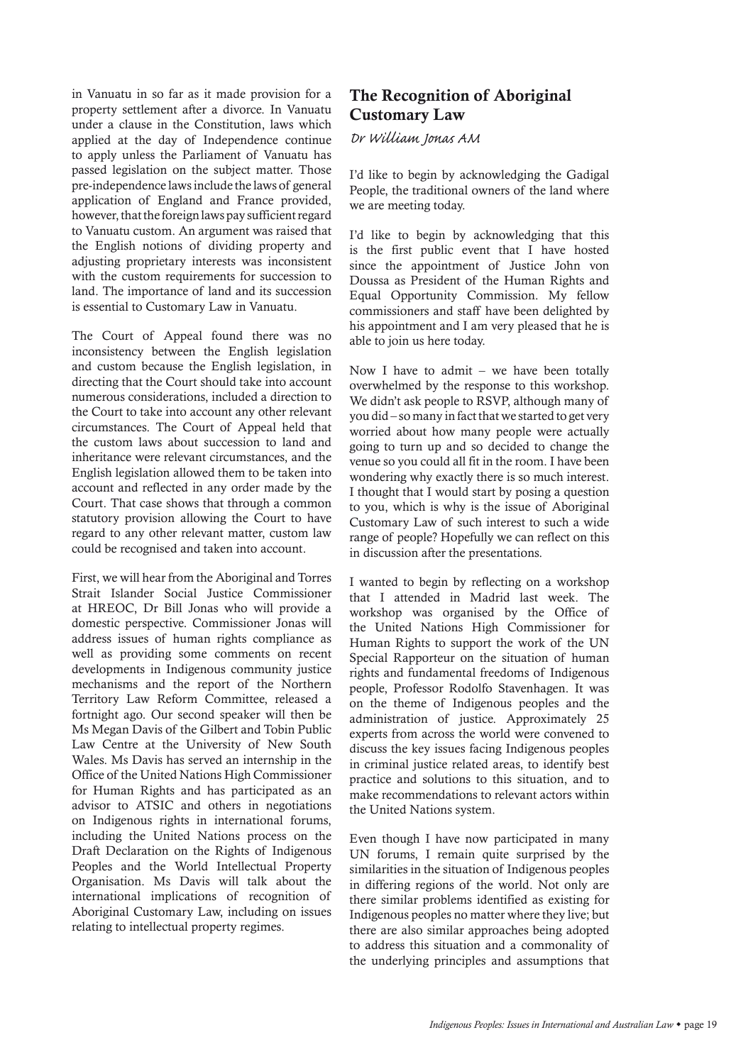in Vanuatu in so far as it made provision for a property settlement after a divorce. In Vanuatu under a clause in the Constitution, laws which applied at the day of Independence continue to apply unless the Parliament of Vanuatu has passed legislation on the subject matter. Those pre-independence laws include the laws of general application of England and France provided, however, that the foreign laws pay sufficient regard to Vanuatu custom. An argument was raised that the English notions of dividing property and adjusting proprietary interests was inconsistent with the custom requirements for succession to land. The importance of land and its succession is essential to Customary Law in Vanuatu.

The Court of Appeal found there was no inconsistency between the English legislation and custom because the English legislation, in directing that the Court should take into account numerous considerations, included a direction to the Court to take into account any other relevant circumstances. The Court of Appeal held that the custom laws about succession to land and inheritance were relevant circumstances, and the English legislation allowed them to be taken into account and reflected in any order made by the Court. That case shows that through a common statutory provision allowing the Court to have regard to any other relevant matter, custom law could be recognised and taken into account.

First, we will hear from the Aboriginal and Torres Strait Islander Social Justice Commissioner at HREOC, Dr Bill Jonas who will provide a domestic perspective. Commissioner Jonas will address issues of human rights compliance as well as providing some comments on recent developments in Indigenous community justice mechanisms and the report of the Northern Territory Law Reform Committee, released a fortnight ago. Our second speaker will then be Ms Megan Davis of the Gilbert and Tobin Public Law Centre at the University of New South Wales. Ms Davis has served an internship in the Office of the United Nations High Commissioner for Human Rights and has participated as an advisor to ATSIC and others in negotiations on Indigenous rights in international forums, including the United Nations process on the Draft Declaration on the Rights of Indigenous Peoples and the World Intellectual Property Organisation. Ms Davis will talk about the international implications of recognition of Aboriginal Customary Law, including on issues relating to intellectual property regimes.

## The Recognition of Aboriginal Customary Law

*Dr William Jonas AM*

I'd like to begin by acknowledging the Gadigal People, the traditional owners of the land where we are meeting today.

I'd like to begin by acknowledging that this is the first public event that I have hosted since the appointment of Justice John von Doussa as President of the Human Rights and Equal Opportunity Commission. My fellow commissioners and staff have been delighted by his appointment and I am very pleased that he is able to join us here today.

Now I have to admit – we have been totally overwhelmed by the response to this workshop. We didn't ask people to RSVP, although many of you did – so many in fact that we started to get very worried about how many people were actually going to turn up and so decided to change the venue so you could all fit in the room. I have been wondering why exactly there is so much interest. I thought that I would start by posing a question to you, which is why is the issue of Aboriginal Customary Law of such interest to such a wide range of people? Hopefully we can reflect on this in discussion after the presentations.

I wanted to begin by reflecting on a workshop that I attended in Madrid last week. The workshop was organised by the Office of the United Nations High Commissioner for Human Rights to support the work of the UN Special Rapporteur on the situation of human rights and fundamental freedoms of Indigenous people, Professor Rodolfo Stavenhagen. It was on the theme of Indigenous peoples and the administration of justice. Approximately 25 experts from across the world were convened to discuss the key issues facing Indigenous peoples in criminal justice related areas, to identify best practice and solutions to this situation, and to make recommendations to relevant actors within the United Nations system.

Even though I have now participated in many UN forums, I remain quite surprised by the similarities in the situation of Indigenous peoples in differing regions of the world. Not only are there similar problems identified as existing for Indigenous peoples no matter where they live; but there are also similar approaches being adopted to address this situation and a commonality of the underlying principles and assumptions that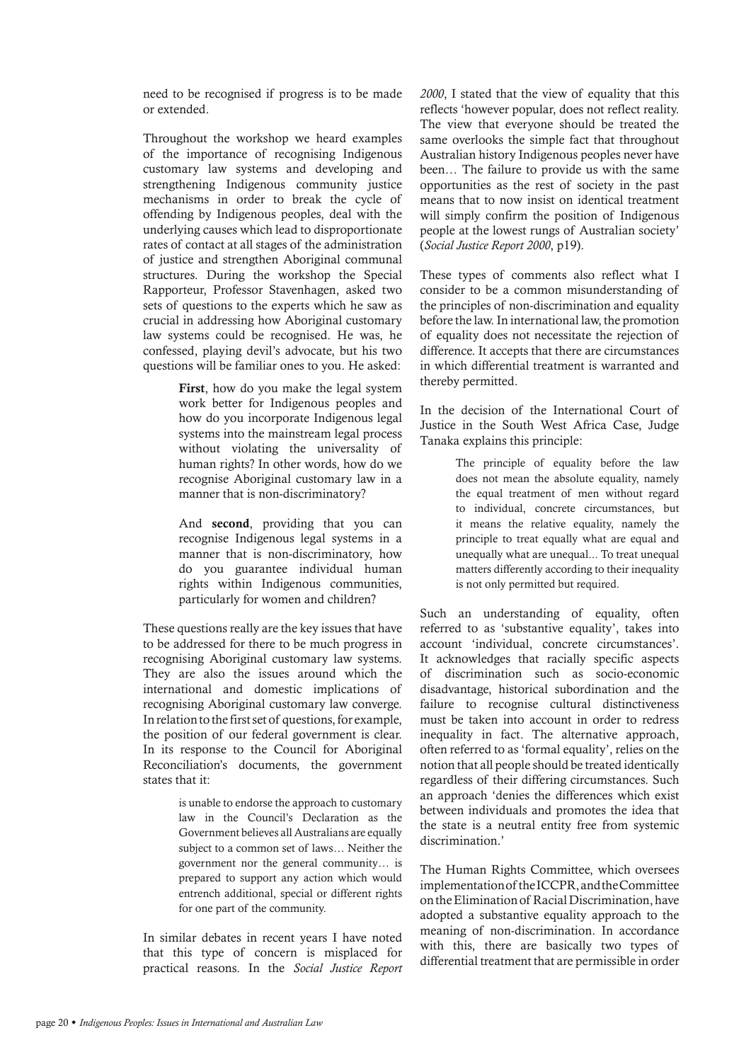need to be recognised if progress is to be made or extended.

Throughout the workshop we heard examples of the importance of recognising Indigenous customary law systems and developing and strengthening Indigenous community justice mechanisms in order to break the cycle of offending by Indigenous peoples, deal with the underlying causes which lead to disproportionate rates of contact at all stages of the administration of justice and strengthen Aboriginal communal structures. During the workshop the Special Rapporteur, Professor Stavenhagen, asked two sets of questions to the experts which he saw as crucial in addressing how Aboriginal customary law systems could be recognised. He was, he confessed, playing devil's advocate, but his two questions will be familiar ones to you. He asked:

> **First**, how do you make the legal system work better for Indigenous peoples and how do you incorporate Indigenous legal systems into the mainstream legal process without violating the universality of human rights? In other words, how do we recognise Aboriginal customary law in a manner that is non-discriminatory?
>
> And **second**, providing that you can recognise Indigenous legal systems in a manner that is non-discriminatory, how do you guarantee individual human rights within Indigenous communities, particularly for women and children?

These questions really are the key issues that have to be addressed for there to be much progress in recognising Aboriginal customary law systems. They are also the issues around which the international and domestic implications of recognising Aboriginal customary law converge. In relation to the first set of questions, for example, the position of our federal government is clear. In its response to the Council for Aboriginal Reconciliation's documents, the government states that it:

> is unable to endorse the approach to customary law in the Council's Declaration as the Government believes all Australians are equally subject to a common set of laws… Neither the government nor the general community… is prepared to support any action which would entrench additional, special or different rights for one part of the community.

In similar debates in recent years I have noted that this type of concern is misplaced for practical reasons. In the *Social Justice Report 2000*, I stated that the view of equality that this reflects 'however popular, does not reflect reality. The view that everyone should be treated the same overlooks the simple fact that throughout Australian history Indigenous peoples never have been… The failure to provide us with the same opportunities as the rest of society in the past means that to now insist on identical treatment will simply confirm the position of Indigenous people at the lowest rungs of Australian society' (*Social Justice Report 2000*, p19).

These types of comments also reflect what I consider to be a common misunderstanding of the principles of non-discrimination and equality before the law. In international law, the promotion of equality does not necessitate the rejection of difference. It accepts that there are circumstances in which differential treatment is warranted and thereby permitted.

In the decision of the International Court of Justice in the South West Africa Case, Judge Tanaka explains this principle:

> The principle of equality before the law does not mean the absolute equality, namely the equal treatment of men without regard to individual, concrete circumstances, but it means the relative equality, namely the principle to treat equally what are equal and unequally what are unequal... To treat unequal matters differently according to their inequality is not only permitted but required.

Such an understanding of equality, often referred to as 'substantive equality', takes into account 'individual, concrete circumstances'. It acknowledges that racially specific aspects of discrimination such as socio-economic disadvantage, historical subordination and the failure to recognise cultural distinctiveness must be taken into account in order to redress inequality in fact. The alternative approach, often referred to as 'formal equality', relies on the notion that all people should be treated identically regardless of their differing circumstances. Such an approach 'denies the differences which exist between individuals and promotes the idea that the state is a neutral entity free from systemic discrimination.'

The Human Rights Committee, which oversees implementation of the ICCPR, and the Committee on the Elimination of Racial Discrimination, have adopted a substantive equality approach to the meaning of non-discrimination. In accordance with this, there are basically two types of differential treatment that are permissible in order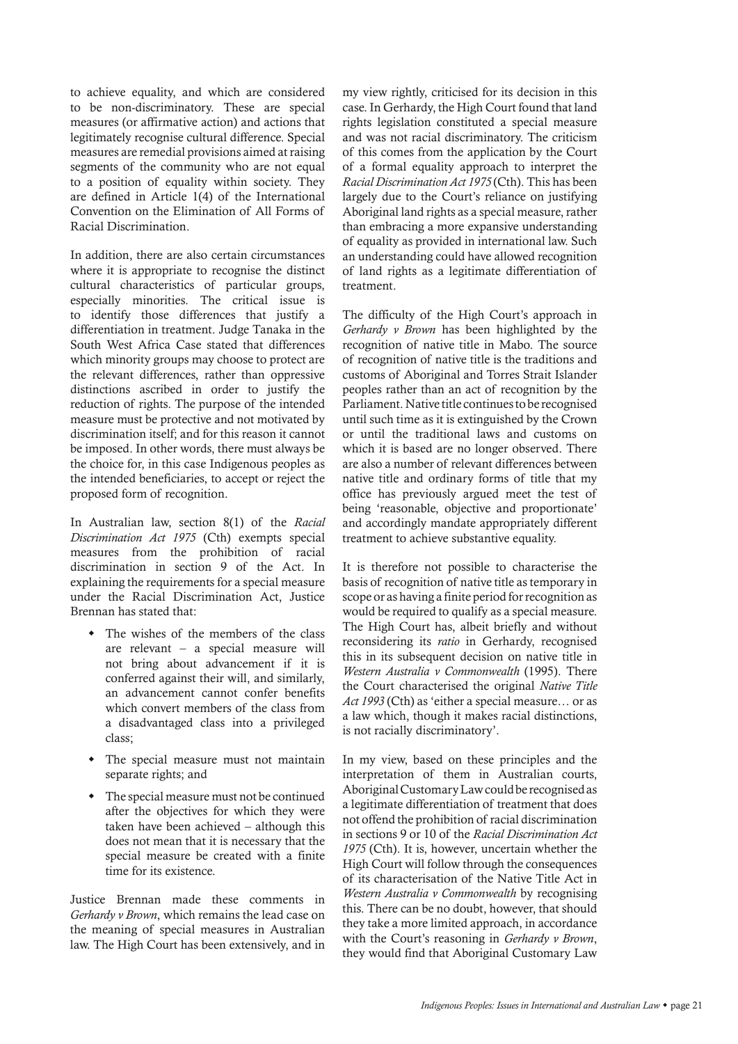to achieve equality, and which are considered to be non-discriminatory. These are special measures (or affirmative action) and actions that legitimately recognise cultural difference. Special measures are remedial provisions aimed at raising segments of the community who are not equal to a position of equality within society. They are defined in Article 1(4) of the International Convention on the Elimination of All Forms of Racial Discrimination.

In addition, there are also certain circumstances where it is appropriate to recognise the distinct cultural characteristics of particular groups, especially minorities. The critical issue is to identify those differences that justify a differentiation in treatment. Judge Tanaka in the South West Africa Case stated that differences which minority groups may choose to protect are the relevant differences, rather than oppressive distinctions ascribed in order to justify the reduction of rights. The purpose of the intended measure must be protective and not motivated by discrimination itself; and for this reason it cannot be imposed. In other words, there must always be the choice for, in this case Indigenous peoples as the intended beneficiaries, to accept or reject the proposed form of recognition.

In Australian law, section 8(1) of the *Racial Discrimination Act 1975* (Cth) exempts special measures from the prohibition of racial discrimination in section 9 of the Act. In explaining the requirements for a special measure under the Racial Discrimination Act, Justice Brennan has stated that:

- The wishes of the members of the class are relevant – a special measure will not bring about advancement if it is conferred against their will, and similarly, an advancement cannot confer benefits which convert members of the class from a disadvantaged class into a privileged class;
- The special measure must not maintain separate rights; and
- The special measure must not be continued after the objectives for which they were taken have been achieved – although this does not mean that it is necessary that the special measure be created with a finite time for its existence.

Justice Brennan made these comments in *Gerhardy v Brown*, which remains the lead case on the meaning of special measures in Australian law. The High Court has been extensively, and in my view rightly, criticised for its decision in this case. In Gerhardy, the High Court found that land rights legislation constituted a special measure and was not racial discriminatory. The criticism of this comes from the application by the Court of a formal equality approach to interpret the *Racial Discrimination Act 1975* (Cth). This has been largely due to the Court's reliance on justifying Aboriginal land rights as a special measure, rather than embracing a more expansive understanding of equality as provided in international law. Such an understanding could have allowed recognition of land rights as a legitimate differentiation of treatment.

The difficulty of the High Court's approach in *Gerhardy v Brown* has been highlighted by the recognition of native title in Mabo. The source of recognition of native title is the traditions and customs of Aboriginal and Torres Strait Islander peoples rather than an act of recognition by the Parliament. Native title continues to be recognised until such time as it is extinguished by the Crown or until the traditional laws and customs on which it is based are no longer observed. There are also a number of relevant differences between native title and ordinary forms of title that my office has previously argued meet the test of being 'reasonable, objective and proportionate' and accordingly mandate appropriately different treatment to achieve substantive equality.

It is therefore not possible to characterise the basis of recognition of native title as temporary in scope or as having a finite period for recognition as would be required to qualify as a special measure. The High Court has, albeit briefly and without reconsidering its *ratio* in Gerhardy, recognised this in its subsequent decision on native title in *Western Australia v Commonwealth* (1995). There the Court characterised the original *Native Title Act 1993* (Cth) as 'either a special measure… or as a law which, though it makes racial distinctions, is not racially discriminatory'.

In my view, based on these principles and the interpretation of them in Australian courts, Aboriginal Customary Law could be recognised as a legitimate differentiation of treatment that does not offend the prohibition of racial discrimination in sections 9 or 10 of the *Racial Discrimination Act 1975* (Cth). It is, however, uncertain whether the High Court will follow through the consequences of its characterisation of the Native Title Act in *Western Australia v Commonwealth* by recognising this. There can be no doubt, however, that should they take a more limited approach, in accordance with the Court's reasoning in *Gerhardy v Brown*, they would find that Aboriginal Customary Law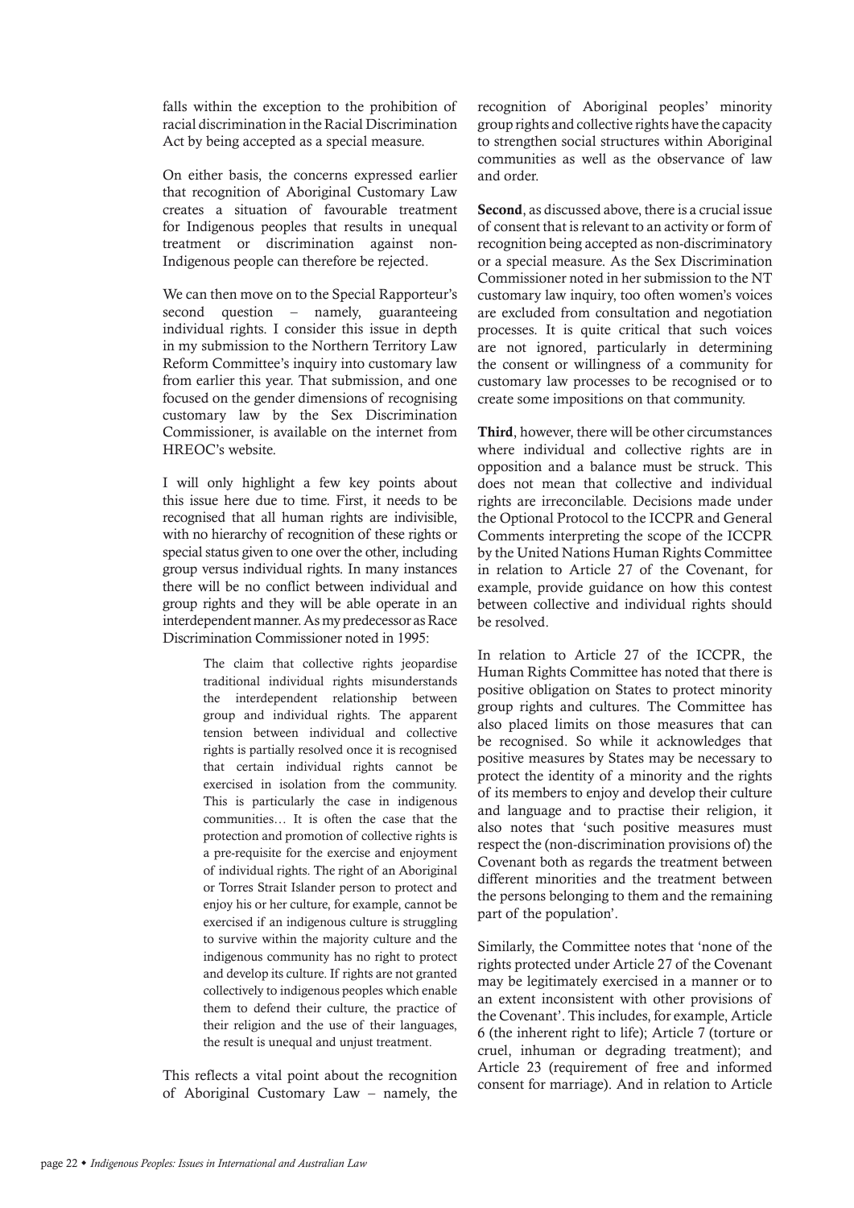falls within the exception to the prohibition of racial discrimination in the Racial Discrimination Act by being accepted as a special measure.

On either basis, the concerns expressed earlier that recognition of Aboriginal Customary Law creates a situation of favourable treatment for Indigenous peoples that results in unequal treatment or discrimination against non-Indigenous people can therefore be rejected.

We can then move on to the Special Rapporteur's second question – namely, guaranteeing individual rights. I consider this issue in depth in my submission to the Northern Territory Law Reform Committee's inquiry into customary law from earlier this year. That submission, and one focused on the gender dimensions of recognising customary law by the Sex Discrimination Commissioner, is available on the internet from HREOC's website.

I will only highlight a few key points about this issue here due to time. First, it needs to be recognised that all human rights are indivisible, with no hierarchy of recognition of these rights or special status given to one over the other, including group versus individual rights. In many instances there will be no conflict between individual and group rights and they will be able operate in an interdependent manner. As my predecessor as Race Discrimination Commissioner noted in 1995:

> The claim that collective rights jeopardise traditional individual rights misunderstands the interdependent relationship between group and individual rights. The apparent tension between individual and collective rights is partially resolved once it is recognised that certain individual rights cannot be exercised in isolation from the community. This is particularly the case in indigenous communities… It is often the case that the protection and promotion of collective rights is a pre-requisite for the exercise and enjoyment of individual rights. The right of an Aboriginal or Torres Strait Islander person to protect and enjoy his or her culture, for example, cannot be exercised if an indigenous culture is struggling to survive within the majority culture and the indigenous community has no right to protect and develop its culture. If rights are not granted collectively to indigenous peoples which enable them to defend their culture, the practice of their religion and the use of their languages, the result is unequal and unjust treatment.

This reflects a vital point about the recognition of Aboriginal Customary Law – namely, the recognition of Aboriginal peoples' minority group rights and collective rights have the capacity to strengthen social structures within Aboriginal communities as well as the observance of law and order.

**Second**, as discussed above, there is a crucial issue of consent that is relevant to an activity or form of recognition being accepted as non-discriminatory or a special measure. As the Sex Discrimination Commissioner noted in her submission to the NT customary law inquiry, too often women's voices are excluded from consultation and negotiation processes. It is quite critical that such voices are not ignored, particularly in determining the consent or willingness of a community for customary law processes to be recognised or to create some impositions on that community.

**Third**, however, there will be other circumstances where individual and collective rights are in opposition and a balance must be struck. This does not mean that collective and individual rights are irreconcilable. Decisions made under the Optional Protocol to the ICCPR and General Comments interpreting the scope of the ICCPR by the United Nations Human Rights Committee in relation to Article 27 of the Covenant, for example, provide guidance on how this contest between collective and individual rights should be resolved.

In relation to Article 27 of the ICCPR, the Human Rights Committee has noted that there is positive obligation on States to protect minority group rights and cultures. The Committee has also placed limits on those measures that can be recognised. So while it acknowledges that positive measures by States may be necessary to protect the identity of a minority and the rights of its members to enjoy and develop their culture and language and to practise their religion, it also notes that 'such positive measures must respect the (non-discrimination provisions of) the Covenant both as regards the treatment between different minorities and the treatment between the persons belonging to them and the remaining part of the population'.

Similarly, the Committee notes that 'none of the rights protected under Article 27 of the Covenant may be legitimately exercised in a manner or to an extent inconsistent with other provisions of the Covenant'. This includes, for example, Article 6 (the inherent right to life); Article 7 (torture or cruel, inhuman or degrading treatment); and Article 23 (requirement of free and informed consent for marriage). And in relation to Article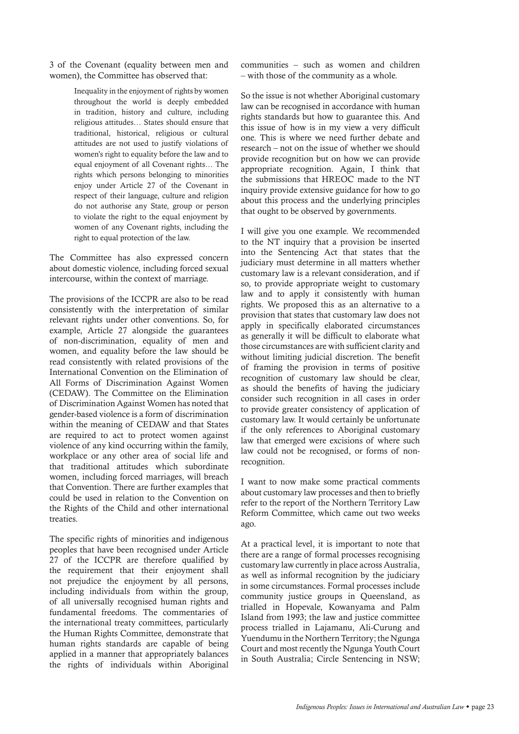3 of the Covenant (equality between men and women), the Committee has observed that:

> Inequality in the enjoyment of rights by women throughout the world is deeply embedded in tradition, history and culture, including religious attitudes… States should ensure that traditional, historical, religious or cultural attitudes are not used to justify violations of women's right to equality before the law and to equal enjoyment of all Covenant rights… The rights which persons belonging to minorities enjoy under Article 27 of the Covenant in respect of their language, culture and religion do not authorise any State, group or person to violate the right to the equal enjoyment by women of any Covenant rights, including the right to equal protection of the law.

The Committee has also expressed concern about domestic violence, including forced sexual intercourse, within the context of marriage.

The provisions of the ICCPR are also to be read consistently with the interpretation of similar relevant rights under other conventions. So, for example, Article 27 alongside the guarantees of non-discrimination, equality of men and women, and equality before the law should be read consistently with related provisions of the International Convention on the Elimination of All Forms of Discrimination Against Women (CEDAW). The Committee on the Elimination of Discrimination Against Women has noted that gender-based violence is a form of discrimination within the meaning of CEDAW and that States are required to act to protect women against violence of any kind occurring within the family, workplace or any other area of social life and that traditional attitudes which subordinate women, including forced marriages, will breach that Convention. There are further examples that could be used in relation to the Convention on the Rights of the Child and other international treaties.

The specific rights of minorities and indigenous peoples that have been recognised under Article 27 of the ICCPR are therefore qualified by the requirement that their enjoyment shall not prejudice the enjoyment by all persons, including individuals from within the group, of all universally recognised human rights and fundamental freedoms. The commentaries of the international treaty committees, particularly the Human Rights Committee, demonstrate that human rights standards are capable of being applied in a manner that appropriately balances the rights of individuals within Aboriginal communities – such as women and children – with those of the community as a whole.

So the issue is not whether Aboriginal customary law can be recognised in accordance with human rights standards but how to guarantee this. And this issue of how is in my view a very difficult one. This is where we need further debate and research – not on the issue of whether we should provide recognition but on how we can provide appropriate recognition. Again, I think that the submissions that HREOC made to the NT inquiry provide extensive guidance for how to go about this process and the underlying principles that ought to be observed by governments.

I will give you one example. We recommended to the NT inquiry that a provision be inserted into the Sentencing Act that states that the judiciary must determine in all matters whether customary law is a relevant consideration, and if so, to provide appropriate weight to customary law and to apply it consistently with human rights. We proposed this as an alternative to a provision that states that customary law does not apply in specifically elaborated circumstances as generally it will be difficult to elaborate what those circumstances are with sufficient clarity and without limiting judicial discretion. The benefit of framing the provision in terms of positive recognition of customary law should be clear, as should the benefits of having the judiciary consider such recognition in all cases in order to provide greater consistency of application of customary law. It would certainly be unfortunate if the only references to Aboriginal customary law that emerged were excisions of where such law could not be recognised, or forms of non-recognition.

I want to now make some practical comments about customary law processes and then to briefly refer to the report of the Northern Territory Law Reform Committee, which came out two weeks ago.

At a practical level, it is important to note that there are a range of formal processes recognising customary law currently in place across Australia, as well as informal recognition by the judiciary in some circumstances. Formal processes include community justice groups in Queensland, as trialled in Hopevale, Kowanyama and Palm Island from 1993; the law and justice committee process trialled in Lajamanu, Ali-Curung and Yuendumu in the Northern Territory; the Ngunga Court and most recently the Ngunga Youth Court in South Australia; Circle Sentencing in NSW;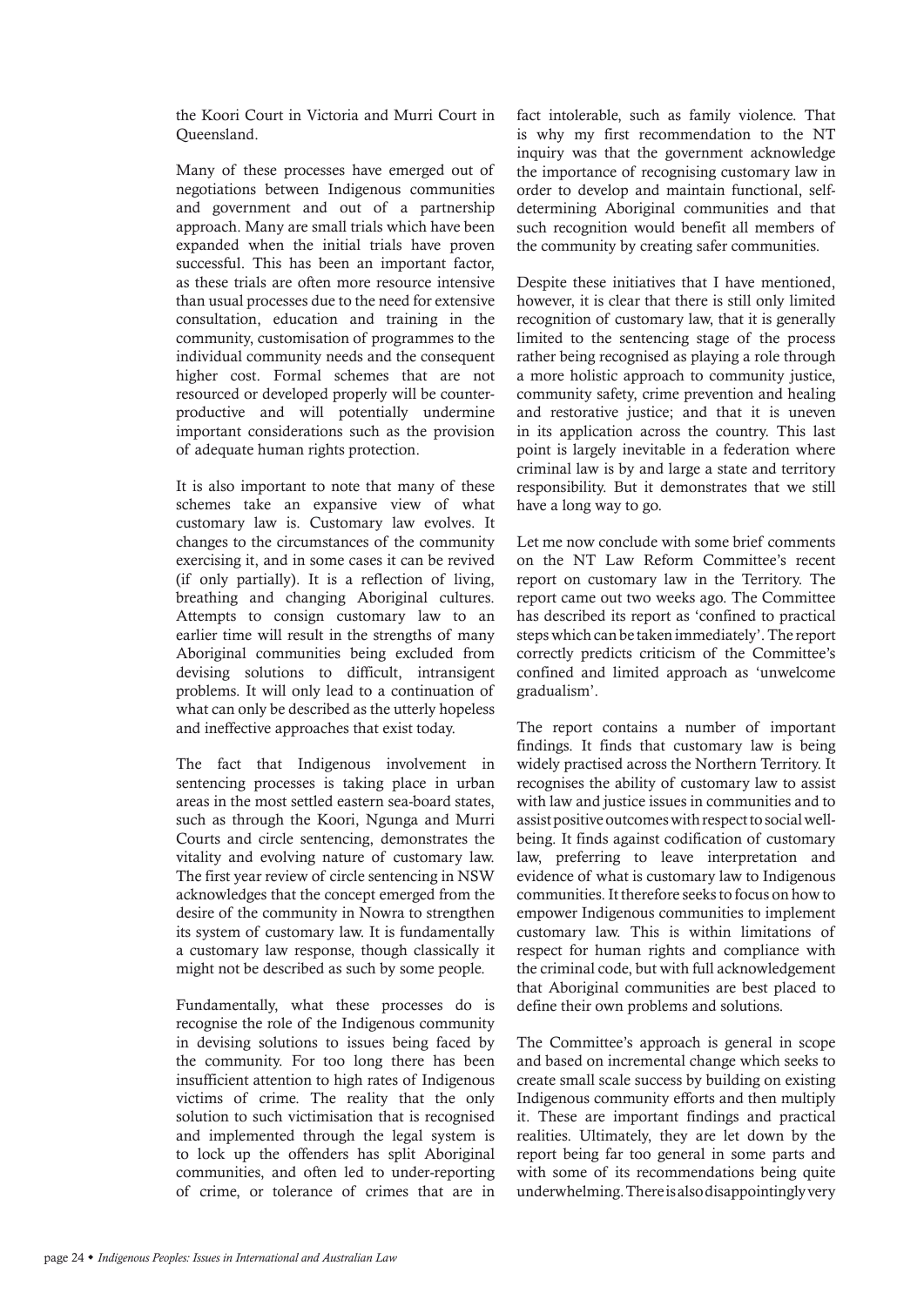the Koori Court in Victoria and Murri Court in Queensland.

Many of these processes have emerged out of negotiations between Indigenous communities and government and out of a partnership approach. Many are small trials which have been expanded when the initial trials have proven successful. This has been an important factor, as these trials are often more resource intensive than usual processes due to the need for extensive consultation, education and training in the community, customisation of programmes to the individual community needs and the consequent higher cost. Formal schemes that are not resourced or developed properly will be counter-productive and will potentially undermine important considerations such as the provision of adequate human rights protection.

It is also important to note that many of these schemes take an expansive view of what customary law is. Customary law evolves. It changes to the circumstances of the community exercising it, and in some cases it can be revived (if only partially). It is a reflection of living, breathing and changing Aboriginal cultures. Attempts to consign customary law to an earlier time will result in the strengths of many Aboriginal communities being excluded from devising solutions to difficult, intransigent problems. It will only lead to a continuation of what can only be described as the utterly hopeless and ineffective approaches that exist today.

The fact that Indigenous involvement in sentencing processes is taking place in urban areas in the most settled eastern sea-board states, such as through the Koori, Ngunga and Murri Courts and circle sentencing, demonstrates the vitality and evolving nature of customary law. The first year review of circle sentencing in NSW acknowledges that the concept emerged from the desire of the community in Nowra to strengthen its system of customary law. It is fundamentally a customary law response, though classically it might not be described as such by some people.

Fundamentally, what these processes do is recognise the role of the Indigenous community in devising solutions to issues being faced by the community. For too long there has been insufficient attention to high rates of Indigenous victims of crime. The reality that the only solution to such victimisation that is recognised and implemented through the legal system is to lock up the offenders has split Aboriginal communities, and often led to under-reporting of crime, or tolerance of crimes that are in fact intolerable, such as family violence. That is why my first recommendation to the NT inquiry was that the government acknowledge the importance of recognising customary law in order to develop and maintain functional, self-determining Aboriginal communities and that such recognition would benefit all members of the community by creating safer communities.

Despite these initiatives that I have mentioned, however, it is clear that there is still only limited recognition of customary law, that it is generally limited to the sentencing stage of the process rather being recognised as playing a role through a more holistic approach to community justice, community safety, crime prevention and healing and restorative justice; and that it is uneven in its application across the country. This last point is largely inevitable in a federation where criminal law is by and large a state and territory responsibility. But it demonstrates that we still have a long way to go.

Let me now conclude with some brief comments on the NT Law Reform Committee's recent report on customary law in the Territory. The report came out two weeks ago. The Committee has described its report as 'confined to practical steps which can be taken immediately'. The report correctly predicts criticism of the Committee's confined and limited approach as 'unwelcome gradualism'.

The report contains a number of important findings. It finds that customary law is being widely practised across the Northern Territory. It recognises the ability of customary law to assist with law and justice issues in communities and to assist positive outcomes with respect to social well-being. It finds against codification of customary law, preferring to leave interpretation and evidence of what is customary law to Indigenous communities. It therefore seeks to focus on how to empower Indigenous communities to implement customary law. This is within limitations of respect for human rights and compliance with the criminal code, but with full acknowledgement that Aboriginal communities are best placed to define their own problems and solutions.

The Committee's approach is general in scope and based on incremental change which seeks to create small scale success by building on existing Indigenous community efforts and then multiply it. These are important findings and practical realities. Ultimately, they are let down by the report being far too general in some parts and with some of its recommendations being quite underwhelming. There is also disappointingly very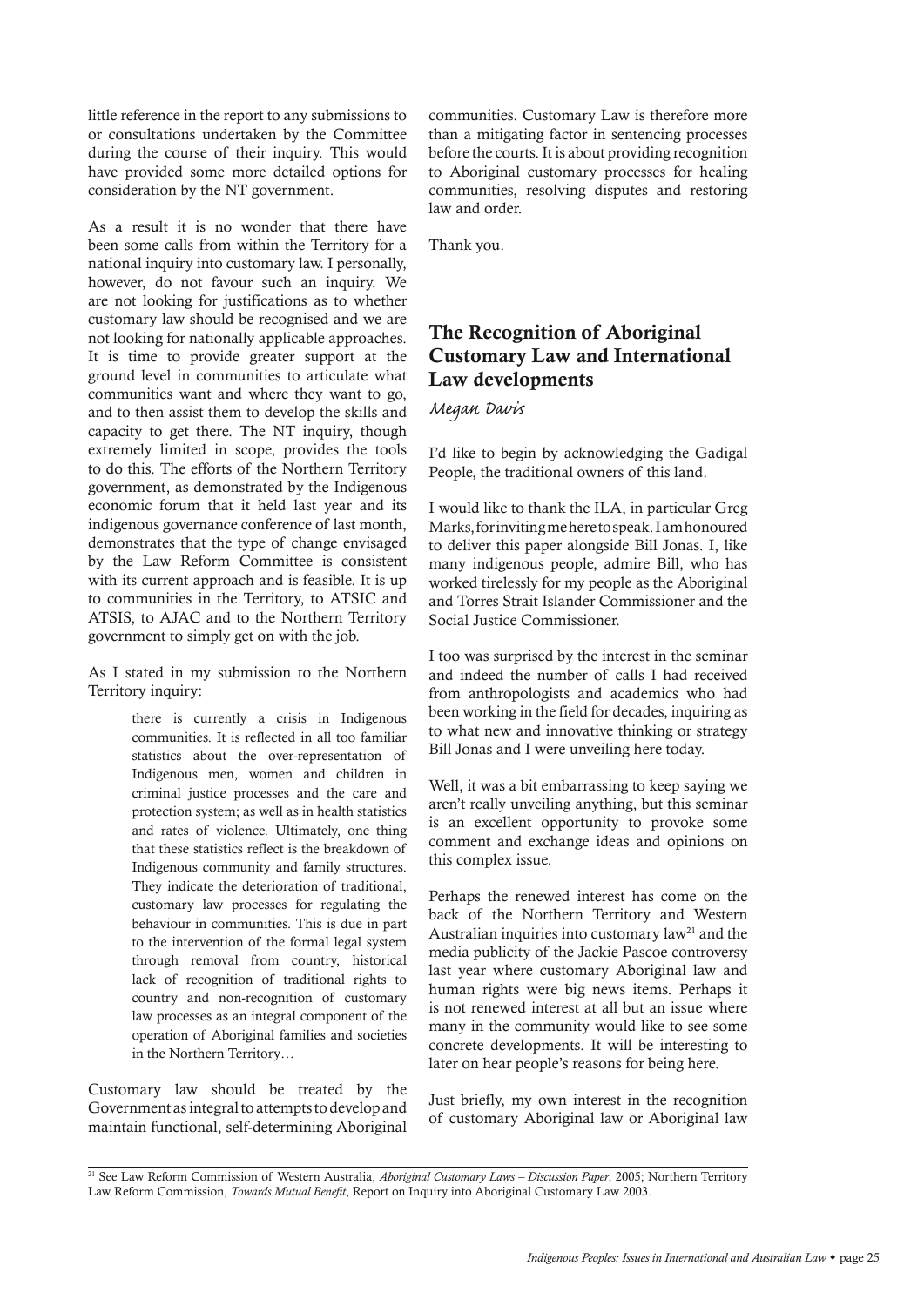little reference in the report to any submissions to or consultations undertaken by the Committee during the course of their inquiry. This would have provided some more detailed options for consideration by the NT government.

As a result it is no wonder that there have been some calls from within the Territory for a national inquiry into customary law. I personally, however, do not favour such an inquiry. We are not looking for justifications as to whether customary law should be recognised and we are not looking for nationally applicable approaches. It is time to provide greater support at the ground level in communities to articulate what communities want and where they want to go, and to then assist them to develop the skills and capacity to get there. The NT inquiry, though extremely limited in scope, provides the tools to do this. The efforts of the Northern Territory government, as demonstrated by the Indigenous economic forum that it held last year and its indigenous governance conference of last month, demonstrates that the type of change envisaged by the Law Reform Committee is consistent with its current approach and is feasible. It is up to communities in the Territory, to ATSIC and ATSIS, to AJAC and to the Northern Territory government to simply get on with the job.

As I stated in my submission to the Northern Territory inquiry:

> there is currently a crisis in Indigenous communities. It is reflected in all too familiar statistics about the over-representation of Indigenous men, women and children in criminal justice processes and the care and protection system; as well as in health statistics and rates of violence. Ultimately, one thing that these statistics reflect is the breakdown of Indigenous community and family structures. They indicate the deterioration of traditional, customary law processes for regulating the behaviour in communities. This is due in part to the intervention of the formal legal system through removal from country, historical lack of recognition of traditional rights to country and non-recognition of customary law processes as an integral component of the operation of Aboriginal families and societies in the Northern Territory…

Customary law should be treated by the Government as integral to attempts to develop and maintain functional, self-determining Aboriginal communities. Customary Law is therefore more than a mitigating factor in sentencing processes before the courts. It is about providing recognition to Aboriginal customary processes for healing communities, resolving disputes and restoring law and order.

Thank you.

## The Recognition of Aboriginal Customary Law and International Law developments

*Megan Davis*

I'd like to begin by acknowledging the Gadigal People, the traditional owners of this land.

I would like to thank the ILA, in particular Greg Marks, for inviting me here to speak. I am honoured to deliver this paper alongside Bill Jonas. I, like many indigenous people, admire Bill, who has worked tirelessly for my people as the Aboriginal and Torres Strait Islander Commissioner and the Social Justice Commissioner.

I too was surprised by the interest in the seminar and indeed the number of calls I had received from anthropologists and academics who had been working in the field for decades, inquiring as to what new and innovative thinking or strategy Bill Jonas and I were unveiling here today.

Well, it was a bit embarrassing to keep saying we aren't really unveiling anything, but this seminar is an excellent opportunity to provoke some comment and exchange ideas and opinions on this complex issue.

Perhaps the renewed interest has come on the back of the Northern Territory and Western Australian inquiries into customary law[21] and the media publicity of the Jackie Pascoe controversy last year where customary Aboriginal law and human rights were big news items. Perhaps it is not renewed interest at all but an issue where many in the community would like to see some concrete developments. It will be interesting to later on hear people's reasons for being here.

Just briefly, my own interest in the recognition of customary Aboriginal law or Aboriginal law

[21] See Law Reform Commission of Western Australia, *Aboriginal Customary Laws – Discussion Paper*, 2005; Northern Territory Law Reform Commission, *Towards Mutual Benefit*, Report on Inquiry into Aboriginal Customary Law 2003.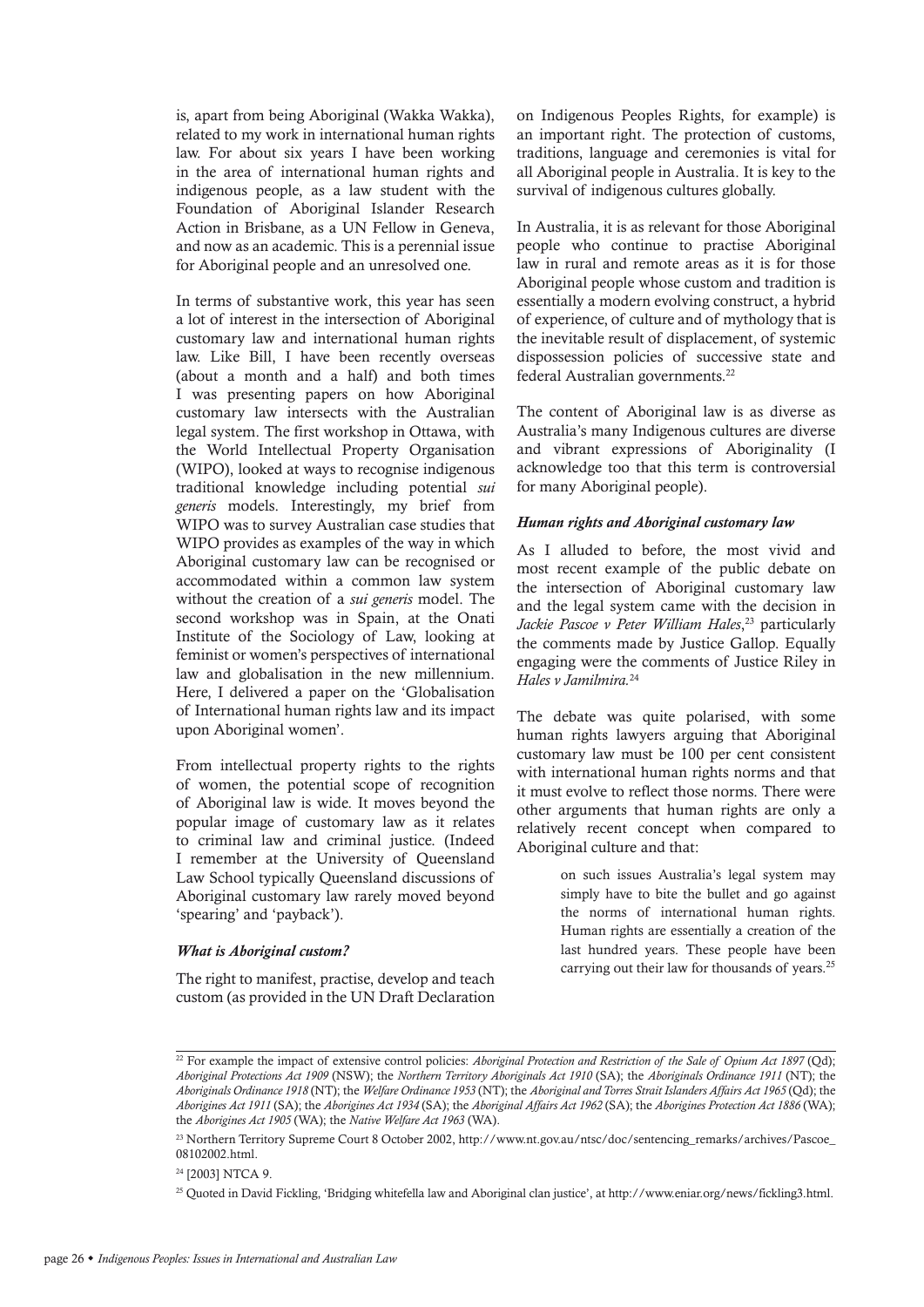is, apart from being Aboriginal (Wakka Wakka), related to my work in international human rights law. For about six years I have been working in the area of international human rights and indigenous people, as a law student with the Foundation of Aboriginal Islander Research Action in Brisbane, as a UN Fellow in Geneva, and now as an academic. This is a perennial issue for Aboriginal people and an unresolved one.

In terms of substantive work, this year has seen a lot of interest in the intersection of Aboriginal customary law and international human rights law. Like Bill, I have been recently overseas (about a month and a half) and both times I was presenting papers on how Aboriginal customary law intersects with the Australian legal system. The first workshop in Ottawa, with the World Intellectual Property Organisation (WIPO), looked at ways to recognise indigenous traditional knowledge including potential *sui generis* models. Interestingly, my brief from WIPO was to survey Australian case studies that WIPO provides as examples of the way in which Aboriginal customary law can be recognised or accommodated within a common law system without the creation of a *sui generis* model. The second workshop was in Spain, at the Onati Institute of the Sociology of Law, looking at feminist or women's perspectives of international law and globalisation in the new millennium. Here, I delivered a paper on the 'Globalisation of International human rights law and its impact upon Aboriginal women'.

From intellectual property rights to the rights of women, the potential scope of recognition of Aboriginal law is wide. It moves beyond the popular image of customary law as it relates to criminal law and criminal justice. (Indeed I remember at the University of Queensland Law School typically Queensland discussions of Aboriginal customary law rarely moved beyond 'spearing' and 'payback').

### *What is Aboriginal custom?*

The right to manifest, practise, develop and teach custom (as provided in the UN Draft Declaration on Indigenous Peoples Rights, for example) is an important right. The protection of customs, traditions, language and ceremonies is vital for all Aboriginal people in Australia. It is key to the survival of indigenous cultures globally.

In Australia, it is as relevant for those Aboriginal people who continue to practise Aboriginal law in rural and remote areas as it is for those Aboriginal people whose custom and tradition is essentially a modern evolving construct, a hybrid of experience, of culture and of mythology that is the inevitable result of displacement, of systemic dispossession policies of successive state and federal Australian governments.[22]

The content of Aboriginal law is as diverse as Australia's many Indigenous cultures are diverse and vibrant expressions of Aboriginality (I acknowledge too that this term is controversial for many Aboriginal people).

### *Human rights and Aboriginal customary law*

As I alluded to before, the most vivid and most recent example of the public debate on the intersection of Aboriginal customary law and the legal system came with the decision in *Jackie Pascoe v Peter William Hales*,[23] particularly the comments made by Justice Gallop. Equally engaging were the comments of Justice Riley in *Hales v Jamilmira.*[24]

The debate was quite polarised, with some human rights lawyers arguing that Aboriginal customary law must be 100 per cent consistent with international human rights norms and that it must evolve to reflect those norms. There were other arguments that human rights are only a relatively recent concept when compared to Aboriginal culture and that:

> on such issues Australia's legal system may simply have to bite the bullet and go against the norms of international human rights. Human rights are essentially a creation of the last hundred years. These people have been carrying out their law for thousands of years.[25]

---

[22] For example the impact of extensive control policies: *Aboriginal Protection and Restriction of the Sale of Opium Act 1897* (Qd); *Aboriginal Protections Act 1909* (NSW); the *Northern Territory Aboriginals Act 1910* (SA); the *Aboriginals Ordinance 1911* (NT); the *Aboriginals Ordinance 1918* (NT); the *Welfare Ordinance 1953* (NT); the *Aboriginal and Torres Strait Islanders Affairs Act 1965* (Qd); the *Aborigines Act 1911* (SA); the *Aborigines Act 1934* (SA); the *Aboriginal Affairs Act 1962* (SA); the *Aborigines Protection Act 1886* (WA); the *Aborigines Act 1905* (WA); the *Native Welfare Act 1963* (WA).

[23] Northern Territory Supreme Court 8 October 2002, http://www.nt.gov.au/ntsc/doc/sentencing_remarks/archives/Pascoe_08102002.html.

[24] [2003] NTCA 9.

[25] Quoted in David Fickling, 'Bridging whitefella law and Aboriginal clan justice', at http://www.eniar.org/news/fickling3.html.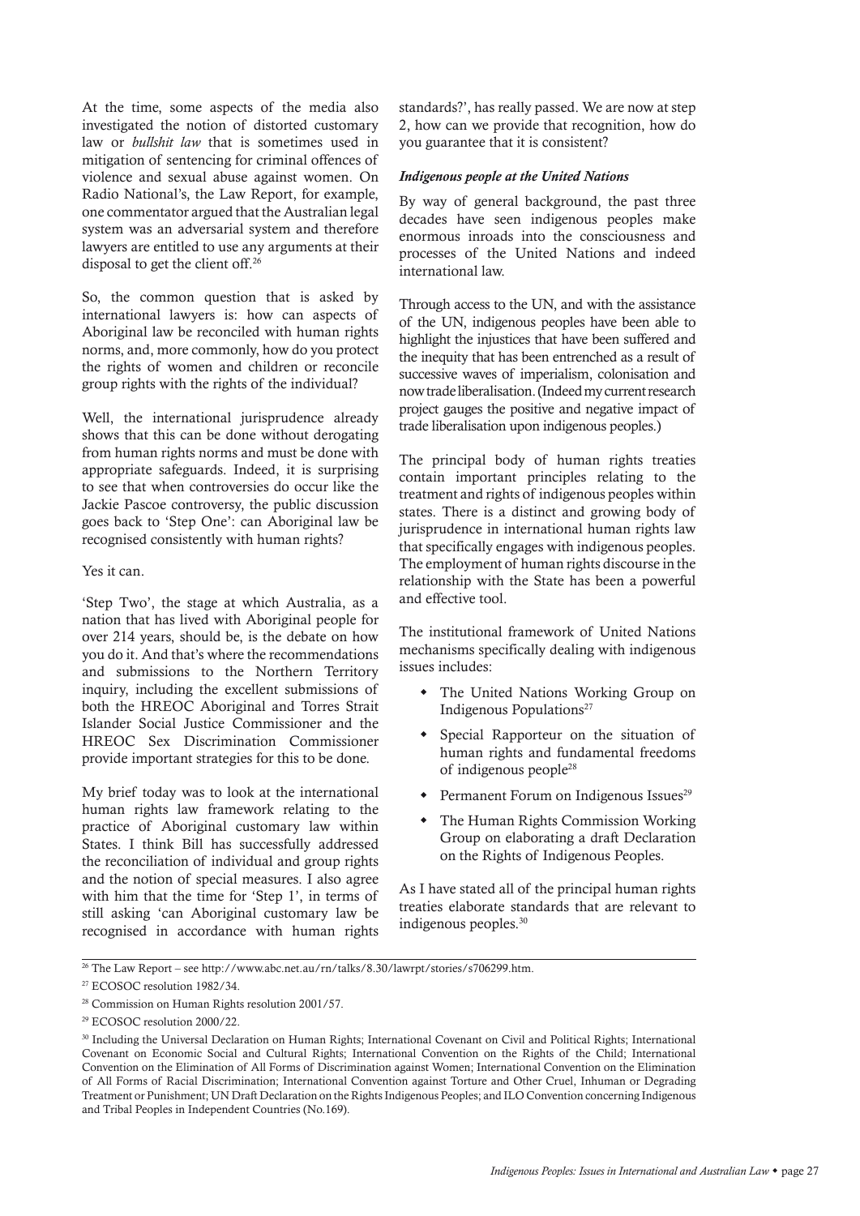At the time, some aspects of the media also investigated the notion of distorted customary law or *bullshit law* that is sometimes used in mitigation of sentencing for criminal offences of violence and sexual abuse against women. On Radio National's, the Law Report, for example, one commentator argued that the Australian legal system was an adversarial system and therefore lawyers are entitled to use any arguments at their disposal to get the client off.[26]

So, the common question that is asked by international lawyers is: how can aspects of Aboriginal law be reconciled with human rights norms, and, more commonly, how do you protect the rights of women and children or reconcile group rights with the rights of the individual?

Well, the international jurisprudence already shows that this can be done without derogating from human rights norms and must be done with appropriate safeguards. Indeed, it is surprising to see that when controversies do occur like the Jackie Pascoe controversy, the public discussion goes back to 'Step One': can Aboriginal law be recognised consistently with human rights?

Yes it can.

'Step Two', the stage at which Australia, as a nation that has lived with Aboriginal people for over 214 years, should be, is the debate on how you do it. And that's where the recommendations and submissions to the Northern Territory inquiry, including the excellent submissions of both the HREOC Aboriginal and Torres Strait Islander Social Justice Commissioner and the HREOC Sex Discrimination Commissioner provide important strategies for this to be done.

My brief today was to look at the international human rights law framework relating to the practice of Aboriginal customary law within States. I think Bill has successfully addressed the reconciliation of individual and group rights and the notion of special measures. I also agree with him that the time for 'Step 1', in terms of still asking 'can Aboriginal customary law be recognised in accordance with human rights standards?', has really passed. We are now at step 2, how can we provide that recognition, how do you guarantee that it is consistent?

***Indigenous people at the United Nations***

By way of general background, the past three decades have seen indigenous peoples make enormous inroads into the consciousness and processes of the United Nations and indeed international law.

Through access to the UN, and with the assistance of the UN, indigenous peoples have been able to highlight the injustices that have been suffered and the inequity that has been entrenched as a result of successive waves of imperialism, colonisation and now trade liberalisation. (Indeed my current research project gauges the positive and negative impact of trade liberalisation upon indigenous peoples.)

The principal body of human rights treaties contain important principles relating to the treatment and rights of indigenous peoples within states. There is a distinct and growing body of jurisprudence in international human rights law that specifically engages with indigenous peoples. The employment of human rights discourse in the relationship with the State has been a powerful and effective tool.

The institutional framework of United Nations mechanisms specifically dealing with indigenous issues includes:

- The United Nations Working Group on Indigenous Populations[27]
- Special Rapporteur on the situation of human rights and fundamental freedoms of indigenous people[28]
- Permanent Forum on Indigenous Issues[29]
- The Human Rights Commission Working Group on elaborating a draft Declaration on the Rights of Indigenous Peoples.

As I have stated all of the principal human rights treaties elaborate standards that are relevant to indigenous peoples.[30]

---

[26] The Law Report – see http://www.abc.net.au/rn/talks/8.30/lawrpt/stories/s706299.htm.

[27] ECOSOC resolution 1982/34.

[28] Commission on Human Rights resolution 2001/57.

[29] ECOSOC resolution 2000/22.

[30] Including the Universal Declaration on Human Rights; International Covenant on Civil and Political Rights; International Covenant on Economic Social and Cultural Rights; International Convention on the Rights of the Child; International Convention on the Elimination of All Forms of Discrimination against Women; International Convention on the Elimination of All Forms of Racial Discrimination; International Convention against Torture and Other Cruel, Inhuman or Degrading Treatment or Punishment; UN Draft Declaration on the Rights Indigenous Peoples; and ILO Convention concerning Indigenous and Tribal Peoples in Independent Countries (No.169).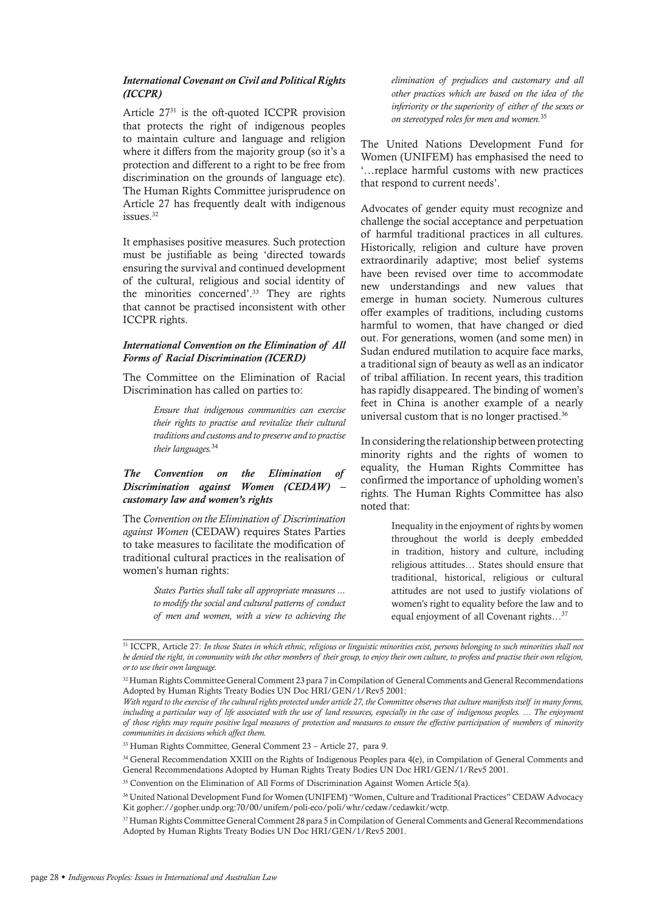### *International Covenant on Civil and Political Rights (ICCPR)*

Article 27[31] is the oft-quoted ICCPR provision that protects the right of indigenous peoples to maintain culture and language and religion where it differs from the majority group (so it's a protection and different to a right to be free from discrimination on the grounds of language etc). The Human Rights Committee jurisprudence on Article 27 has frequently dealt with indigenous issues.[32]

It emphasises positive measures. Such protection must be justifiable as being 'directed towards ensuring the survival and continued development of the cultural, religious and social identity of the minorities concerned'.[33] They are rights that cannot be practised inconsistent with other ICCPR rights.

### *International Convention on the Elimination of All Forms of Racial Discrimination (ICERD)*

The Committee on the Elimination of Racial Discrimination has called on parties to:

> *Ensure that indigenous communities can exercise their rights to practise and revitalize their cultural traditions and customs and to preserve and to practise their languages.*[34]

### *The Convention on the Elimination of Discrimination against Women (CEDAW) – customary law and women's rights*

The *Convention on the Elimination of Discrimination against Women* (CEDAW) requires States Parties to take measures to facilitate the modification of traditional cultural practices in the realisation of women's human rights:

> *States Parties shall take all appropriate measures ... to modify the social and cultural patterns of conduct of men and women, with a view to achieving the elimination of prejudices and customary and all other practices which are based on the idea of the inferiority or the superiority of either of the sexes or on stereotyped roles for men and women.*[35]

The United Nations Development Fund for Women (UNIFEM) has emphasised the need to '…replace harmful customs with new practices that respond to current needs'.

Advocates of gender equity must recognize and challenge the social acceptance and perpetuation of harmful traditional practices in all cultures. Historically, religion and culture have proven extraordinarily adaptive; most belief systems have been revised over time to accommodate new understandings and new values that emerge in human society. Numerous cultures offer examples of traditions, including customs harmful to women, that have changed or died out. For generations, women (and some men) in Sudan endured mutilation to acquire face marks, a traditional sign of beauty as well as an indicator of tribal affiliation. In recent years, this tradition has rapidly disappeared. The binding of women's feet in China is another example of a nearly universal custom that is no longer practised.[36]

In considering the relationship between protecting minority rights and the rights of women to equality, the Human Rights Committee has confirmed the importance of upholding women's rights. The Human Rights Committee has also noted that:

> Inequality in the enjoyment of rights by women throughout the world is deeply embedded in tradition, history and culture, including religious attitudes… States should ensure that traditional, historical, religious or cultural attitudes are not used to justify violations of women's right to equality before the law and to equal enjoyment of all Covenant rights…[37]

---

[31] ICCPR, Article 27: *In those States in which ethnic, religious or linguistic minorities exist, persons belonging to such minorities shall not be denied the right, in community with the other members of their group, to enjoy their own culture, to profess and practise their own religion, or to use their own language.*

[32] Human Rights Committee General Comment 23 para 7 in Compilation of General Comments and General Recommendations Adopted by Human Rights Treaty Bodies UN Doc HRI/GEN/1/Rev5 2001:
*With regard to the exercise of the cultural rights protected under article 27, the Committee observes that culture manifests itself in many forms, including a particular way of life associated with the use of land resources, especially in the case of indigenous peoples. … The enjoyment of those rights may require positive legal measures of protection and measures to ensure the effective participation of members of minority communities in decisions which affect them.*

[33] Human Rights Committee, General Comment 23 – Article 27, para 9.

[34] General Recommendation XXIII on the Rights of Indigenous Peoples para 4(e), in Compilation of General Comments and General Recommendations Adopted by Human Rights Treaty Bodies UN Doc HRI/GEN/1/Rev5 2001.

[35] Convention on the Elimination of All Forms of Discrimination Against Women Article 5(a).

[36] United National Development Fund for Women (UNIFEM) "Women, Culture and Traditional Practices" CEDAW Advocacy Kit gopher://gopher.undp.org:70/00/unifem/poli-eco/poli/whr/cedaw/cedawkit/wctp.

[37] Human Rights Committee General Comment 28 para 5 in Compilation of General Comments and General Recommendations Adopted by Human Rights Treaty Bodies UN Doc HRI/GEN/1/Rev5 2001.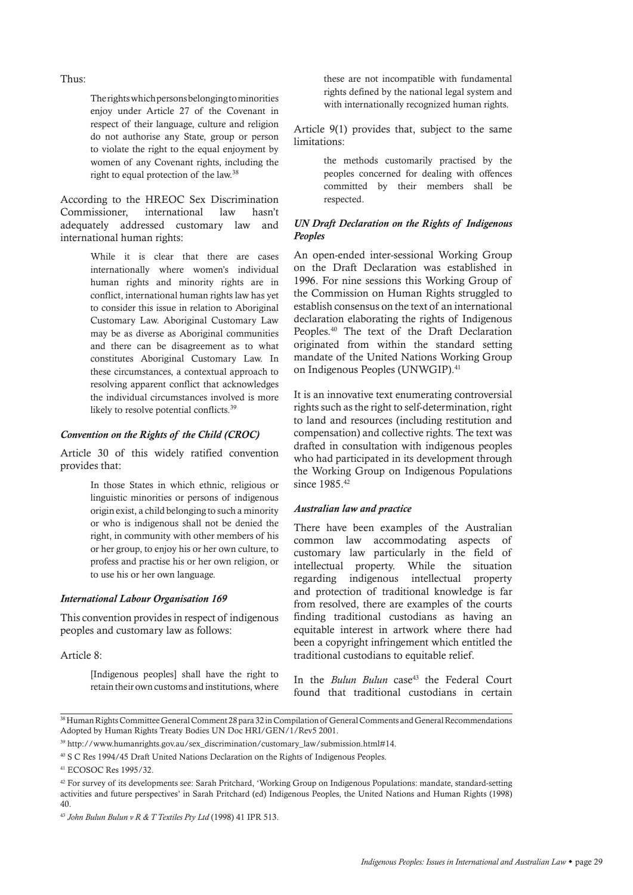Thus:

> The rights which persons belonging to minorities enjoy under Article 27 of the Covenant in respect of their language, culture and religion do not authorise any State, group or person to violate the right to the equal enjoyment by women of any Covenant rights, including the right to equal protection of the law.[38]

According to the HREOC Sex Discrimination Commissioner, international law hasn't adequately addressed customary law and international human rights:

> While it is clear that there are cases internationally where women's individual human rights and minority rights are in conflict, international human rights law has yet to consider this issue in relation to Aboriginal Customary Law. Aboriginal Customary Law may be as diverse as Aboriginal communities and there can be disagreement as to what constitutes Aboriginal Customary Law. In these circumstances, a contextual approach to resolving apparent conflict that acknowledges the individual circumstances involved is more likely to resolve potential conflicts.[39]

#### *Convention on the Rights of the Child (CROC)*

Article 30 of this widely ratified convention provides that:

> In those States in which ethnic, religious or linguistic minorities or persons of indigenous origin exist, a child belonging to such a minority or who is indigenous shall not be denied the right, in community with other members of his or her group, to enjoy his or her own culture, to profess and practise his or her own religion, or to use his or her own language.

#### *International Labour Organisation 169*

This convention provides in respect of indigenous peoples and customary law as follows:

Article 8:

> [Indigenous peoples] shall have the right to retain their own customs and institutions, where these are not incompatible with fundamental rights defined by the national legal system and with internationally recognized human rights.

Article 9(1) provides that, subject to the same limitations:

> the methods customarily practised by the peoples concerned for dealing with offences committed by their members shall be respected.

#### *UN Draft Declaration on the Rights of Indigenous Peoples*

An open-ended inter-sessional Working Group on the Draft Declaration was established in 1996. For nine sessions this Working Group of the Commission on Human Rights struggled to establish consensus on the text of an international declaration elaborating the rights of Indigenous Peoples.[40] The text of the Draft Declaration originated from within the standard setting mandate of the United Nations Working Group on Indigenous Peoples (UNWGIP).[41]

It is an innovative text enumerating controversial rights such as the right to self-determination, right to land and resources (including restitution and compensation) and collective rights. The text was drafted in consultation with indigenous peoples who had participated in its development through the Working Group on Indigenous Populations since 1985.[42]

#### *Australian law and practice*

There have been examples of the Australian common law accommodating aspects of customary law particularly in the field of intellectual property. While the situation regarding indigenous intellectual property and protection of traditional knowledge is far from resolved, there are examples of the courts finding traditional custodians as having an equitable interest in artwork where there had been a copyright infringement which entitled the traditional custodians to equitable relief.

In the *Bulun Bulun* case[43] the Federal Court found that traditional custodians in certain

---

[38] Human Rights Committee General Comment 28 para 32 in Compilation of General Comments and General Recommendations Adopted by Human Rights Treaty Bodies UN Doc HRI/GEN/1/Rev5 2001.

[39] http://www.humanrights.gov.au/sex_discrimination/customary_law/submission.html#14.

[40] S C Res 1994/45 Draft United Nations Declaration on the Rights of Indigenous Peoples.

[41] ECOSOC Res 1995/32.

[42] For survey of its developments see: Sarah Pritchard, 'Working Group on Indigenous Populations: mandate, standard-setting activities and future perspectives' in Sarah Pritchard (ed) Indigenous Peoples, the United Nations and Human Rights (1998) 40.

[43] *John Bulun Bulun v R & T Textiles Pty Ltd* (1998) 41 IPR 513.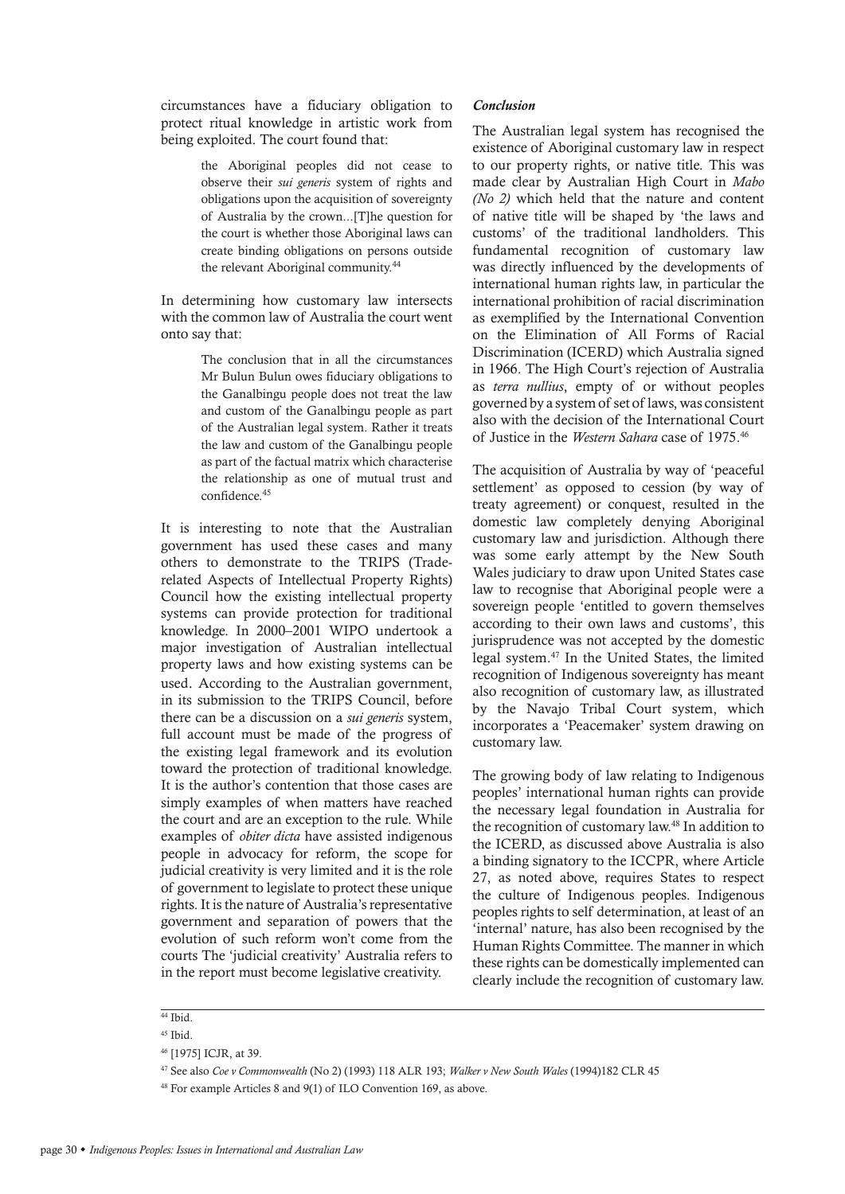circumstances have a fiduciary obligation to protect ritual knowledge in artistic work from being exploited. The court found that:

> the Aboriginal peoples did not cease to observe their *sui generis* system of rights and obligations upon the acquisition of sovereignty of Australia by the crown...[T]he question for the court is whether those Aboriginal laws can create binding obligations on persons outside the relevant Aboriginal community.[44]

In determining how customary law intersects with the common law of Australia the court went onto say that:

> The conclusion that in all the circumstances Mr Bulun Bulun owes fiduciary obligations to the Ganalbingu people does not treat the law and custom of the Ganalbingu people as part of the Australian legal system. Rather it treats the law and custom of the Ganalbingu people as part of the factual matrix which characterise the relationship as one of mutual trust and confidence.[45]

It is interesting to note that the Australian government has used these cases and many others to demonstrate to the TRIPS (Trade-related Aspects of Intellectual Property Rights) Council how the existing intellectual property systems can provide protection for traditional knowledge. In 2000–2001 WIPO undertook a major investigation of Australian intellectual property laws and how existing systems can be used. According to the Australian government, in its submission to the TRIPS Council, before there can be a discussion on a *sui generis* system, full account must be made of the progress of the existing legal framework and its evolution toward the protection of traditional knowledge. It is the author's contention that those cases are simply examples of when matters have reached the court and are an exception to the rule. While examples of *obiter dicta* have assisted indigenous people in advocacy for reform, the scope for judicial creativity is very limited and it is the role of government to legislate to protect these unique rights. It is the nature of Australia's representative government and separation of powers that the evolution of such reform won't come from the courts The 'judicial creativity' Australia refers to in the report must become legislative creativity.

***Conclusion***

The Australian legal system has recognised the existence of Aboriginal customary law in respect to our property rights, or native title. This was made clear by Australian High Court in *Mabo (No 2)* which held that the nature and content of native title will be shaped by 'the laws and customs' of the traditional landholders. This fundamental recognition of customary law was directly influenced by the developments of international human rights law, in particular the international prohibition of racial discrimination as exemplified by the International Convention on the Elimination of All Forms of Racial Discrimination (ICERD) which Australia signed in 1966. The High Court's rejection of Australia as *terra nullius*, empty of or without peoples governed by a system of set of laws, was consistent also with the decision of the International Court of Justice in the *Western Sahara* case of 1975.[46]

The acquisition of Australia by way of 'peaceful settlement' as opposed to cession (by way of treaty agreement) or conquest, resulted in the domestic law completely denying Aboriginal customary law and jurisdiction. Although there was some early attempt by the New South Wales judiciary to draw upon United States case law to recognise that Aboriginal people were a sovereign people 'entitled to govern themselves according to their own laws and customs', this jurisprudence was not accepted by the domestic legal system.[47] In the United States, the limited recognition of Indigenous sovereignty has meant also recognition of customary law, as illustrated by the Navajo Tribal Court system, which incorporates a 'Peacemaker' system drawing on customary law.

The growing body of law relating to Indigenous peoples' international human rights can provide the necessary legal foundation in Australia for the recognition of customary law.[48] In addition to the ICERD, as discussed above Australia is also a binding signatory to the ICCPR, where Article 27, as noted above, requires States to respect the culture of Indigenous peoples. Indigenous peoples rights to self determination, at least of an 'internal' nature, has also been recognised by the Human Rights Committee. The manner in which these rights can be domestically implemented can clearly include the recognition of customary law.

---

[44] Ibid.

[45] Ibid.

[46] [1975] ICJR, at 39.

[47] See also *Coe v Commonwealth* (No 2) (1993) 118 ALR 193; *Walker v New South Wales* (1994)182 CLR 45

[48] For example Articles 8 and 9(1) of ILO Convention 169, as above.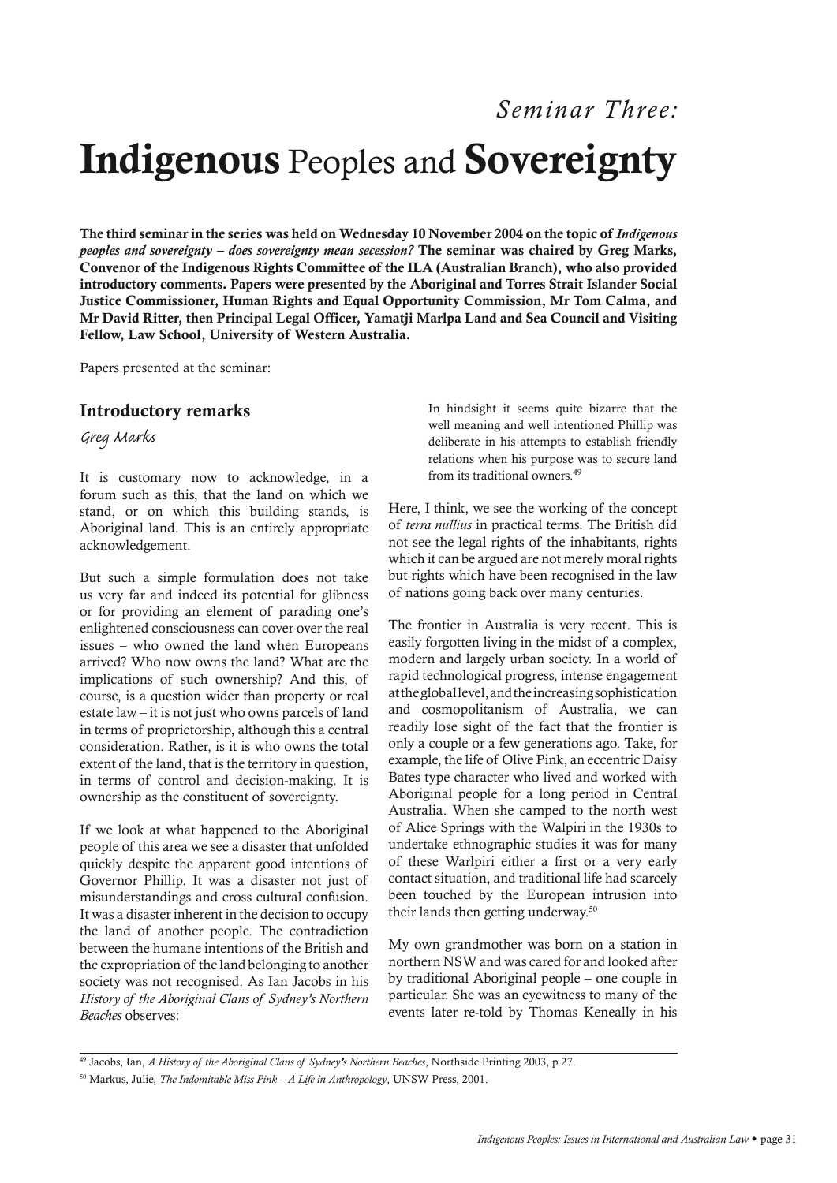*Seminar Three:*

# Indigenous Peoples and Sovereignty

**The third seminar in the series was held on Wednesday 10 November 2004 on the topic of *Indigenous peoples and sovereignty – does sovereignty mean secession?* The seminar was chaired by Greg Marks, Convenor of the Indigenous Rights Committee of the ILA (Australian Branch), who also provided introductory comments. Papers were presented by the Aboriginal and Torres Strait Islander Social Justice Commissioner, Human Rights and Equal Opportunity Commission, Mr Tom Calma, and Mr David Ritter, then Principal Legal Officer, Yamatji Marlpa Land and Sea Council and Visiting Fellow, Law School, University of Western Australia.**

Papers presented at the seminar:

## Introductory remarks

*Greg Marks*

It is customary now to acknowledge, in a forum such as this, that the land on which we stand, or on which this building stands, is Aboriginal land. This is an entirely appropriate acknowledgement.

But such a simple formulation does not take us very far and indeed its potential for glibness or for providing an element of parading one's enlightened consciousness can cover over the real issues – who owned the land when Europeans arrived? Who now owns the land? What are the implications of such ownership? And this, of course, is a question wider than property or real estate law – it is not just who owns parcels of land in terms of proprietorship, although this a central consideration. Rather, is it is who owns the total extent of the land, that is the territory in question, in terms of control and decision-making. It is ownership as the constituent of sovereignty.

If we look at what happened to the Aboriginal people of this area we see a disaster that unfolded quickly despite the apparent good intentions of Governor Phillip. It was a disaster not just of misunderstandings and cross cultural confusion. It was a disaster inherent in the decision to occupy the land of another people. The contradiction between the humane intentions of the British and the expropriation of the land belonging to another society was not recognised. As Ian Jacobs in his *History of the Aboriginal Clans of Sydney's Northern Beaches* observes:

> In hindsight it seems quite bizarre that the well meaning and well intentioned Phillip was deliberate in his attempts to establish friendly relations when his purpose was to secure land from its traditional owners.[49]

Here, I think, we see the working of the concept of *terra nullius* in practical terms. The British did not see the legal rights of the inhabitants, rights which it can be argued are not merely moral rights but rights which have been recognised in the law of nations going back over many centuries.

The frontier in Australia is very recent. This is easily forgotten living in the midst of a complex, modern and largely urban society. In a world of rapid technological progress, intense engagement at the global level, and the increasing sophistication and cosmopolitanism of Australia, we can readily lose sight of the fact that the frontier is only a couple or a few generations ago. Take, for example, the life of Olive Pink, an eccentric Daisy Bates type character who lived and worked with Aboriginal people for a long period in Central Australia. When she camped to the north west of Alice Springs with the Walpiri in the 1930s to undertake ethnographic studies it was for many of these Warlpiri either a first or a very early contact situation, and traditional life had scarcely been touched by the European intrusion into their lands then getting underway.[50]

My own grandmother was born on a station in northern NSW and was cared for and looked after by traditional Aboriginal people – one couple in particular. She was an eyewitness to many of the events later re-told by Thomas Keneally in his

---

[49] Jacobs, Ian, *A History of the Aboriginal Clans of Sydney's Northern Beaches*, Northside Printing 2003, p 27.

[50] Markus, Julie, *The Indomitable Miss Pink – A Life in Anthropology*, UNSW Press, 2001.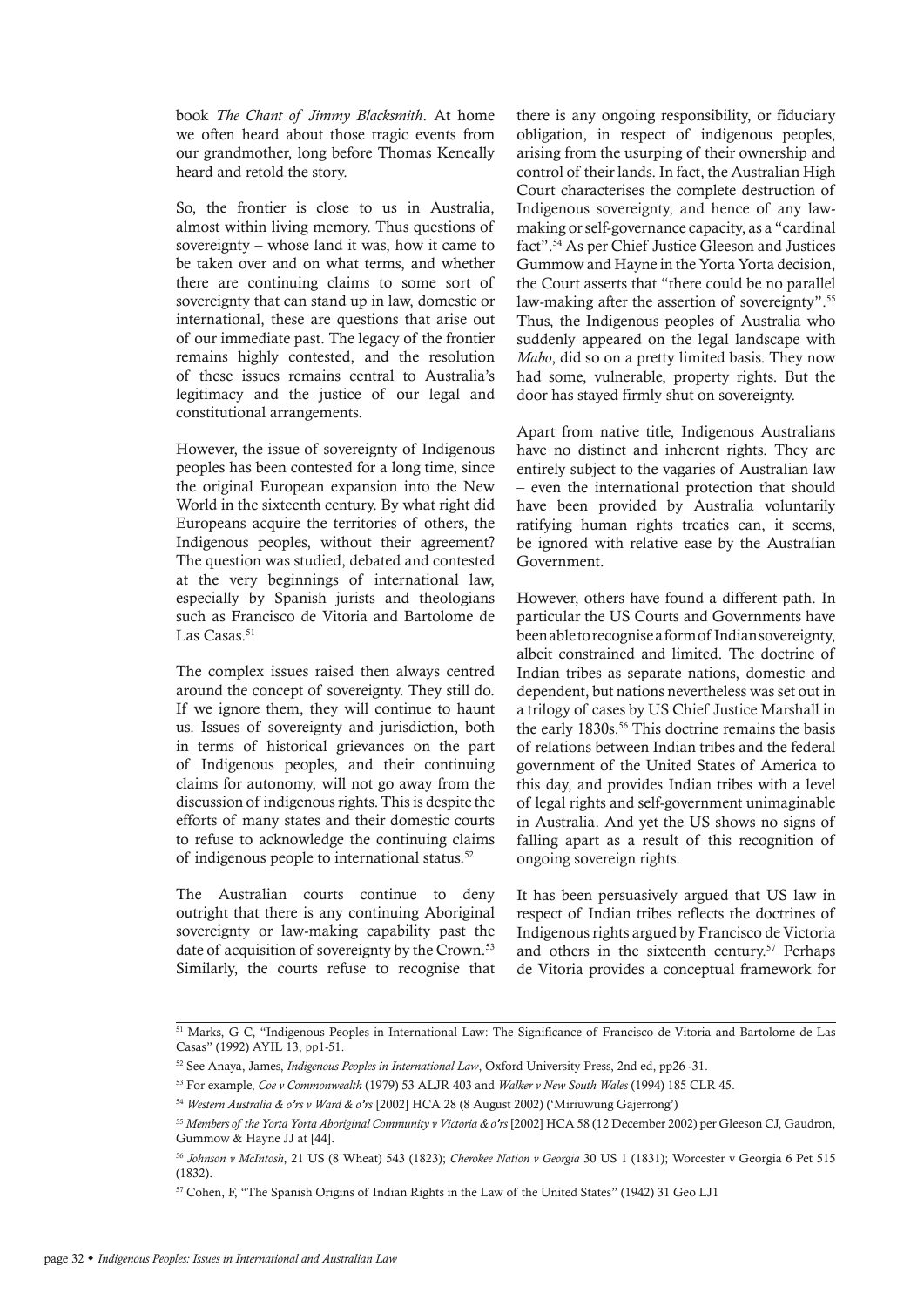book *The Chant of Jimmy Blacksmith*. At home we often heard about those tragic events from our grandmother, long before Thomas Keneally heard and retold the story.

So, the frontier is close to us in Australia, almost within living memory. Thus questions of sovereignty – whose land it was, how it came to be taken over and on what terms, and whether there are continuing claims to some sort of sovereignty that can stand up in law, domestic or international, these are questions that arise out of our immediate past. The legacy of the frontier remains highly contested, and the resolution of these issues remains central to Australia's legitimacy and the justice of our legal and constitutional arrangements.

However, the issue of sovereignty of Indigenous peoples has been contested for a long time, since the original European expansion into the New World in the sixteenth century. By what right did Europeans acquire the territories of others, the Indigenous peoples, without their agreement? The question was studied, debated and contested at the very beginnings of international law, especially by Spanish jurists and theologians such as Francisco de Vitoria and Bartolome de Las Casas.[51]

The complex issues raised then always centred around the concept of sovereignty. They still do. If we ignore them, they will continue to haunt us. Issues of sovereignty and jurisdiction, both in terms of historical grievances on the part of Indigenous peoples, and their continuing claims for autonomy, will not go away from the discussion of indigenous rights. This is despite the efforts of many states and their domestic courts to refuse to acknowledge the continuing claims of indigenous people to international status.[52]

The Australian courts continue to deny outright that there is any continuing Aboriginal sovereignty or law-making capability past the date of acquisition of sovereignty by the Crown.[53] Similarly, the courts refuse to recognise that there is any ongoing responsibility, or fiduciary obligation, in respect of indigenous peoples, arising from the usurping of their ownership and control of their lands. In fact, the Australian High Court characterises the complete destruction of Indigenous sovereignty, and hence of any law-making or self-governance capacity, as a "cardinal fact".[54] As per Chief Justice Gleeson and Justices Gummow and Hayne in the Yorta Yorta decision, the Court asserts that "there could be no parallel law-making after the assertion of sovereignty".[55] Thus, the Indigenous peoples of Australia who suddenly appeared on the legal landscape with *Mabo*, did so on a pretty limited basis. They now had some, vulnerable, property rights. But the door has stayed firmly shut on sovereignty.

Apart from native title, Indigenous Australians have no distinct and inherent rights. They are entirely subject to the vagaries of Australian law – even the international protection that should have been provided by Australia voluntarily ratifying human rights treaties can, it seems, be ignored with relative ease by the Australian Government.

However, others have found a different path. In particular the US Courts and Governments have been able to recognise a form of Indian sovereignty, albeit constrained and limited. The doctrine of Indian tribes as separate nations, domestic and dependent, but nations nevertheless was set out in a trilogy of cases by US Chief Justice Marshall in the early 1830s.[56] This doctrine remains the basis of relations between Indian tribes and the federal government of the United States of America to this day, and provides Indian tribes with a level of legal rights and self-government unimaginable in Australia. And yet the US shows no signs of falling apart as a result of this recognition of ongoing sovereign rights.

It has been persuasively argued that US law in respect of Indian tribes reflects the doctrines of Indigenous rights argued by Francisco de Victoria and others in the sixteenth century.[57] Perhaps de Vitoria provides a conceptual framework for

---

[51] Marks, G C, "Indigenous Peoples in International Law: The Significance of Francisco de Vitoria and Bartolome de Las Casas" (1992) AYIL 13, pp1-51.

[52] See Anaya, James, *Indigenous Peoples in International Law*, Oxford University Press, 2nd ed, pp26 -31.

[53] For example, *Coe v Commonwealth* (1979) 53 ALJR 403 and *Walker v New South Wales* (1994) 185 CLR 45.

[54] *Western Australia & o'rs v Ward & o'rs* [2002] HCA 28 (8 August 2002) ('Miriuwung Gajerrong')

[55] *Members of the Yorta Yorta Aboriginal Community v Victoria & o'rs* [2002] HCA 58 (12 December 2002) per Gleeson CJ, Gaudron, Gummow & Hayne JJ at [44].

[56] *Johnson v McIntosh*, 21 US (8 Wheat) 543 (1823); *Cherokee Nation v Georgia* 30 US 1 (1831); Worcester v Georgia 6 Pet 515 (1832).

[57] Cohen, F, "The Spanish Origins of Indian Rights in the Law of the United States" (1942) 31 Geo LJ1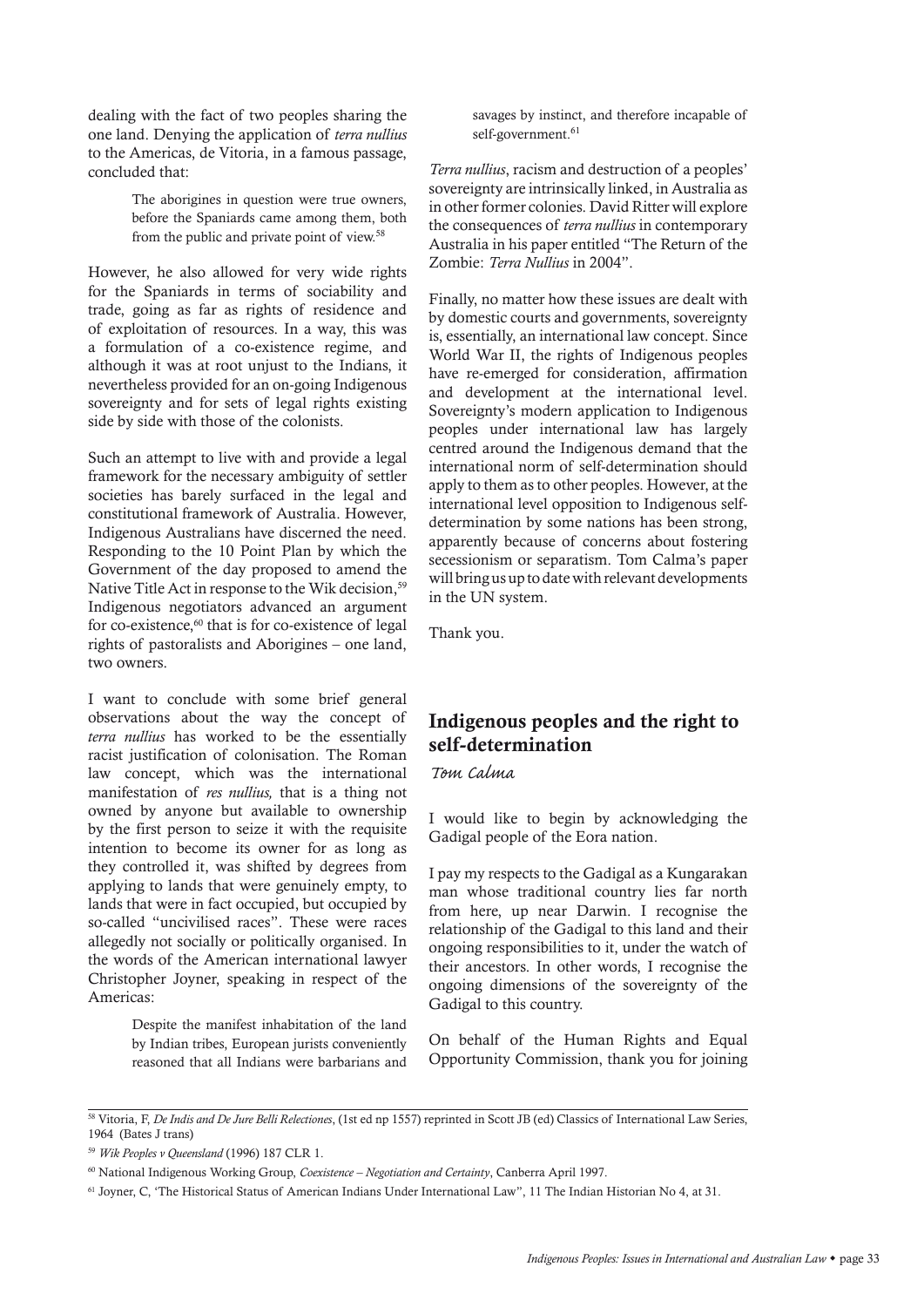dealing with the fact of two peoples sharing the one land. Denying the application of *terra nullius* to the Americas, de Vitoria, in a famous passage, concluded that:

> The aborigines in question were true owners, before the Spaniards came among them, both from the public and private point of view.[58]

However, he also allowed for very wide rights for the Spaniards in terms of sociability and trade, going as far as rights of residence and of exploitation of resources. In a way, this was a formulation of a co-existence regime, and although it was at root unjust to the Indians, it nevertheless provided for an on-going Indigenous sovereignty and for sets of legal rights existing side by side with those of the colonists.

Such an attempt to live with and provide a legal framework for the necessary ambiguity of settler societies has barely surfaced in the legal and constitutional framework of Australia. However, Indigenous Australians have discerned the need. Responding to the 10 Point Plan by which the Government of the day proposed to amend the Native Title Act in response to the Wik decision,[59] Indigenous negotiators advanced an argument for co-existence,[60] that is for co-existence of legal rights of pastoralists and Aborigines – one land, two owners.

I want to conclude with some brief general observations about the way the concept of *terra nullius* has worked to be the essentially racist justification of colonisation. The Roman law concept, which was the international manifestation of *res nullius,* that is a thing not owned by anyone but available to ownership by the first person to seize it with the requisite intention to become its owner for as long as they controlled it, was shifted by degrees from applying to lands that were genuinely empty, to lands that were in fact occupied, but occupied by so-called "uncivilised races". These were races allegedly not socially or politically organised. In the words of the American international lawyer Christopher Joyner, speaking in respect of the Americas:

> Despite the manifest inhabitation of the land by Indian tribes, European jurists conveniently reasoned that all Indians were barbarians and savages by instinct, and therefore incapable of self-government.[61]

*Terra nullius*, racism and destruction of a peoples' sovereignty are intrinsically linked, in Australia as in other former colonies. David Ritter will explore the consequences of *terra nullius* in contemporary Australia in his paper entitled "The Return of the Zombie: *Terra Nullius* in 2004".

Finally, no matter how these issues are dealt with by domestic courts and governments, sovereignty is, essentially, an international law concept. Since World War II, the rights of Indigenous peoples have re-emerged for consideration, affirmation and development at the international level. Sovereignty's modern application to Indigenous peoples under international law has largely centred around the Indigenous demand that the international norm of self-determination should apply to them as to other peoples. However, at the international level opposition to Indigenous self-determination by some nations has been strong, apparently because of concerns about fostering secessionism or separatism. Tom Calma's paper will bring us up to date with relevant developments in the UN system.

Thank you.

## Indigenous peoples and the right to self-determination

*Tom Calma*

I would like to begin by acknowledging the Gadigal people of the Eora nation.

I pay my respects to the Gadigal as a Kungarakan man whose traditional country lies far north from here, up near Darwin. I recognise the relationship of the Gadigal to this land and their ongoing responsibilities to it, under the watch of their ancestors. In other words, I recognise the ongoing dimensions of the sovereignty of the Gadigal to this country.

On behalf of the Human Rights and Equal Opportunity Commission, thank you for joining

---

[58] Vitoria, F, *De Indis and De Jure Belli Relectiones*, (1st ed np 1557) reprinted in Scott JB (ed) Classics of International Law Series, 1964 (Bates J trans)

[59] *Wik Peoples v Queensland* (1996) 187 CLR 1.

[60] National Indigenous Working Group, *Coexistence – Negotiation and Certainty*, Canberra April 1997.

[61] Joyner, C, 'The Historical Status of American Indians Under International Law", 11 The Indian Historian No 4, at 31.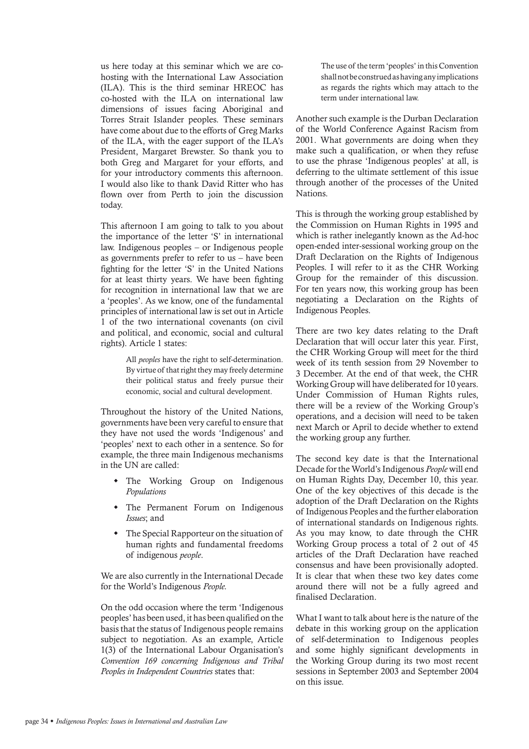us here today at this seminar which we are co-hosting with the International Law Association (ILA). This is the third seminar HREOC has co-hosted with the ILA on international law dimensions of issues facing Aboriginal and Torres Strait Islander peoples. These seminars have come about due to the efforts of Greg Marks of the ILA, with the eager support of the ILA's President, Margaret Brewster. So thank you to both Greg and Margaret for your efforts, and for your introductory comments this afternoon. I would also like to thank David Ritter who has flown over from Perth to join the discussion today.

This afternoon I am going to talk to you about the importance of the letter 'S' in international law. Indigenous peoples – or Indigenous people as governments prefer to refer to us – have been fighting for the letter 'S' in the United Nations for at least thirty years. We have been fighting for recognition in international law that we are a 'peoples'. As we know, one of the fundamental principles of international law is set out in Article 1 of the two international covenants (on civil and political, and economic, social and cultural rights). Article 1 states:

> All *peoples* have the right to self-determination. By virtue of that right they may freely determine their political status and freely pursue their economic, social and cultural development.

Throughout the history of the United Nations, governments have been very careful to ensure that they have not used the words 'Indigenous' and 'peoples' next to each other in a sentence. So for example, the three main Indigenous mechanisms in the UN are called:

- The Working Group on Indigenous *Populations*
- The Permanent Forum on Indigenous *Issues*; and
- The Special Rapporteur on the situation of human rights and fundamental freedoms of indigenous *people*.

We are also currently in the International Decade for the World's Indigenous *People*.

On the odd occasion where the term 'Indigenous peoples' has been used, it has been qualified on the basis that the status of Indigenous people remains subject to negotiation. As an example, Article 1(3) of the International Labour Organisation's *Convention 169 concerning Indigenous and Tribal Peoples in Independent Countries* states that:

> The use of the term 'peoples' in this Convention shall not be construed as having any implications as regards the rights which may attach to the term under international law.

Another such example is the Durban Declaration of the World Conference Against Racism from 2001. What governments are doing when they make such a qualification, or when they refuse to use the phrase 'Indigenous peoples' at all, is deferring to the ultimate settlement of this issue through another of the processes of the United Nations.

This is through the working group established by the Commission on Human Rights in 1995 and which is rather inelegantly known as the Ad-hoc open-ended inter-sessional working group on the Draft Declaration on the Rights of Indigenous Peoples. I will refer to it as the CHR Working Group for the remainder of this discussion. For ten years now, this working group has been negotiating a Declaration on the Rights of Indigenous Peoples.

There are two key dates relating to the Draft Declaration that will occur later this year. First, the CHR Working Group will meet for the third week of its tenth session from 29 November to 3 December. At the end of that week, the CHR Working Group will have deliberated for 10 years. Under Commission of Human Rights rules, there will be a review of the Working Group's operations, and a decision will need to be taken next March or April to decide whether to extend the working group any further.

The second key date is that the International Decade for the World's Indigenous *People* will end on Human Rights Day, December 10, this year. One of the key objectives of this decade is the adoption of the Draft Declaration on the Rights of Indigenous Peoples and the further elaboration of international standards on Indigenous rights. As you may know, to date through the CHR Working Group process a total of 2 out of 45 articles of the Draft Declaration have reached consensus and have been provisionally adopted. It is clear that when these two key dates come around there will not be a fully agreed and finalised Declaration.

What I want to talk about here is the nature of the debate in this working group on the application of self-determination to Indigenous peoples and some highly significant developments in the Working Group during its two most recent sessions in September 2003 and September 2004 on this issue.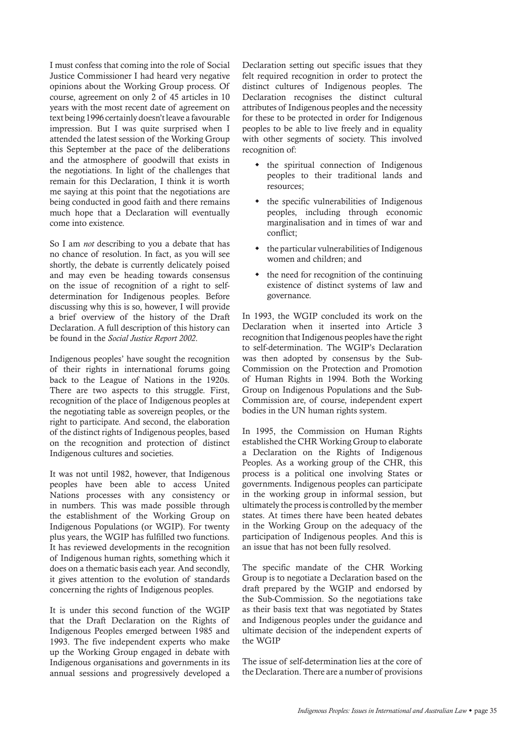I must confess that coming into the role of Social Justice Commissioner I had heard very negative opinions about the Working Group process. Of course, agreement on only 2 of 45 articles in 10 years with the most recent date of agreement on text being 1996 certainly doesn't leave a favourable impression. But I was quite surprised when I attended the latest session of the Working Group this September at the pace of the deliberations and the atmosphere of goodwill that exists in the negotiations. In light of the challenges that remain for this Declaration, I think it is worth me saying at this point that the negotiations are being conducted in good faith and there remains much hope that a Declaration will eventually come into existence.

So I am *not* describing to you a debate that has no chance of resolution. In fact, as you will see shortly, the debate is currently delicately poised and may even be heading towards consensus on the issue of recognition of a right to self-determination for Indigenous peoples. Before discussing why this is so, however, I will provide a brief overview of the history of the Draft Declaration. A full description of this history can be found in the *Social Justice Report 2002*.

Indigenous peoples' have sought the recognition of their rights in international forums going back to the League of Nations in the 1920s. There are two aspects to this struggle. First, recognition of the place of Indigenous peoples at the negotiating table as sovereign peoples, or the right to participate. And second, the elaboration of the distinct rights of Indigenous peoples, based on the recognition and protection of distinct Indigenous cultures and societies.

It was not until 1982, however, that Indigenous peoples have been able to access United Nations processes with any consistency or in numbers. This was made possible through the establishment of the Working Group on Indigenous Populations (or WGIP). For twenty plus years, the WGIP has fulfilled two functions. It has reviewed developments in the recognition of Indigenous human rights, something which it does on a thematic basis each year. And secondly, it gives attention to the evolution of standards concerning the rights of Indigenous peoples.

It is under this second function of the WGIP that the Draft Declaration on the Rights of Indigenous Peoples emerged between 1985 and 1993. The five independent experts who make up the Working Group engaged in debate with Indigenous organisations and governments in its annual sessions and progressively developed a Declaration setting out specific issues that they felt required recognition in order to protect the distinct cultures of Indigenous peoples. The Declaration recognises the distinct cultural attributes of Indigenous peoples and the necessity for these to be protected in order for Indigenous peoples to be able to live freely and in equality with other segments of society. This involved recognition of:

- the spiritual connection of Indigenous peoples to their traditional lands and resources;
- the specific vulnerabilities of Indigenous peoples, including through economic marginalisation and in times of war and conflict;
- the particular vulnerabilities of Indigenous women and children; and
- the need for recognition of the continuing existence of distinct systems of law and governance.

In 1993, the WGIP concluded its work on the Declaration when it inserted into Article 3 recognition that Indigenous peoples have the right to self-determination. The WGIP's Declaration was then adopted by consensus by the Sub-Commission on the Protection and Promotion of Human Rights in 1994. Both the Working Group on Indigenous Populations and the Sub-Commission are, of course, independent expert bodies in the UN human rights system.

In 1995, the Commission on Human Rights established the CHR Working Group to elaborate a Declaration on the Rights of Indigenous Peoples. As a working group of the CHR, this process is a political one involving States or governments. Indigenous peoples can participate in the working group in informal session, but ultimately the process is controlled by the member states. At times there have been heated debates in the Working Group on the adequacy of the participation of Indigenous peoples. And this is an issue that has not been fully resolved.

The specific mandate of the CHR Working Group is to negotiate a Declaration based on the draft prepared by the WGIP and endorsed by the Sub-Commission. So the negotiations take as their basis text that was negotiated by States and Indigenous peoples under the guidance and ultimate decision of the independent experts of the WGIP

The issue of self-determination lies at the core of the Declaration. There are a number of provisions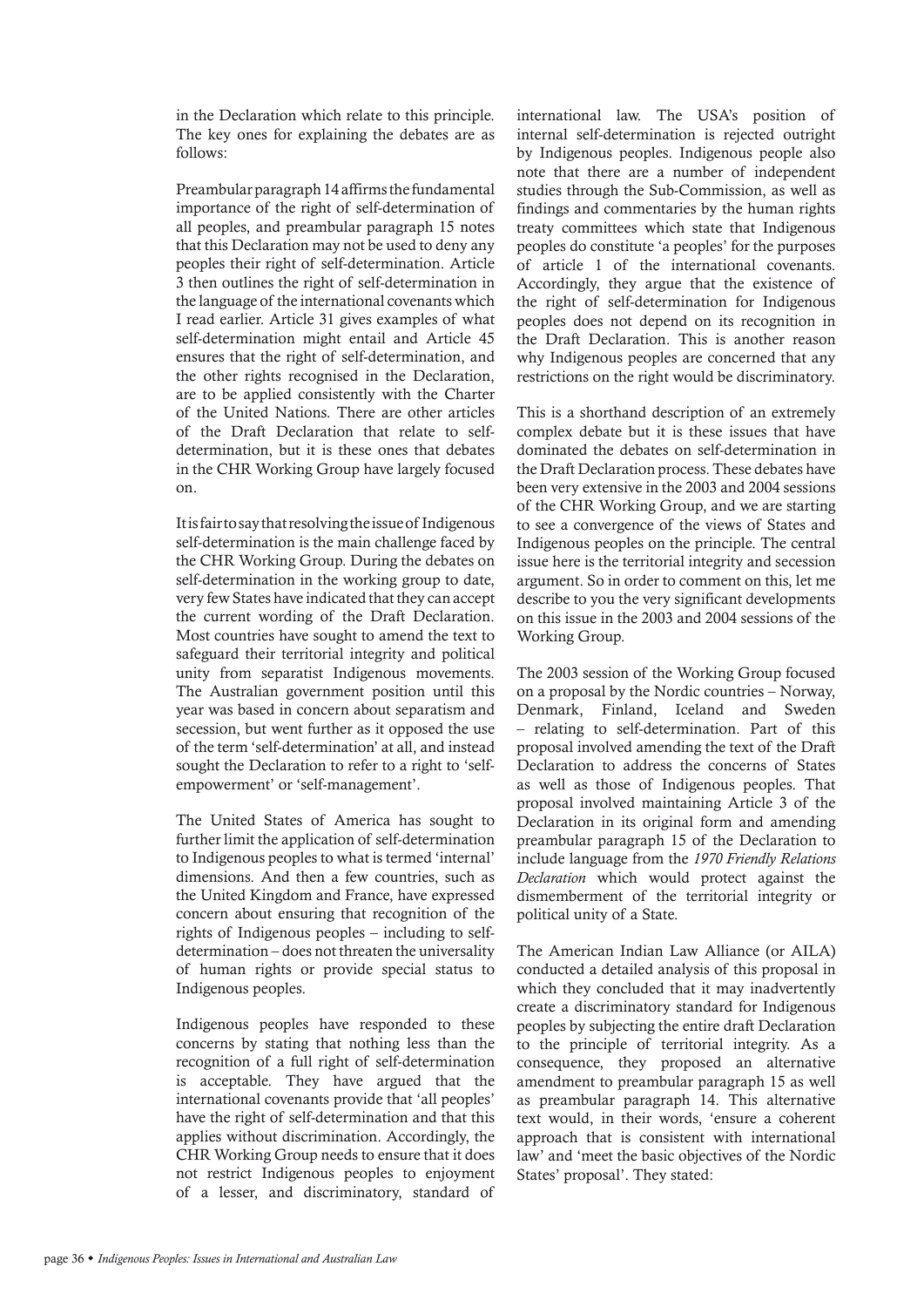in the Declaration which relate to this principle. The key ones for explaining the debates are as follows:

Preambular paragraph 14 affirms the fundamental importance of the right of self-determination of all peoples, and preambular paragraph 15 notes that this Declaration may not be used to deny any peoples their right of self-determination. Article 3 then outlines the right of self-determination in the language of the international covenants which I read earlier. Article 31 gives examples of what self-determination might entail and Article 45 ensures that the right of self-determination, and the other rights recognised in the Declaration, are to be applied consistently with the Charter of the United Nations. There are other articles of the Draft Declaration that relate to self-determination, but it is these ones that debates in the CHR Working Group have largely focused on.

It is fair to say that resolving the issue of Indigenous self-determination is the main challenge faced by the CHR Working Group. During the debates on self-determination in the working group to date, very few States have indicated that they can accept the current wording of the Draft Declaration. Most countries have sought to amend the text to safeguard their territorial integrity and political unity from separatist Indigenous movements. The Australian government position until this year was based in concern about separatism and secession, but went further as it opposed the use of the term 'self-determination' at all, and instead sought the Declaration to refer to a right to 'self-empowerment' or 'self-management'.

The United States of America has sought to further limit the application of self-determination to Indigenous peoples to what is termed 'internal' dimensions. And then a few countries, such as the United Kingdom and France, have expressed concern about ensuring that recognition of the rights of Indigenous peoples – including to self-determination – does not threaten the universality of human rights or provide special status to Indigenous peoples.

Indigenous peoples have responded to these concerns by stating that nothing less than the recognition of a full right of self-determination is acceptable. They have argued that the international covenants provide that 'all peoples' have the right of self-determination and that this applies without discrimination. Accordingly, the CHR Working Group needs to ensure that it does not restrict Indigenous peoples to enjoyment of a lesser, and discriminatory, standard of international law. The USA's position of internal self-determination is rejected outright by Indigenous peoples. Indigenous people also note that there are a number of independent studies through the Sub-Commission, as well as findings and commentaries by the human rights treaty committees which state that Indigenous peoples do constitute 'a peoples' for the purposes of article 1 of the international covenants. Accordingly, they argue that the existence of the right of self-determination for Indigenous peoples does not depend on its recognition in the Draft Declaration. This is another reason why Indigenous peoples are concerned that any restrictions on the right would be discriminatory.

This is a shorthand description of an extremely complex debate but it is these issues that have dominated the debates on self-determination in the Draft Declaration process. These debates have been very extensive in the 2003 and 2004 sessions of the CHR Working Group, and we are starting to see a convergence of the views of States and Indigenous peoples on the principle. The central issue here is the territorial integrity and secession argument. So in order to comment on this, let me describe to you the very significant developments on this issue in the 2003 and 2004 sessions of the Working Group.

The 2003 session of the Working Group focused on a proposal by the Nordic countries – Norway, Denmark, Finland, Iceland and Sweden – relating to self-determination. Part of this proposal involved amending the text of the Draft Declaration to address the concerns of States as well as those of Indigenous peoples. That proposal involved maintaining Article 3 of the Declaration in its original form and amending preambular paragraph 15 of the Declaration to include language from the *1970 Friendly Relations Declaration* which would protect against the dismemberment of the territorial integrity or political unity of a State.

The American Indian Law Alliance (or AILA) conducted a detailed analysis of this proposal in which they concluded that it may inadvertently create a discriminatory standard for Indigenous peoples by subjecting the entire draft Declaration to the principle of territorial integrity. As a consequence, they proposed an alternative amendment to preambular paragraph 15 as well as preambular paragraph 14. This alternative text would, in their words, 'ensure a coherent approach that is consistent with international law' and 'meet the basic objectives of the Nordic States' proposal'. They stated: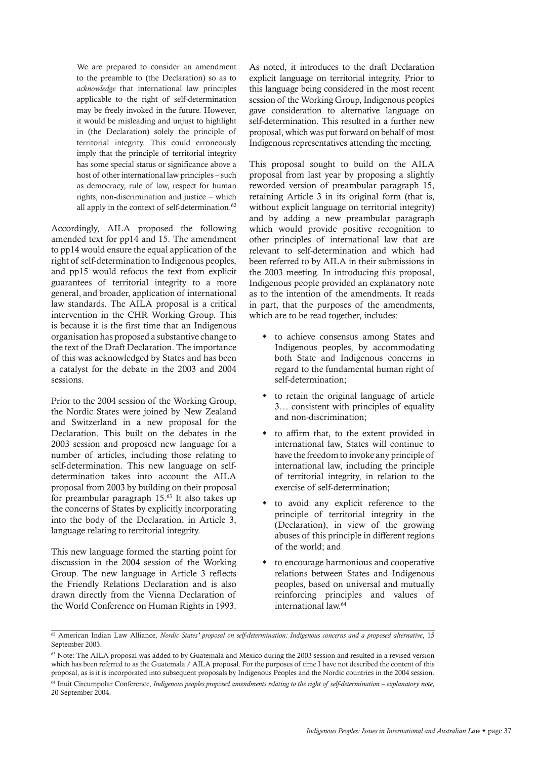> We are prepared to consider an amendment to the preamble to (the Declaration) so as to *acknowledge* that international law principles applicable to the right of self-determination may be freely invoked in the future. However, it would be misleading and unjust to highlight in (the Declaration) solely the principle of territorial integrity. This could erroneously imply that the principle of territorial integrity has some special status or significance above a host of other international law principles – such as democracy, rule of law, respect for human rights, non-discrimination and justice – which all apply in the context of self-determination.[62]

Accordingly, AILA proposed the following amended text for pp14 and 15. The amendment to pp14 would ensure the equal application of the right of self-determination to Indigenous peoples, and pp15 would refocus the text from explicit guarantees of territorial integrity to a more general, and broader, application of international law standards. The AILA proposal is a critical intervention in the CHR Working Group. This is because it is the first time that an Indigenous organisation has proposed a substantive change to the text of the Draft Declaration. The importance of this was acknowledged by States and has been a catalyst for the debate in the 2003 and 2004 sessions.

Prior to the 2004 session of the Working Group, the Nordic States were joined by New Zealand and Switzerland in a new proposal for the Declaration. This built on the debates in the 2003 session and proposed new language for a number of articles, including those relating to self-determination. This new language on self-determination takes into account the AILA proposal from 2003 by building on their proposal for preambular paragraph 15.[63] It also takes up the concerns of States by explicitly incorporating into the body of the Declaration, in Article 3, language relating to territorial integrity.

This new language formed the starting point for discussion in the 2004 session of the Working Group. The new language in Article 3 reflects the Friendly Relations Declaration and is also drawn directly from the Vienna Declaration of the World Conference on Human Rights in 1993. As noted, it introduces to the draft Declaration explicit language on territorial integrity. Prior to this language being considered in the most recent session of the Working Group, Indigenous peoples gave consideration to alternative language on self-determination. This resulted in a further new proposal, which was put forward on behalf of most Indigenous representatives attending the meeting.

This proposal sought to build on the AILA proposal from last year by proposing a slightly reworded version of preambular paragraph 15, retaining Article 3 in its original form (that is, without explicit language on territorial integrity) and by adding a new preambular paragraph which would provide positive recognition to other principles of international law that are relevant to self-determination and which had been referred to by AILA in their submissions in the 2003 meeting. In introducing this proposal, Indigenous people provided an explanatory note as to the intention of the amendments. It reads in part, that the purposes of the amendments, which are to be read together, includes:

- to achieve consensus among States and Indigenous peoples, by accommodating both State and Indigenous concerns in regard to the fundamental human right of self-determination;
- to retain the original language of article 3… consistent with principles of equality and non-discrimination;
- to affirm that, to the extent provided in international law, States will continue to have the freedom to invoke any principle of international law, including the principle of territorial integrity, in relation to the exercise of self-determination;
- to avoid any explicit reference to the principle of territorial integrity in the (Declaration), in view of the growing abuses of this principle in different regions of the world; and
- to encourage harmonious and cooperative relations between States and Indigenous peoples, based on universal and mutually reinforcing principles and values of international law.[64]

---

[62] American Indian Law Alliance, *Nordic States' proposal on self-determination: Indigenous concerns and a proposed alternative*, 15 September 2003.

[63] Note: The AILA proposal was added to by Guatemala and Mexico during the 2003 session and resulted in a revised version which has been referred to as the Guatemala / AILA proposal. For the purposes of time I have not described the content of this proposal, as is it is incorporated into subsequent proposals by Indigenous Peoples and the Nordic countries in the 2004 session.

[64] Inuit Circumpolar Conference, *Indigenous peoples proposed amendments relating to the right of self-determination – explanatory note*, 20 September 2004.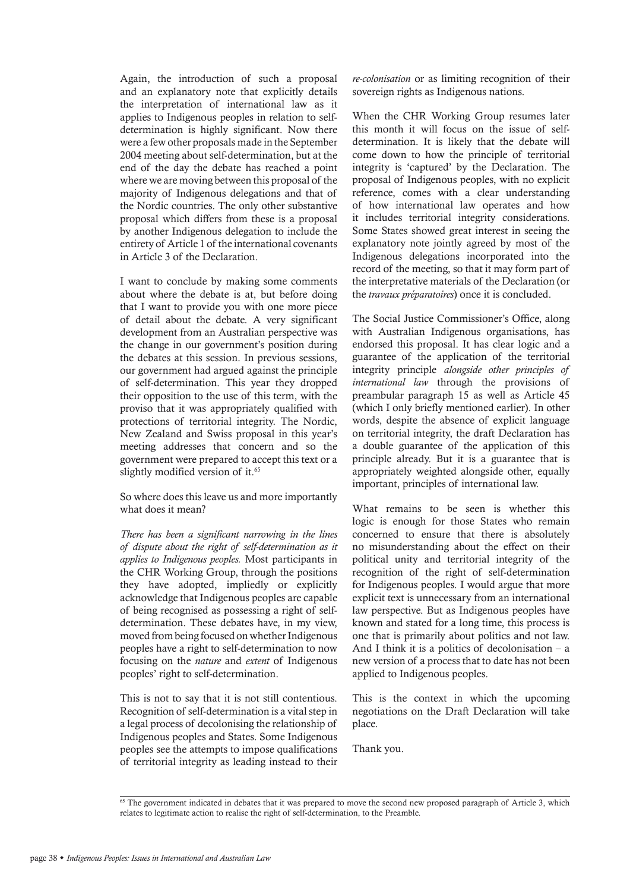Again, the introduction of such a proposal and an explanatory note that explicitly details the interpretation of international law as it applies to Indigenous peoples in relation to self-determination is highly significant. Now there were a few other proposals made in the September 2004 meeting about self-determination, but at the end of the day the debate has reached a point where we are moving between this proposal of the majority of Indigenous delegations and that of the Nordic countries. The only other substantive proposal which differs from these is a proposal by another Indigenous delegation to include the entirety of Article 1 of the international covenants in Article 3 of the Declaration.

I want to conclude by making some comments about where the debate is at, but before doing that I want to provide you with one more piece of detail about the debate. A very significant development from an Australian perspective was the change in our government's position during the debates at this session. In previous sessions, our government had argued against the principle of self-determination. This year they dropped their opposition to the use of this term, with the proviso that it was appropriately qualified with protections of territorial integrity. The Nordic, New Zealand and Swiss proposal in this year's meeting addresses that concern and so the government were prepared to accept this text or a slightly modified version of it.[65]

So where does this leave us and more importantly what does it mean?

*There has been a significant narrowing in the lines of dispute about the right of self-determination as it applies to Indigenous peoples.* Most participants in the CHR Working Group, through the positions they have adopted, impliedly or explicitly acknowledge that Indigenous peoples are capable of being recognised as possessing a right of self-determination. These debates have, in my view, moved from being focused on whether Indigenous peoples have a right to self-determination to now focusing on the *nature* and *extent* of Indigenous peoples' right to self-determination.

This is not to say that it is not still contentious. Recognition of self-determination is a vital step in a legal process of decolonising the relationship of Indigenous peoples and States. Some Indigenous peoples see the attempts to impose qualifications of territorial integrity as leading instead to their *re-colonisation* or as limiting recognition of their sovereign rights as Indigenous nations.

When the CHR Working Group resumes later this month it will focus on the issue of self-determination. It is likely that the debate will come down to how the principle of territorial integrity is 'captured' by the Declaration. The proposal of Indigenous peoples, with no explicit reference, comes with a clear understanding of how international law operates and how it includes territorial integrity considerations. Some States showed great interest in seeing the explanatory note jointly agreed by most of the Indigenous delegations incorporated into the record of the meeting, so that it may form part of the interpretative materials of the Declaration (or the *travaux préparatoires*) once it is concluded.

The Social Justice Commissioner's Office, along with Australian Indigenous organisations, has endorsed this proposal. It has clear logic and a guarantee of the application of the territorial integrity principle *alongside other principles of international law* through the provisions of preambular paragraph 15 as well as Article 45 (which I only briefly mentioned earlier). In other words, despite the absence of explicit language on territorial integrity, the draft Declaration has a double guarantee of the application of this principle already. But it is a guarantee that is appropriately weighted alongside other, equally important, principles of international law.

What remains to be seen is whether this logic is enough for those States who remain concerned to ensure that there is absolutely no misunderstanding about the effect on their political unity and territorial integrity of the recognition of the right of self-determination for Indigenous peoples. I would argue that more explicit text is unnecessary from an international law perspective. But as Indigenous peoples have known and stated for a long time, this process is one that is primarily about politics and not law. And I think it is a politics of decolonisation – a new version of a process that to date has not been applied to Indigenous peoples.

This is the context in which the upcoming negotiations on the Draft Declaration will take place.

Thank you.

---

[65] The government indicated in debates that it was prepared to move the second new proposed paragraph of Article 3, which relates to legitimate action to realise the right of self-determination, to the Preamble.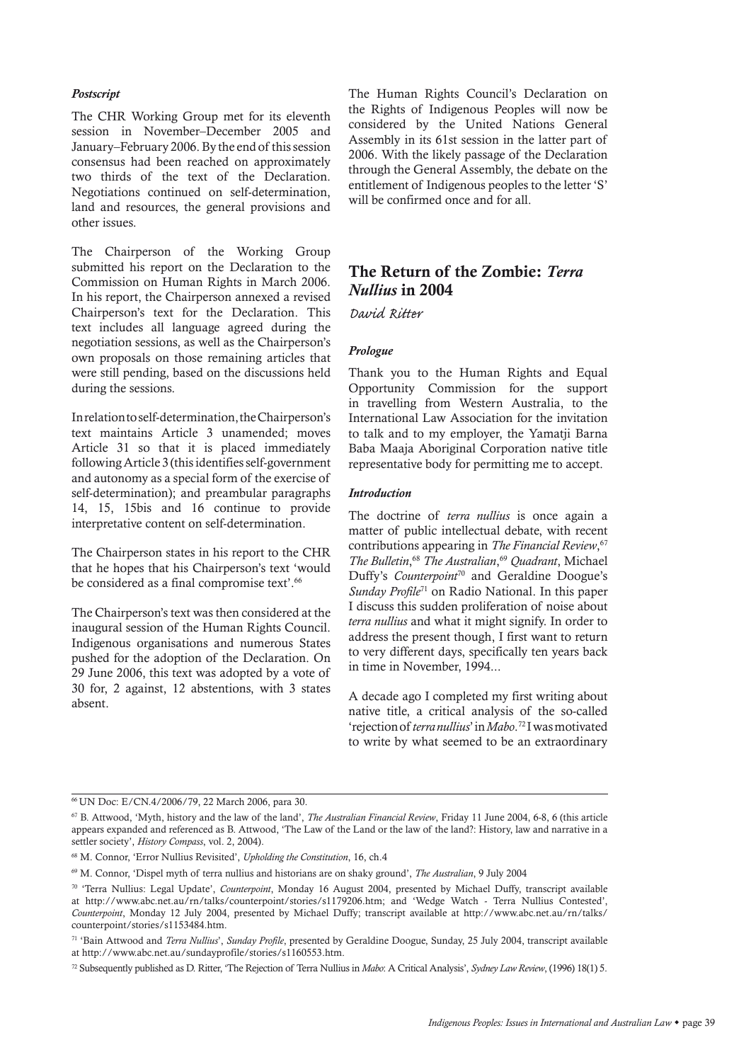### *Postscript*

The CHR Working Group met for its eleventh session in November–December 2005 and January–February 2006. By the end of this session consensus had been reached on approximately two thirds of the text of the Declaration. Negotiations continued on self-determination, land and resources, the general provisions and other issues.

The Chairperson of the Working Group submitted his report on the Declaration to the Commission on Human Rights in March 2006. In his report, the Chairperson annexed a revised Chairperson's text for the Declaration. This text includes all language agreed during the negotiation sessions, as well as the Chairperson's own proposals on those remaining articles that were still pending, based on the discussions held during the sessions.

In relation to self-determination, the Chairperson's text maintains Article 3 unamended; moves Article 31 so that it is placed immediately following Article 3 (this identifies self-government and autonomy as a special form of the exercise of self-determination); and preambular paragraphs 14, 15, 15bis and 16 continue to provide interpretative content on self-determination.

The Chairperson states in his report to the CHR that he hopes that his Chairperson's text 'would be considered as a final compromise text'.[66]

The Chairperson's text was then considered at the inaugural session of the Human Rights Council. Indigenous organisations and numerous States pushed for the adoption of the Declaration. On 29 June 2006, this text was adopted by a vote of 30 for, 2 against, 12 abstentions, with 3 states absent.

The Human Rights Council's Declaration on the Rights of Indigenous Peoples will now be considered by the United Nations General Assembly in its 61st session in the latter part of 2006. With the likely passage of the Declaration through the General Assembly, the debate on the entitlement of Indigenous peoples to the letter 'S' will be confirmed once and for all.

## The Return of the Zombie: *Terra Nullius* in 2004

*David Ritter*

### *Prologue*

Thank you to the Human Rights and Equal Opportunity Commission for the support in travelling from Western Australia, to the International Law Association for the invitation to talk and to my employer, the Yamatji Barna Baba Maaja Aboriginal Corporation native title representative body for permitting me to accept.

### *Introduction*

The doctrine of *terra nullius* is once again a matter of public intellectual debate, with recent contributions appearing in *The Financial Review*,[67] *The Bulletin*,[68] *The Australian*,[69] *Quadrant*, Michael Duffy's *Counterpoint*[70] and Geraldine Doogue's *Sunday Profile*[71] on Radio National. In this paper I discuss this sudden proliferation of noise about *terra nullius* and what it might signify. In order to address the present though, I first want to return to very different days, specifically ten years back in time in November, 1994...

A decade ago I completed my first writing about native title, a critical analysis of the so-called 'rejection of *terra nullius*' in *Mabo*.[72] I was motivated to write by what seemed to be an extraordinary

---

[66] UN Doc: E/CN.4/2006/79, 22 March 2006, para 30.

[67] B. Attwood, 'Myth, history and the law of the land', *The Australian Financial Review*, Friday 11 June 2004, 6-8, 6 (this article appears expanded and referenced as B. Attwood, 'The Law of the Land or the law of the land?: History, law and narrative in a settler society', *History Compass*, vol. 2, 2004).

[68] M. Connor, 'Error Nullius Revisited', *Upholding the Constitution*, 16, ch.4

[69] M. Connor, 'Dispel myth of terra nullius and historians are on shaky ground', *The Australian*, 9 July 2004

[70] 'Terra Nullius: Legal Update', *Counterpoint*, Monday 16 August 2004, presented by Michael Duffy, transcript available at http://www.abc.net.au/rn/talks/counterpoint/stories/s1179206.htm; and 'Wedge Watch - Terra Nullius Contested', *Counterpoint*, Monday 12 July 2004, presented by Michael Duffy; transcript available at http://www.abc.net.au/rn/talks/counterpoint/stories/s1153484.htm.

[71] 'Bain Attwood and *Terra Nullius*', *Sunday Profile*, presented by Geraldine Doogue, Sunday, 25 July 2004, transcript available at http://www.abc.net.au/sundayprofile/stories/s1160553.htm.

[72] Subsequently published as D. Ritter, 'The Rejection of Terra Nullius in *Mabo*: A Critical Analysis', *Sydney Law Review*, (1996) 18(1) 5.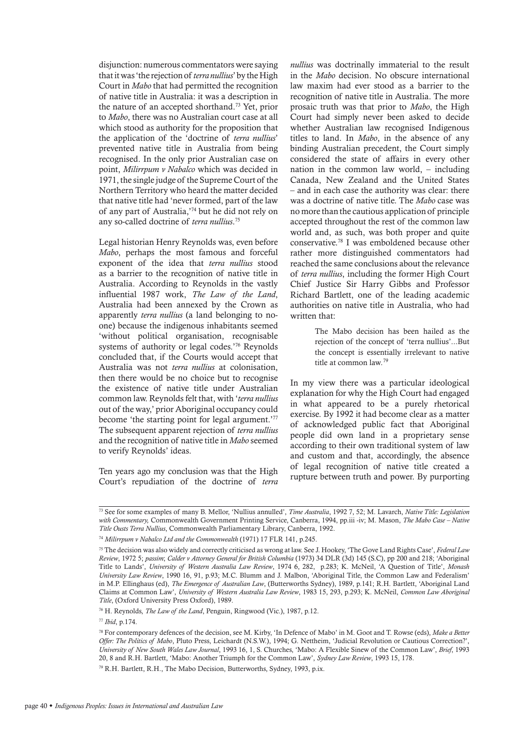disjunction: numerous commentators were saying that it was 'the rejection of *terra nullius*' by the High Court in *Mabo* that had permitted the recognition of native title in Australia: it was a description in the nature of an accepted shorthand.[73] Yet, prior to *Mabo*, there was no Australian court case at all which stood as authority for the proposition that the application of the 'doctrine of *terra nullius*' prevented native title in Australia from being recognised. In the only prior Australian case on point, *Milirrpum v Nabalco* which was decided in 1971, the single judge of the Supreme Court of the Northern Territory who heard the matter decided that native title had 'never formed, part of the law of any part of Australia,'[74] but he did not rely on any so-called doctrine of *terra nullius*.[75]

Legal historian Henry Reynolds was, even before *Mabo*, perhaps the most famous and forceful exponent of the idea that *terra nullius* stood as a barrier to the recognition of native title in Australia. According to Reynolds in the vastly influential 1987 work, *The Law of the Land*, Australia had been annexed by the Crown as apparently *terra nullius* (a land belonging to no-one) because the indigenous inhabitants seemed 'without political organisation, recognisable systems of authority or legal codes.'[76] Reynolds concluded that, if the Courts would accept that Australia was not *terra nullius* at colonisation, then there would be no choice but to recognise the existence of native title under Australian common law. Reynolds felt that, with '*terra nullius* out of the way,' prior Aboriginal occupancy could become 'the starting point for legal argument.'[77] The subsequent apparent rejection of *terra nullius* and the recognition of native title in *Mabo* seemed to verify Reynolds' ideas.

Ten years ago my conclusion was that the High Court's repudiation of the doctrine of *terra nullius* was doctrinally immaterial to the result in the *Mabo* decision. No obscure international law maxim had ever stood as a barrier to the recognition of native title in Australia. The more prosaic truth was that prior to *Mabo*, the High Court had simply never been asked to decide whether Australian law recognised Indigenous titles to land. In *Mabo*, in the absence of any binding Australian precedent, the Court simply considered the state of affairs in every other nation in the common law world, – including Canada, New Zealand and the United States – and in each case the authority was clear: there was a doctrine of native title. The *Mabo* case was no more than the cautious application of principle accepted throughout the rest of the common law world and, as such, was both proper and quite conservative.[78] I was emboldened because other rather more distinguished commentators had reached the same conclusions about the relevance of *terra nullius*, including the former High Court Chief Justice Sir Harry Gibbs and Professor Richard Bartlett, one of the leading academic authorities on native title in Australia, who had written that:

> The Mabo decision has been hailed as the rejection of the concept of 'terra nullius'...But the concept is essentially irrelevant to native title at common law.[79]

In my view there was a particular ideological explanation for why the High Court had engaged in what appeared to be a purely rhetorical exercise. By 1992 it had become clear as a matter of acknowledged public fact that Aboriginal people did own land in a proprietary sense according to their own traditional system of law and custom and that, accordingly, the absence of legal recognition of native title created a rupture between truth and power. By purporting

---

[73] See for some examples of many B. Mellor, 'Nullius annulled', *Time Australia*, 1992 7, 52; M. Lavarch, *Native Title: Legislation with Commentary,* Commonwealth Government Printing Service, Canberra, 1994, pp.iii -iv; M. Mason, *The Mabo Case – Native Title Ousts Terra Nullius*, Commonwealth Parliamentary Library, Canberra, 1992.

[74] *Milirrpum v Nabalco Ltd and the Commonwealth* (1971) 17 FLR 141, p.245.

[75] The decision was also widely and correctly criticised as wrong at law. See J. Hookey, 'The Gove Land Rights Case', *Federal Law Review*, 1972 5; *passim*; *Calder v Attorney General for British Columbia* (1973) 34 DLR (3d) 145 (S.C), pp 200 and 218; 'Aboriginal Title to Lands', *University of Western Australia Law Review*, 1974 6, 282, p.283; K. McNeil, 'A Question of Title', *Monash University Law Review*, 1990 16, 91, p.93; M.C. Blumm and J. Malbon, 'Aboriginal Title, the Common Law and Federalism' in M.P. Ellinghaus (ed), *The Emergence of Australian Law*, (Butterworths Sydney), 1989, p.141; R.H. Bartlett, 'Aboriginal Land Claims at Common Law', *University of Western Australia Law Review*, 1983 15, 293, p.293; K. McNeil, *Common Law Aboriginal Title*, (Oxford University Press Oxford), 1989.

[76] H. Reynolds, *The Law of the Land*, Penguin, Ringwood (Vic.), 1987, p.12.

[77] *Ibid*, p.174.

[78] For contemporary defences of the decision, see M. Kirby, 'In Defence of Mabo' in M. Goot and T. Rowse (eds), *Make a Better Offer: The Politics of Mabo*, Pluto Press, Leichardt (N.S.W.), 1994; G. Nettheim, 'Judicial Revolution or Cautious Correction?', *University of New South Wales Law Journal*, 1993 16, 1, S. Churches, 'Mabo: A Flexible Sinew of the Common Law', *Brief*, 1993 20, 8 and R.H. Bartlett, 'Mabo: Another Triumph for the Common Law', *Sydney Law Review*, 1993 15, 178.

[79] R.H. Bartlett, R.H., The Mabo Decision, Butterworths, Sydney, 1993, p.ix.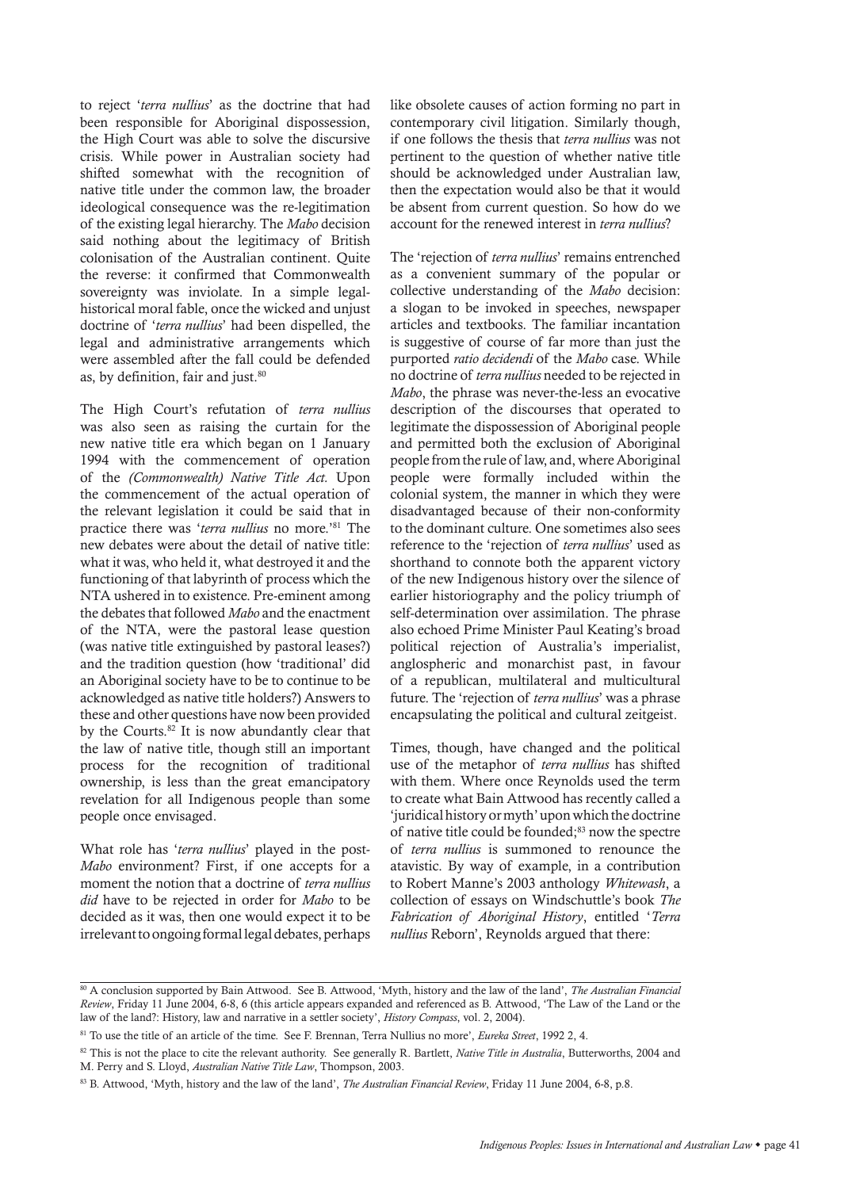to reject '*terra nullius*' as the doctrine that had been responsible for Aboriginal dispossession, the High Court was able to solve the discursive crisis. While power in Australian society had shifted somewhat with the recognition of native title under the common law, the broader ideological consequence was the re-legitimation of the existing legal hierarchy. The *Mabo* decision said nothing about the legitimacy of British colonisation of the Australian continent. Quite the reverse: it confirmed that Commonwealth sovereignty was inviolate. In a simple legal-historical moral fable, once the wicked and unjust doctrine of '*terra nullius*' had been dispelled, the legal and administrative arrangements which were assembled after the fall could be defended as, by definition, fair and just.[80]

The High Court's refutation of *terra nullius* was also seen as raising the curtain for the new native title era which began on 1 January 1994 with the commencement of operation of the *(Commonwealth) Native Title Act.* Upon the commencement of the actual operation of the relevant legislation it could be said that in practice there was '*terra nullius* no more.'[81] The new debates were about the detail of native title: what it was, who held it, what destroyed it and the functioning of that labyrinth of process which the NTA ushered in to existence. Pre-eminent among the debates that followed *Mabo* and the enactment of the NTA, were the pastoral lease question (was native title extinguished by pastoral leases?) and the tradition question (how 'traditional' did an Aboriginal society have to be to continue to be acknowledged as native title holders?) Answers to these and other questions have now been provided by the Courts.[82] It is now abundantly clear that the law of native title, though still an important process for the recognition of traditional ownership, is less than the great emancipatory revelation for all Indigenous people than some people once envisaged.

What role has '*terra nullius*' played in the post-*Mabo* environment? First, if one accepts for a moment the notion that a doctrine of *terra nullius* *did* have to be rejected in order for *Mabo* to be decided as it was, then one would expect it to be irrelevant to ongoing formal legal debates, perhaps like obsolete causes of action forming no part in contemporary civil litigation. Similarly though, if one follows the thesis that *terra nullius* was not pertinent to the question of whether native title should be acknowledged under Australian law, then the expectation would also be that it would be absent from current question. So how do we account for the renewed interest in *terra nullius*?

The 'rejection of *terra nullius*' remains entrenched as a convenient summary of the popular or collective understanding of the *Mabo* decision: a slogan to be invoked in speeches, newspaper articles and textbooks. The familiar incantation is suggestive of course of far more than just the purported *ratio decidendi* of the *Mabo* case. While no doctrine of *terra nullius* needed to be rejected in *Mabo*, the phrase was never-the-less an evocative description of the discourses that operated to legitimate the dispossession of Aboriginal people and permitted both the exclusion of Aboriginal people from the rule of law, and, where Aboriginal people were formally included within the colonial system, the manner in which they were disadvantaged because of their non-conformity to the dominant culture. One sometimes also sees reference to the 'rejection of *terra nullius*' used as shorthand to connote both the apparent victory of the new Indigenous history over the silence of earlier historiography and the policy triumph of self-determination over assimilation. The phrase also echoed Prime Minister Paul Keating's broad political rejection of Australia's imperialist, anglospheric and monarchist past, in favour of a republican, multilateral and multicultural future. The 'rejection of *terra nullius*' was a phrase encapsulating the political and cultural zeitgeist.

Times, though, have changed and the political use of the metaphor of *terra nullius* has shifted with them. Where once Reynolds used the term to create what Bain Attwood has recently called a 'juridical history or myth' upon which the doctrine of native title could be founded;[83] now the spectre of *terra nullius* is summoned to renounce the atavistic. By way of example, in a contribution to Robert Manne's 2003 anthology *Whitewash*, a collection of essays on Windschuttle's book *The Fabrication of Aboriginal History*, entitled '*Terra nullius* Reborn', Reynolds argued that there:

---

[80] A conclusion supported by Bain Attwood. See B. Attwood, 'Myth, history and the law of the land', *The Australian Financial Review*, Friday 11 June 2004, 6-8, 6 (this article appears expanded and referenced as B. Attwood, 'The Law of the Land or the law of the land?: History, law and narrative in a settler society', *History Compass*, vol. 2, 2004).

[81] To use the title of an article of the time. See F. Brennan, Terra Nullius no more', *Eureka Street*, 1992 2, 4.

[82] This is not the place to cite the relevant authority. See generally R. Bartlett, *Native Title in Australia*, Butterworths, 2004 and M. Perry and S. Lloyd, *Australian Native Title Law*, Thompson, 2003.

[83] B. Attwood, 'Myth, history and the law of the land', *The Australian Financial Review*, Friday 11 June 2004, 6-8, p.8.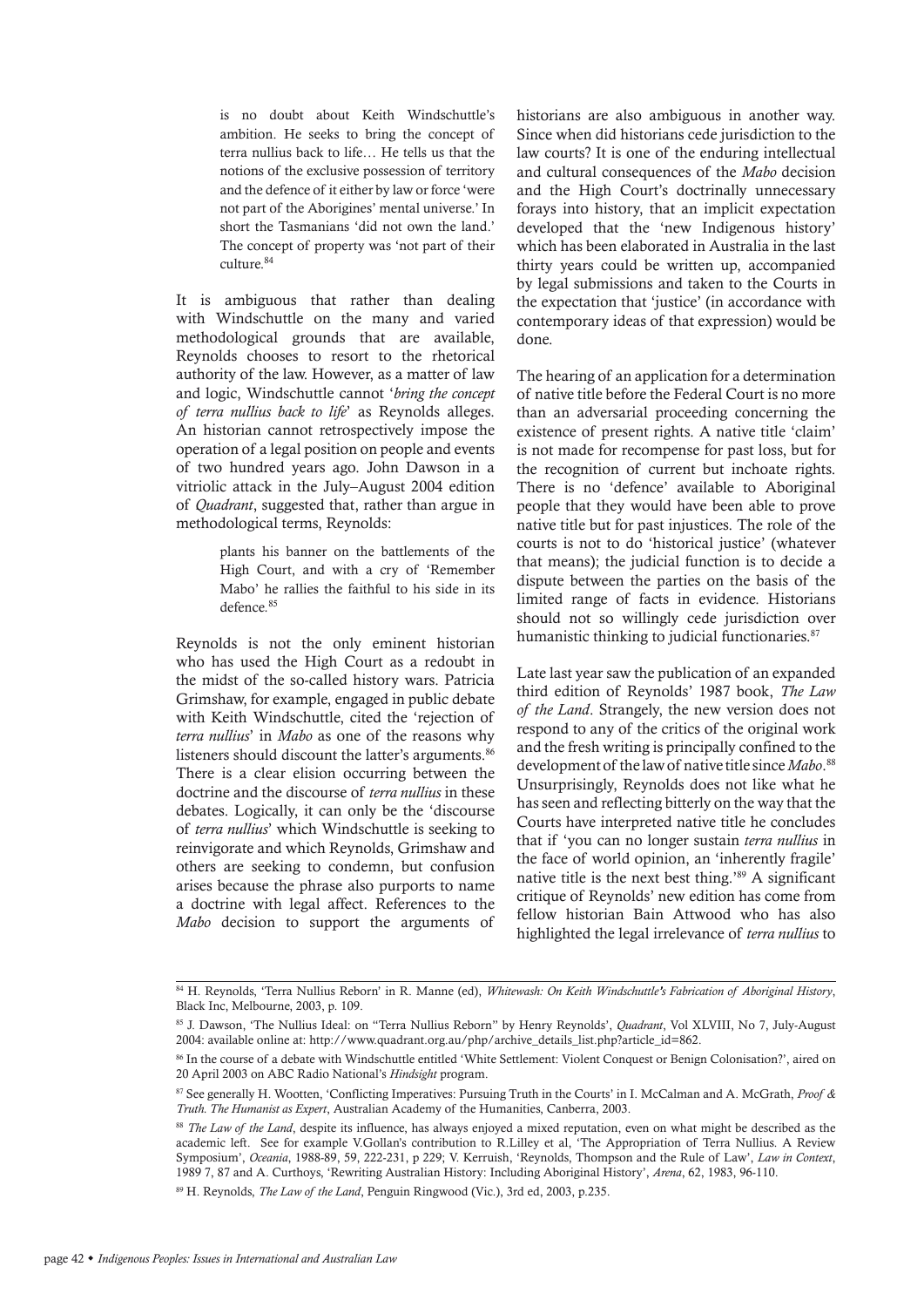> is no doubt about Keith Windschuttle's ambition. He seeks to bring the concept of terra nullius back to life… He tells us that the notions of the exclusive possession of territory and the defence of it either by law or force 'were not part of the Aborigines' mental universe.' In short the Tasmanians 'did not own the land.' The concept of property was 'not part of their culture.[84]

It is ambiguous that rather than dealing with Windschuttle on the many and varied methodological grounds that are available, Reynolds chooses to resort to the rhetorical authority of the law. However, as a matter of law and logic, Windschuttle cannot '*bring the concept of terra nullius back to life*' as Reynolds alleges. An historian cannot retrospectively impose the operation of a legal position on people and events of two hundred years ago. John Dawson in a vitriolic attack in the July–August 2004 edition of *Quadrant*, suggested that, rather than argue in methodological terms, Reynolds:

> plants his banner on the battlements of the High Court, and with a cry of 'Remember Mabo' he rallies the faithful to his side in its defence.[85]

Reynolds is not the only eminent historian who has used the High Court as a redoubt in the midst of the so-called history wars. Patricia Grimshaw, for example, engaged in public debate with Keith Windschuttle, cited the 'rejection of *terra nullius*' in *Mabo* as one of the reasons why listeners should discount the latter's arguments.[86] There is a clear elision occurring between the doctrine and the discourse of *terra nullius* in these debates. Logically, it can only be the 'discourse of *terra nullius*' which Windschuttle is seeking to reinvigorate and which Reynolds, Grimshaw and others are seeking to condemn, but confusion arises because the phrase also purports to name a doctrine with legal affect. References to the *Mabo* decision to support the arguments of historians are also ambiguous in another way. Since when did historians cede jurisdiction to the law courts? It is one of the enduring intellectual and cultural consequences of the *Mabo* decision and the High Court's doctrinally unnecessary forays into history, that an implicit expectation developed that the 'new Indigenous history' which has been elaborated in Australia in the last thirty years could be written up, accompanied by legal submissions and taken to the Courts in the expectation that 'justice' (in accordance with contemporary ideas of that expression) would be done.

The hearing of an application for a determination of native title before the Federal Court is no more than an adversarial proceeding concerning the existence of present rights. A native title 'claim' is not made for recompense for past loss, but for the recognition of current but inchoate rights. There is no 'defence' available to Aboriginal people that they would have been able to prove native title but for past injustices. The role of the courts is not to do 'historical justice' (whatever that means); the judicial function is to decide a dispute between the parties on the basis of the limited range of facts in evidence. Historians should not so willingly cede jurisdiction over humanistic thinking to judicial functionaries.[87]

Late last year saw the publication of an expanded third edition of Reynolds' 1987 book, *The Law of the Land*. Strangely, the new version does not respond to any of the critics of the original work and the fresh writing is principally confined to the development of the law of native title since *Mabo*.[88] Unsurprisingly, Reynolds does not like what he has seen and reflecting bitterly on the way that the Courts have interpreted native title he concludes that if 'you can no longer sustain *terra nullius* in the face of world opinion, an 'inherently fragile' native title is the next best thing.'[89] A significant critique of Reynolds' new edition has come from fellow historian Bain Attwood who has also highlighted the legal irrelevance of *terra nullius* to

---

[84] H. Reynolds, 'Terra Nullius Reborn' in R. Manne (ed), *Whitewash: On Keith Windschuttle's Fabrication of Aboriginal History*, Black Inc, Melbourne, 2003, p. 109.

[85] J. Dawson, 'The Nullius Ideal: on "Terra Nullius Reborn" by Henry Reynolds', *Quadrant*, Vol XLVIII, No 7, July-August 2004: available online at: http://www.quadrant.org.au/php/archive_details_list.php?article_id=862.

[86] In the course of a debate with Windschuttle entitled 'White Settlement: Violent Conquest or Benign Colonisation?', aired on 20 April 2003 on ABC Radio National's *Hindsight* program.

[87] See generally H. Wootten, 'Conflicting Imperatives: Pursuing Truth in the Courts' in I. McCalman and A. McGrath, *Proof & Truth. The Humanist as Expert*, Australian Academy of the Humanities, Canberra, 2003.

[88] *The Law of the Land*, despite its influence, has always enjoyed a mixed reputation, even on what might be described as the academic left. See for example V.Gollan's contribution to R.Lilley et al, 'The Appropriation of Terra Nullius. A Review Symposium', *Oceania*, 1988-89, 59, 222-231, p 229; V. Kerruish, 'Reynolds, Thompson and the Rule of Law', *Law in Context*, 1989 7, 87 and A. Curthoys, 'Rewriting Australian History: Including Aboriginal History', *Arena*, 62, 1983, 96-110.

[89] H. Reynolds, *The Law of the Land*, Penguin Ringwood (Vic.), 3rd ed, 2003, p.235.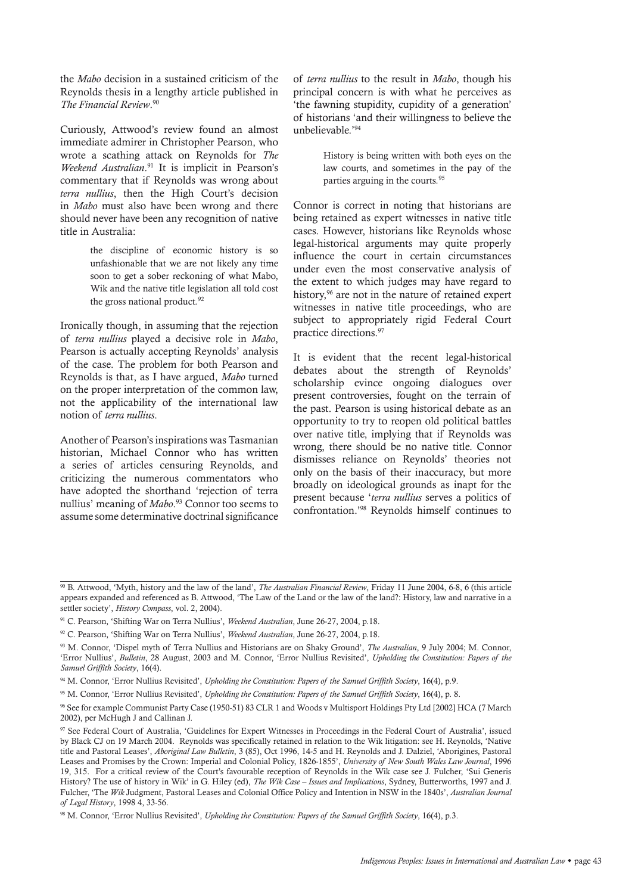the *Mabo* decision in a sustained criticism of the Reynolds thesis in a lengthy article published in *The Financial Review*.[90]

Curiously, Attwood's review found an almost immediate admirer in Christopher Pearson, who wrote a scathing attack on Reynolds for *The Weekend Australian*.[91] It is implicit in Pearson's commentary that if Reynolds was wrong about *terra nullius*, then the High Court's decision in *Mabo* must also have been wrong and there should never have been any recognition of native title in Australia:

> the discipline of economic history is so unfashionable that we are not likely any time soon to get a sober reckoning of what Mabo, Wik and the native title legislation all told cost the gross national product.[92]

Ironically though, in assuming that the rejection of *terra nullius* played a decisive role in *Mabo*, Pearson is actually accepting Reynolds' analysis of the case. The problem for both Pearson and Reynolds is that, as I have argued, *Mabo* turned on the proper interpretation of the common law, not the applicability of the international law notion of *terra nullius*.

Another of Pearson's inspirations was Tasmanian historian, Michael Connor who has written a series of articles censuring Reynolds, and criticizing the numerous commentators who have adopted the shorthand 'rejection of terra nullius' meaning of *Mabo*.[93] Connor too seems to assume some determinative doctrinal significance of *terra nullius* to the result in *Mabo*, though his principal concern is with what he perceives as 'the fawning stupidity, cupidity of a generation' of historians 'and their willingness to believe the unbelievable.'[94]

> History is being written with both eyes on the law courts, and sometimes in the pay of the parties arguing in the courts.[95]

Connor is correct in noting that historians are being retained as expert witnesses in native title cases. However, historians like Reynolds whose legal-historical arguments may quite properly influence the court in certain circumstances under even the most conservative analysis of the extent to which judges may have regard to history,[96] are not in the nature of retained expert witnesses in native title proceedings, who are subject to appropriately rigid Federal Court practice directions.[97]

It is evident that the recent legal-historical debates about the strength of Reynolds' scholarship evince ongoing dialogues over present controversies, fought on the terrain of the past. Pearson is using historical debate as an opportunity to try to reopen old political battles over native title, implying that if Reynolds was wrong, there should be no native title. Connor dismisses reliance on Reynolds' theories not only on the basis of their inaccuracy, but more broadly on ideological grounds as inapt for the present because '*terra nullius* serves a politics of confrontation.'[98] Reynolds himself continues to

---

[90] B. Attwood, 'Myth, history and the law of the land', *The Australian Financial Review*, Friday 11 June 2004, 6-8, 6 (this article appears expanded and referenced as B. Attwood, 'The Law of the Land or the law of the land?: History, law and narrative in a settler society', *History Compass*, vol. 2, 2004).

[91] C. Pearson, 'Shifting War on Terra Nullius', *Weekend Australian*, June 26-27, 2004, p.18.

[92] C. Pearson, 'Shifting War on Terra Nullius', *Weekend Australian*, June 26-27, 2004, p.18.

[93] M. Connor, 'Dispel myth of Terra Nullius and Historians are on Shaky Ground', *The Australian*, 9 July 2004; M. Connor, 'Error Nullius', *Bulletin*, 28 August, 2003 and M. Connor, 'Error Nullius Revisited', *Upholding the Constitution: Papers of the Samuel Griffith Society*, 16(4).

[94] M. Connor, 'Error Nullius Revisited', *Upholding the Constitution: Papers of the Samuel Griffith Society*, 16(4), p.9.

[95] M. Connor, 'Error Nullius Revisited', *Upholding the Constitution: Papers of the Samuel Griffith Society*, 16(4), p. 8.

[96] See for example Communist Party Case (1950-51) 83 CLR 1 and Woods v Multisport Holdings Pty Ltd [2002] HCA (7 March 2002), per McHugh J and Callinan J.

[97] See Federal Court of Australia, 'Guidelines for Expert Witnesses in Proceedings in the Federal Court of Australia', issued by Black CJ on 19 March 2004. Reynolds was specifically retained in relation to the Wik litigation: see H. Reynolds, 'Native title and Pastoral Leases', *Aboriginal Law Bulletin*, 3 (85), Oct 1996, 14-5 and H. Reynolds and J. Dalziel, 'Aborigines, Pastoral Leases and Promises by the Crown: Imperial and Colonial Policy, 1826-1855', *University of New South Wales Law Journal*, 1996 19, 315. For a critical review of the Court's favourable reception of Reynolds in the Wik case see J. Fulcher, 'Sui Generis History? The use of history in Wik' in G. Hiley (ed), *The Wik Case – Issues and Implications*, Sydney, Butterworths, 1997 and J. Fulcher, 'The *Wik* Judgment, Pastoral Leases and Colonial Office Policy and Intention in NSW in the 1840s', *Australian Journal of Legal History*, 1998 4, 33-56.

[98] M. Connor, 'Error Nullius Revisited', *Upholding the Constitution: Papers of the Samuel Griffith Society*, 16(4), p.3.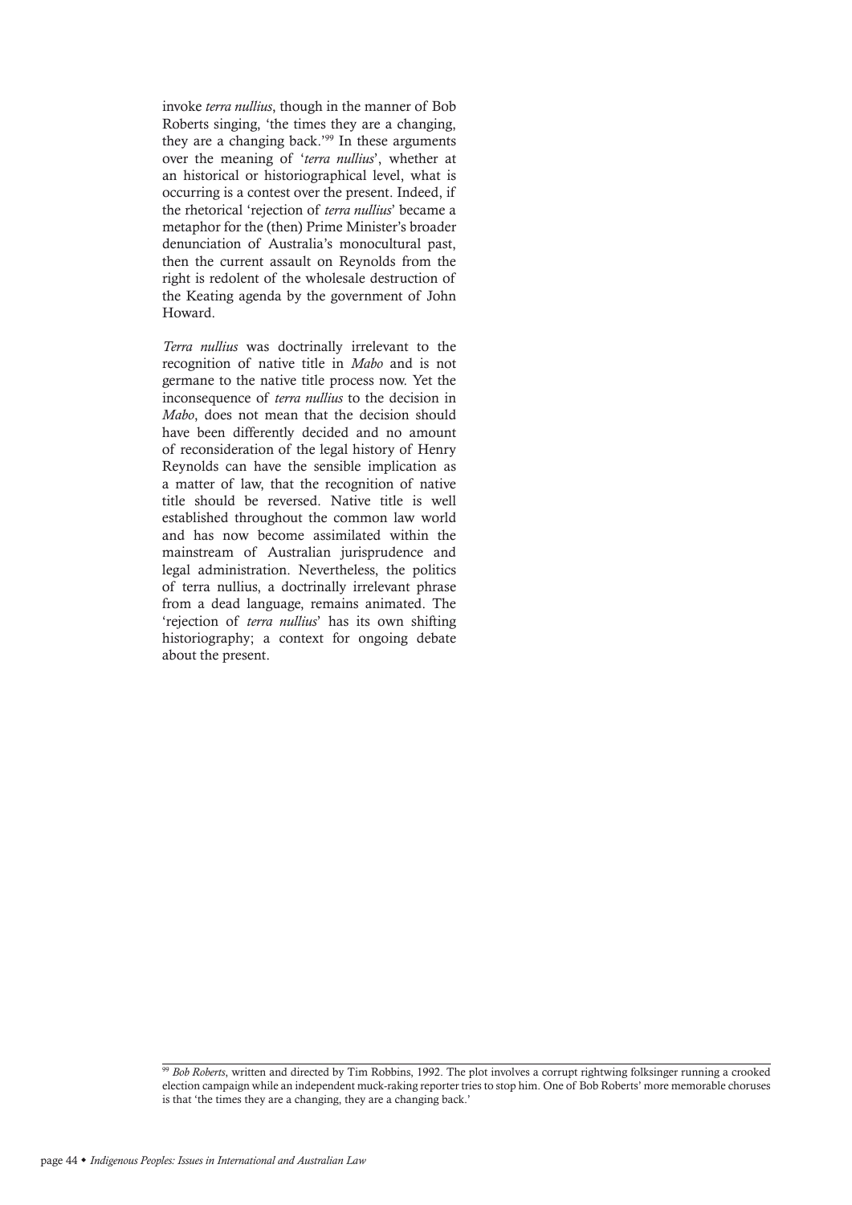invoke *terra nullius*, though in the manner of Bob Roberts singing, 'the times they are a changing, they are a changing back.'[99] In these arguments over the meaning of '*terra nullius*', whether at an historical or historiographical level, what is occurring is a contest over the present. Indeed, if the rhetorical 'rejection of *terra nullius*' became a metaphor for the (then) Prime Minister's broader denunciation of Australia's monocultural past, then the current assault on Reynolds from the right is redolent of the wholesale destruction of the Keating agenda by the government of John Howard.

*Terra nullius* was doctrinally irrelevant to the recognition of native title in *Mabo* and is not germane to the native title process now. Yet the inconsequence of *terra nullius* to the decision in *Mabo*, does not mean that the decision should have been differently decided and no amount of reconsideration of the legal history of Henry Reynolds can have the sensible implication as a matter of law, that the recognition of native title should be reversed. Native title is well established throughout the common law world and has now become assimilated within the mainstream of Australian jurisprudence and legal administration. Nevertheless, the politics of terra nullius, a doctrinally irrelevant phrase from a dead language, remains animated. The 'rejection of *terra nullius*' has its own shifting historiography; a context for ongoing debate about the present.

---

[99] *Bob Roberts*, written and directed by Tim Robbins, 1992. The plot involves a corrupt rightwing folksinger running a crooked election campaign while an independent muck-raking reporter tries to stop him. One of Bob Roberts' more memorable choruses is that 'the times they are a changing, they are a changing back.'